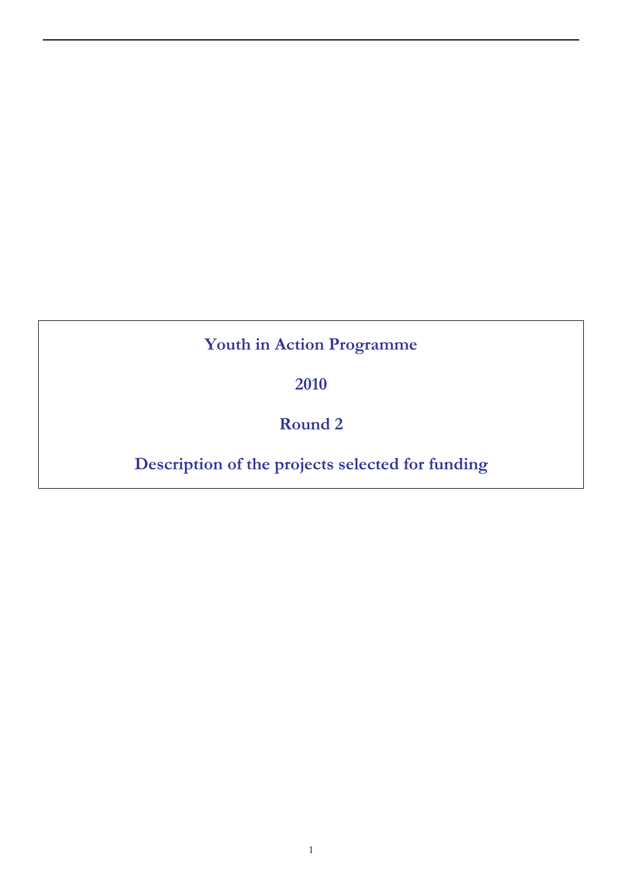# Youth in Action Programme

# 2010

# Round 2

# Description of the projects selected for funding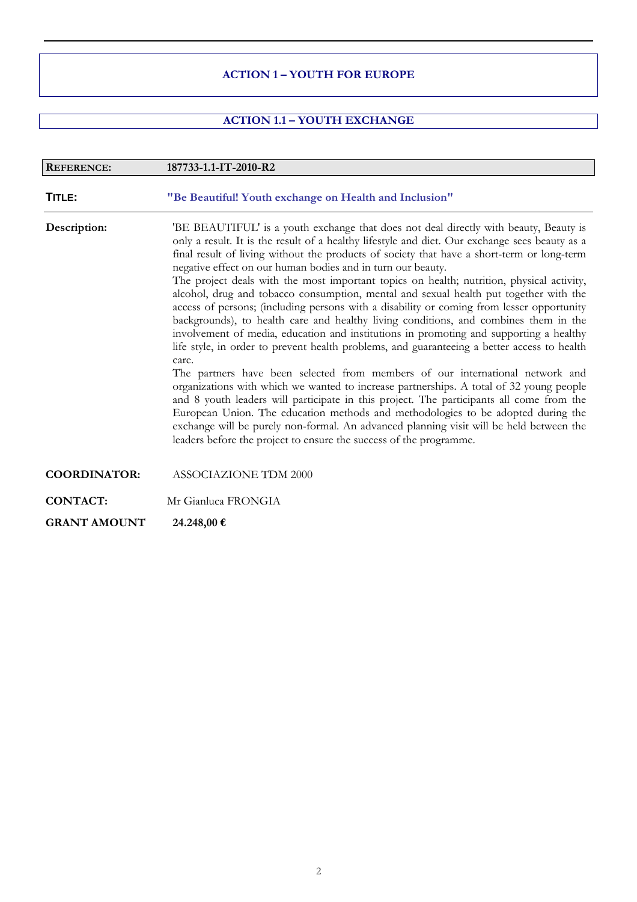# ACTION 1 – YOUTH FOR EUROPE

## ACTION 1.1 – YOUTH EXCHANGE

**REFERENCE:** **187733-1.1-IT-2010-R2**

**TITLE:** **"Be Beautiful! Youth exchange on Health and Inclusion"**

**Description:** 'BE BEAUTIFUL' is a youth exchange that does not deal directly with beauty, Beauty is only a result. It is the result of a healthy lifestyle and diet. Our exchange sees beauty as a final result of living without the products of society that have a short-term or long-term negative effect on our human bodies and in turn our beauty.

The project deals with the most important topics on health; nutrition, physical activity, alcohol, drug and tobacco consumption, mental and sexual health put together with the access of persons; (including persons with a disability or coming from lesser opportunity backgrounds), to health care and healthy living conditions, and combines them in the involvement of media, education and institutions in promoting and supporting a healthy life style, in order to prevent health problems, and guaranteeing a better access to health care.

The partners have been selected from members of our international network and organizations with which we wanted to increase partnerships. A total of 32 young people and 8 youth leaders will participate in this project. The participants all come from the European Union. The education methods and methodologies to be adopted during the exchange will be purely non-formal. An advanced planning visit will be held between the leaders before the project to ensure the success of the programme.

**COORDINATOR:** ASSOCIAZIONE TDM 2000

**CONTACT:** Mr Gianluca FRONGIA

**GRANT AMOUNT** **24.248,00 €**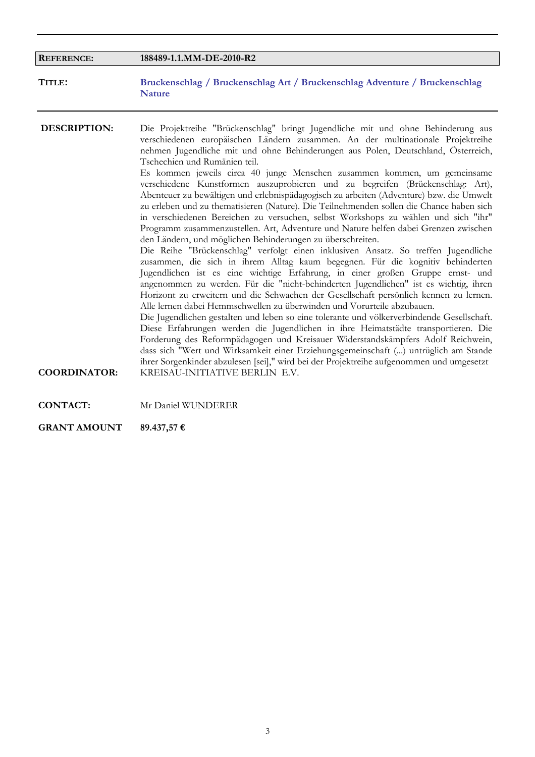| **REFERENCE:** | **188489-1.1.MM-DE-2010-R2** |
|---|---|

**TITLE:** **Bruckenschlag / Bruckenschlag Art / Bruckenschlag Adventure / Bruckenschlag Nature**

---

**DESCRIPTION:**

Die Projektreihe "Brückenschlag" bringt Jugendliche mit und ohne Behinderung aus verschiedenen europäischen Ländern zusammen. An der multinationale Projektreihe nehmen Jugendliche mit und ohne Behinderungen aus Polen, Deutschland, Österreich, Tschechien und Rumänien teil.
Es kommen jeweils circa 40 junge Menschen zusammen kommen, um gemeinsame verschiedene Kunstformen auszuprobieren und zu begreifen (Brückenschlag: Art), Abenteuer zu bewältigen und erlebnispädagogisch zu arbeiten (Adventure) bzw. die Umwelt zu erleben und zu thematisieren (Nature). Die Teilnehmenden sollen die Chance haben sich in verschiedenen Bereichen zu versuchen, selbst Workshops zu wählen und sich "ihr" Programm zusammenzustellen. Art, Adventure und Nature helfen dabei Grenzen zwischen den Ländern, und möglichen Behinderungen zu überschreiten.
Die Reihe "Brückenschlag" verfolgt einen inklusiven Ansatz. So treffen Jugendliche zusammen, die sich in ihrem Alltag kaum begegnen. Für die kognitiv behinderten Jugendlichen ist es eine wichtige Erfahrung, in einer großen Gruppe ernst- und angenommen zu werden. Für die "nicht-behinderten Jugendlichen" ist es wichtig, ihren Horizont zu erweitern und die Schwachen der Gesellschaft persönlich kennen zu lernen. Alle lernen dabei Hemmschwellen zu überwinden und Vorurteile abzubauen.
Die Jugendlichen gestalten und leben so eine tolerante und völkerverbindende Gesellschaft. Diese Erfahrungen werden die Jugendlichen in ihre Heimatstädte transportieren. Die Forderung des Reformpädagogen und Kreisauer Widerstandskämpfers Adolf Reichwein, dass sich "Wert und Wirksamkeit einer Erziehungsgemeinschaft (...) untrüglich am Stande ihrer Sorgenkinder abzulesen [sei]," wird bei der Projektreihe aufgenommen und umgesetzt

**COORDINATOR:** KREISAU-INITIATIVE BERLIN E.V.

**CONTACT:** Mr Daniel WUNDERER

**GRANT AMOUNT** **89.437,57 €**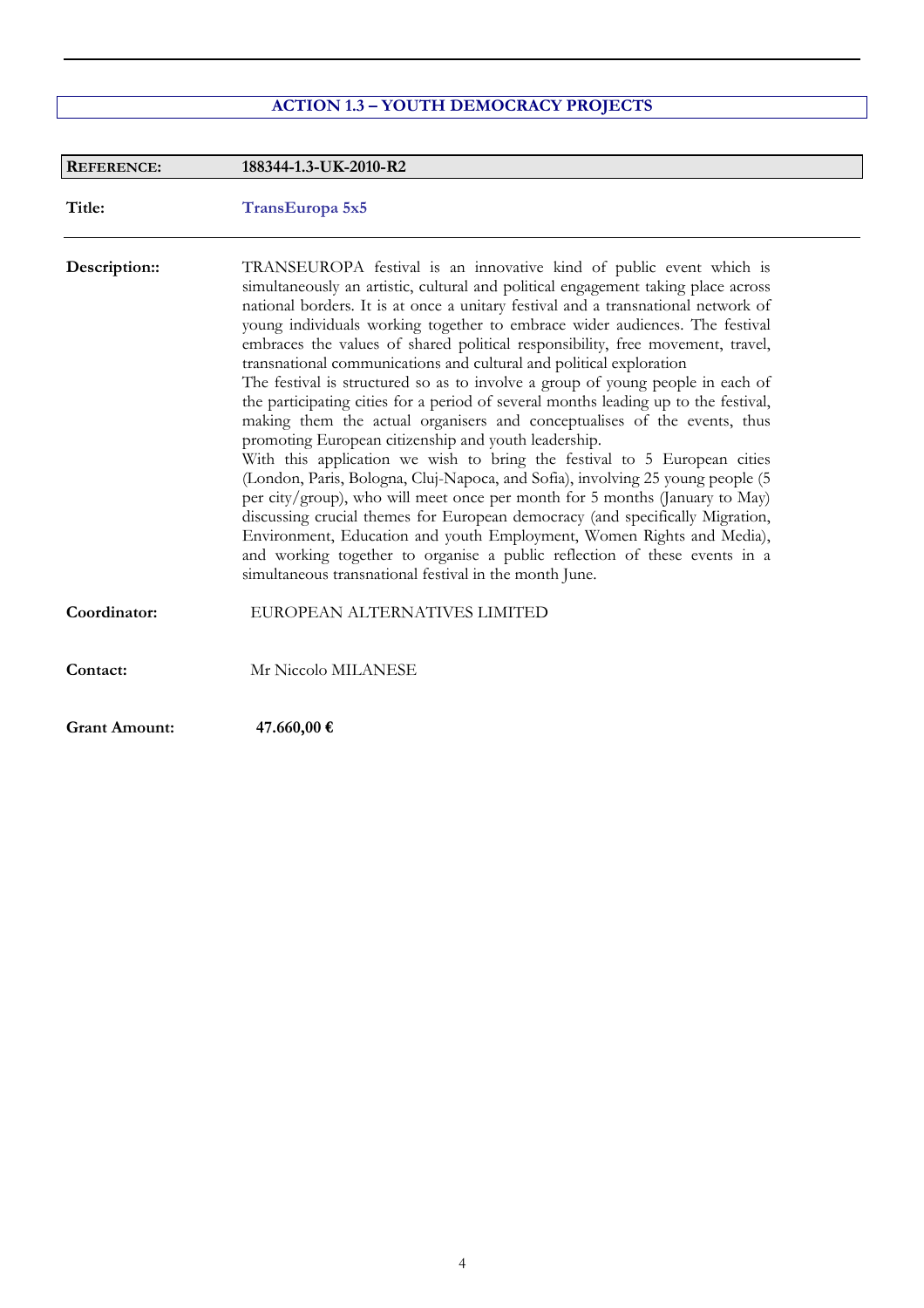## ACTION 1.3 – YOUTH DEMOCRACY PROJECTS

| **REFERENCE:** | **188344-1.3-UK-2010-R2** |
|---|---|
| **Title:** | **TransEuropa 5x5** |
| **Description::** | TRANSEUROPA festival is an innovative kind of public event which is simultaneously an artistic, cultural and political engagement taking place across national borders. It is at once a unitary festival and a transnational network of young individuals working together to embrace wider audiences. The festival embraces the values of shared political responsibility, free movement, travel, transnational communications and cultural and political exploration<br>The festival is structured so as to involve a group of young people in each of the participating cities for a period of several months leading up to the festival, making them the actual organisers and conceptualises of the events, thus promoting European citizenship and youth leadership.<br>With this application we wish to bring the festival to 5 European cities (London, Paris, Bologna, Cluj-Napoca, and Sofia), involving 25 young people (5 per city/group), who will meet once per month for 5 months (January to May) discussing crucial themes for European democracy (and specifically Migration, Environment, Education and youth Employment, Women Rights and Media), and working together to organise a public reflection of these events in a simultaneous transnational festival in the month June. |
| **Coordinator:** | EUROPEAN ALTERNATIVES LIMITED |
| **Contact:** | Mr Niccolo MILANESE |
| **Grant Amount:** | **47.660,00 €** |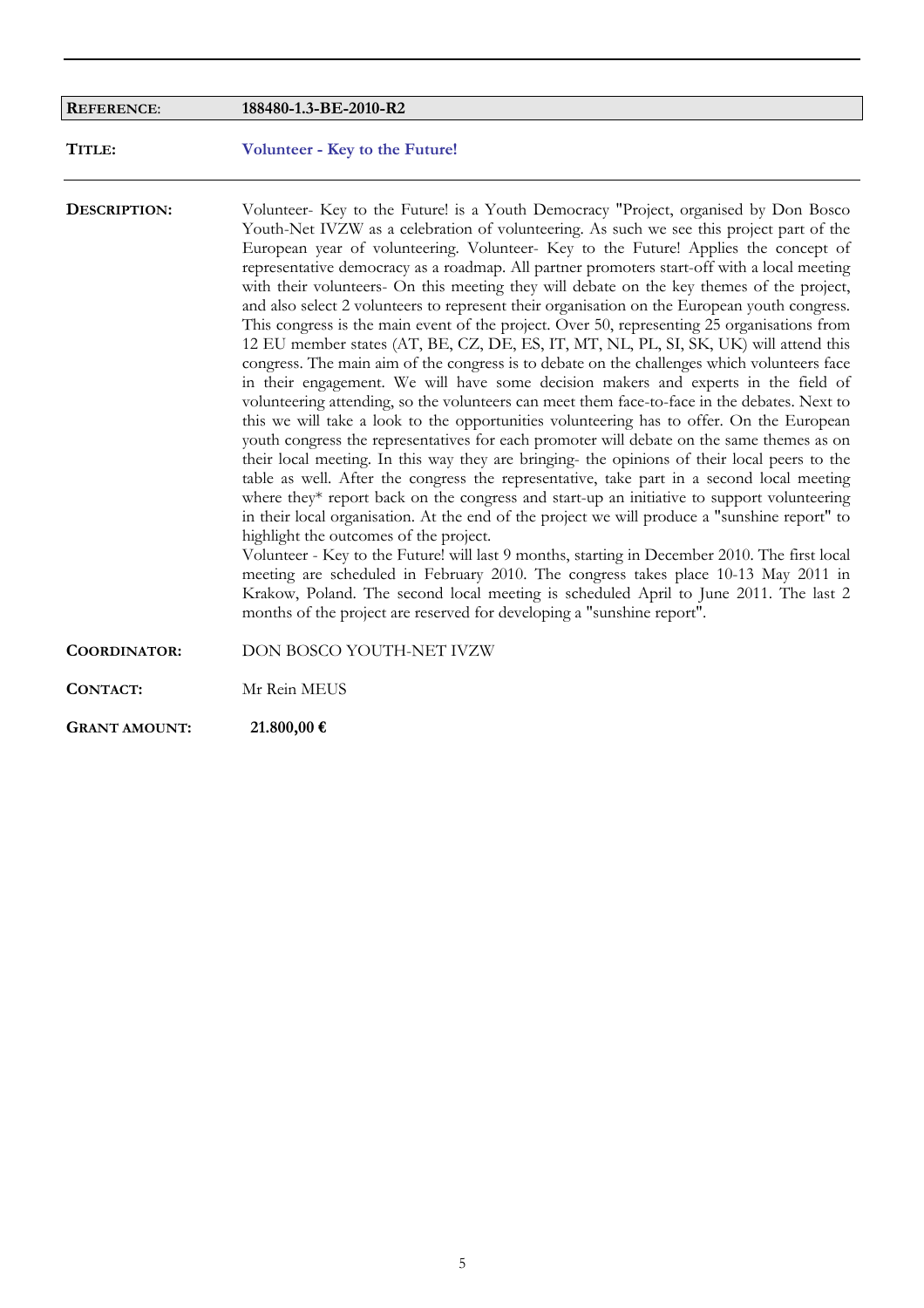| **REFERENCE**: | **188480-1.3-BE-2010-R2** |
|---|---|
| **TITLE:** | **Volunteer - Key to the Future!** |
| **DESCRIPTION:** | Volunteer- Key to the Future! is a Youth Democracy "Project, organised by Don Bosco Youth-Net IVZW as a celebration of volunteering. As such we see this project part of the European year of volunteering. Volunteer- Key to the Future! Applies the concept of representative democracy as a roadmap. All partner promoters start-off with a local meeting with their volunteers- On this meeting they will debate on the key themes of the project, and also select 2 volunteers to represent their organisation on the European youth congress. This congress is the main event of the project. Over 50, representing 25 organisations from 12 EU member states (AT, BE, CZ, DE, ES, IT, MT, NL, PL, SI, SK, UK) will attend this congress. The main aim of the congress is to debate on the challenges which volunteers face in their engagement. We will have some decision makers and experts in the field of volunteering attending, so the volunteers can meet them face-to-face in the debates. Next to this we will take a look to the opportunities volunteering has to offer. On the European youth congress the representatives for each promoter will debate on the same themes as on their local meeting. In this way they are bringing- the opinions of their local peers to the table as well. After the congress the representative, take part in a second local meeting where they* report back on the congress and start-up an initiative to support volunteering in their local organisation. At the end of the project we will produce a "sunshine report" to highlight the outcomes of the project.<br>Volunteer - Key to the Future! will last 9 months, starting in December 2010. The first local meeting are scheduled in February 2010. The congress takes place 10-13 May 2011 in Krakow, Poland. The second local meeting is scheduled April to June 2011. The last 2 months of the project are reserved for developing a "sunshine report". |
| **COORDINATOR:** | DON BOSCO YOUTH-NET IVZW |
| **CONTACT:** | Mr Rein MEUS |
| **GRANT AMOUNT:** | **21.800,00 €** |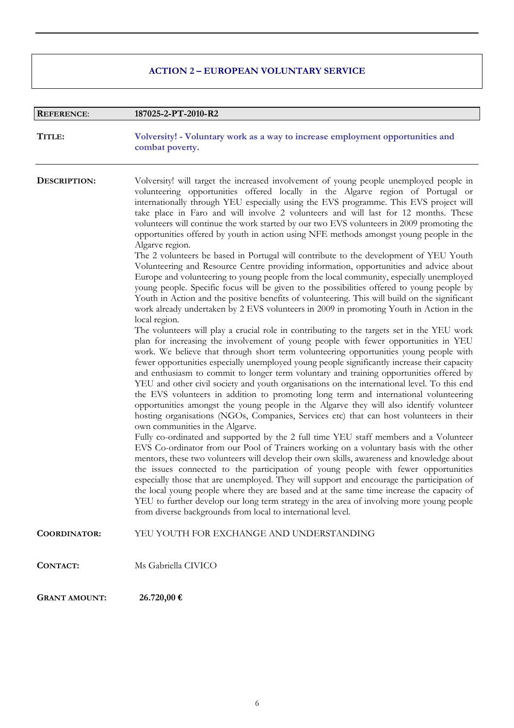## ACTION 2 – EUROPEAN VOLUNTARY SERVICE

| **REFERENCE**: | **187025-2-PT-2010-R2** |
|---|---|

**TITLE:** **Volversity! - Voluntary work as a way to increase employment opportunities and combat poverty.**

**DESCRIPTION:**

Volversity! will target the increased involvement of young people unemployed people in volunteering opportunities offered locally in the Algarve region of Portugal or internationally through YEU especially using the EVS programme. This EVS project will take place in Faro and will involve 2 volunteers and will last for 12 months. These volunteers will continue the work started by our two EVS volunteers in 2009 promoting the opportunities offered by youth in action using NFE methods amongst young people in the Algarve region.

The 2 volunteers be based in Portugal will contribute to the development of YEU Youth Volunteering and Resource Centre providing information, opportunities and advice about Europe and volunteering to young people from the local community, especially unemployed young people. Specific focus will be given to the possibilities offered to young people by Youth in Action and the positive benefits of volunteering. This will build on the significant work already undertaken by 2 EVS volunteers in 2009 in promoting Youth in Action in the local region.

The volunteers will play a crucial role in contributing to the targets set in the YEU work plan for increasing the involvement of young people with fewer opportunities in YEU work. We believe that through short term volunteering opportunities young people with fewer opportunities especially unemployed young people significantly increase their capacity and enthusiasm to commit to longer term voluntary and training opportunities offered by YEU and other civil society and youth organisations on the international level. To this end the EVS volunteers in addition to promoting long term and international volunteering opportunities amongst the young people in the Algarve they will also identify volunteer hosting organisations (NGOs, Companies, Services etc) that can host volunteers in their own communities in the Algarve.

Fully co-ordinated and supported by the 2 full time YEU staff members and a Volunteer EVS Co-ordinator from our Pool of Trainers working on a voluntary basis with the other mentors, these two volunteers will develop their own skills, awareness and knowledge about the issues connected to the participation of young people with fewer opportunities especially those that are unemployed. They will support and encourage the participation of the local young people where they are based and at the same time increase the capacity of YEU to further develop our long term strategy in the area of involving more young people from diverse backgrounds from local to international level.

**COORDINATOR:** YEU YOUTH FOR EXCHANGE AND UNDERSTANDING

**CONTACT:** Ms Gabriella CIVICO

**GRANT AMOUNT:** **26.720,00 €**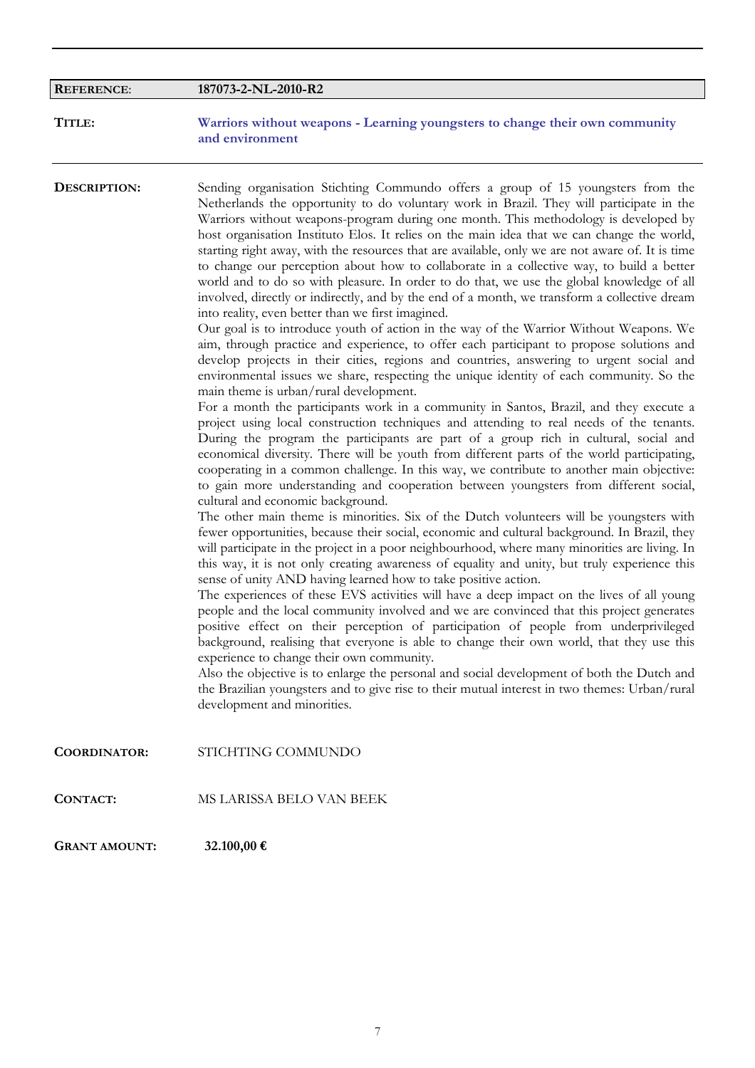| **REFERENCE**: | **187073-2-NL-2010-R2** |
|---|---|

**TITLE:** **Warriors without weapons - Learning youngsters to change their own community and environment**

**DESCRIPTION:**

Sending organisation Stichting Commundo offers a group of 15 youngsters from the Netherlands the opportunity to do voluntary work in Brazil. They will participate in the Warriors without weapons-program during one month. This methodology is developed by host organisation Instituto Elos. It relies on the main idea that we can change the world, starting right away, with the resources that are available, only we are not aware of. It is time to change our perception about how to collaborate in a collective way, to build a better world and to do so with pleasure. In order to do that, we use the global knowledge of all involved, directly or indirectly, and by the end of a month, we transform a collective dream into reality, even better than we first imagined.

Our goal is to introduce youth of action in the way of the Warrior Without Weapons. We aim, through practice and experience, to offer each participant to propose solutions and develop projects in their cities, regions and countries, answering to urgent social and environmental issues we share, respecting the unique identity of each community. So the main theme is urban/rural development.

For a month the participants work in a community in Santos, Brazil, and they execute a project using local construction techniques and attending to real needs of the tenants. During the program the participants are part of a group rich in cultural, social and economical diversity. There will be youth from different parts of the world participating, cooperating in a common challenge. In this way, we contribute to another main objective: to gain more understanding and cooperation between youngsters from different social, cultural and economic background.

The other main theme is minorities. Six of the Dutch volunteers will be youngsters with fewer opportunities, because their social, economic and cultural background. In Brazil, they will participate in the project in a poor neighbourhood, where many minorities are living. In this way, it is not only creating awareness of equality and unity, but truly experience this sense of unity AND having learned how to take positive action.

The experiences of these EVS activities will have a deep impact on the lives of all young people and the local community involved and we are convinced that this project generates positive effect on their perception of participation of people from underprivileged background, realising that everyone is able to change their own world, that they use this experience to change their own community.

Also the objective is to enlarge the personal and social development of both the Dutch and the Brazilian youngsters and to give rise to their mutual interest in two themes: Urban/rural development and minorities.

**COORDINATOR:** STICHTING COMMUNDO

**CONTACT:** MS LARISSA BELO VAN BEEK

**GRANT AMOUNT:** **32.100,00 €**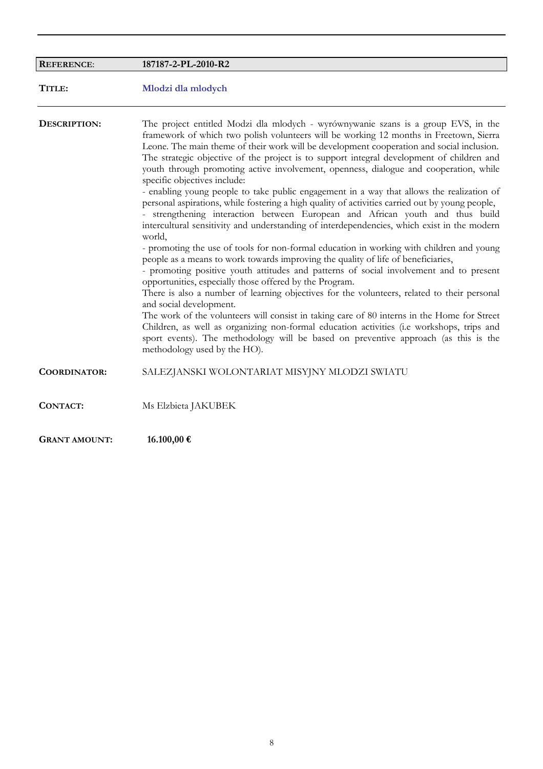| **REFERENCE**: | **187187-2-PL-2010-R2** |
|---|---|
| **TITLE:** | **Mlodzi dla mlodych** |

**DESCRIPTION:**

The project entitled Modzi dla mlodych - wyrównywanie szans is a group EVS, in the framework of which two polish volunteers will be working 12 months in Freetown, Sierra Leone. The main theme of their work will be development cooperation and social inclusion. The strategic objective of the project is to support integral development of children and youth through promoting active involvement, openness, dialogue and cooperation, while specific objectives include:

- enabling young people to take public engagement in a way that allows the realization of personal aspirations, while fostering a high quality of activities carried out by young people,
- strengthening interaction between European and African youth and thus build intercultural sensitivity and understanding of interdependencies, which exist in the modern world,
- promoting the use of tools for non-formal education in working with children and young people as a means to work towards improving the quality of life of beneficiaries,
- promoting positive youth attitudes and patterns of social involvement and to present opportunities, especially those offered by the Program.

There is also a number of learning objectives for the volunteers, related to their personal and social development.

The work of the volunteers will consist in taking care of 80 interns in the Home for Street Children, as well as organizing non-formal education activities (i.e workshops, trips and sport events). The methodology will be based on preventive approach (as this is the methodology used by the HO).

**COORDINATOR:** SALEZJANSKI WOLONTARIAT MISYJNY MLODZI SWIATU

**CONTACT:** Ms Elzbieta JAKUBEK

**GRANT AMOUNT:** **16.100,00 €**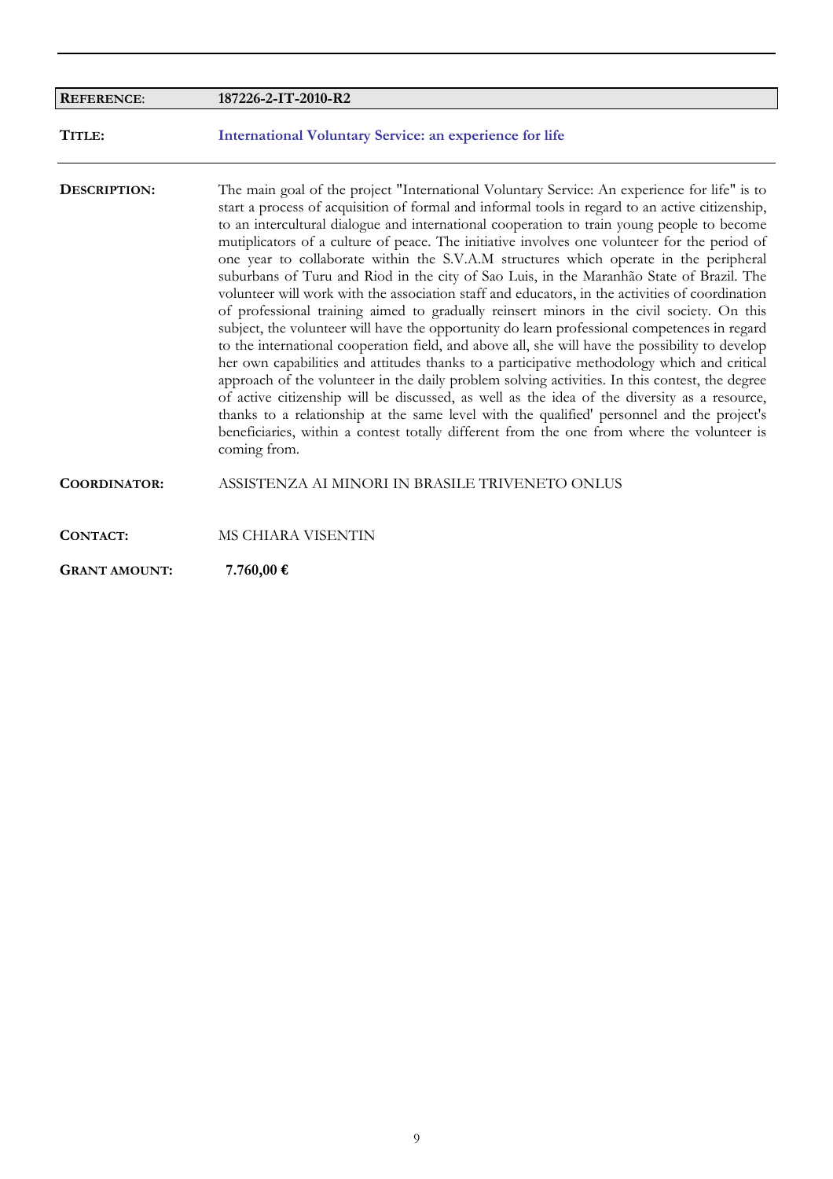| **REFERENCE**: | **187226-2-IT-2010-R2** |
|---|---|
| **TITLE:** | **International Voluntary Service: an experience for life** |
| **DESCRIPTION:** | The main goal of the project "International Voluntary Service: An experience for life" is to start a process of acquisition of formal and informal tools in regard to an active citizenship, to an intercultural dialogue and international cooperation to train young people to become mutiplicators of a culture of peace. The initiative involves one volunteer for the period of one year to collaborate within the S.V.A.M structures which operate in the peripheral suburbans of Turu and Riod in the city of Sao Luis, in the Maranhão State of Brazil. The volunteer will work with the association staff and educators, in the activities of coordination of professional training aimed to gradually reinsert minors in the civil society. On this subject, the volunteer will have the opportunity do learn professional competences in regard to the international cooperation field, and above all, she will have the possibility to develop her own capabilities and attitudes thanks to a participative methodology which and critical approach of the volunteer in the daily problem solving activities. In this contest, the degree of active citizenship will be discussed, as well as the idea of the diversity as a resource, thanks to a relationship at the same level with the qualified' personnel and the project's beneficiaries, within a contest totally different from the one from where the volunteer is coming from. |
| **COORDINATOR:** | ASSISTENZA AI MINORI IN BRASILE TRIVENETO ONLUS |
| **CONTACT:** | MS CHIARA VISENTIN |
| **GRANT AMOUNT:** | **7.760,00 €** |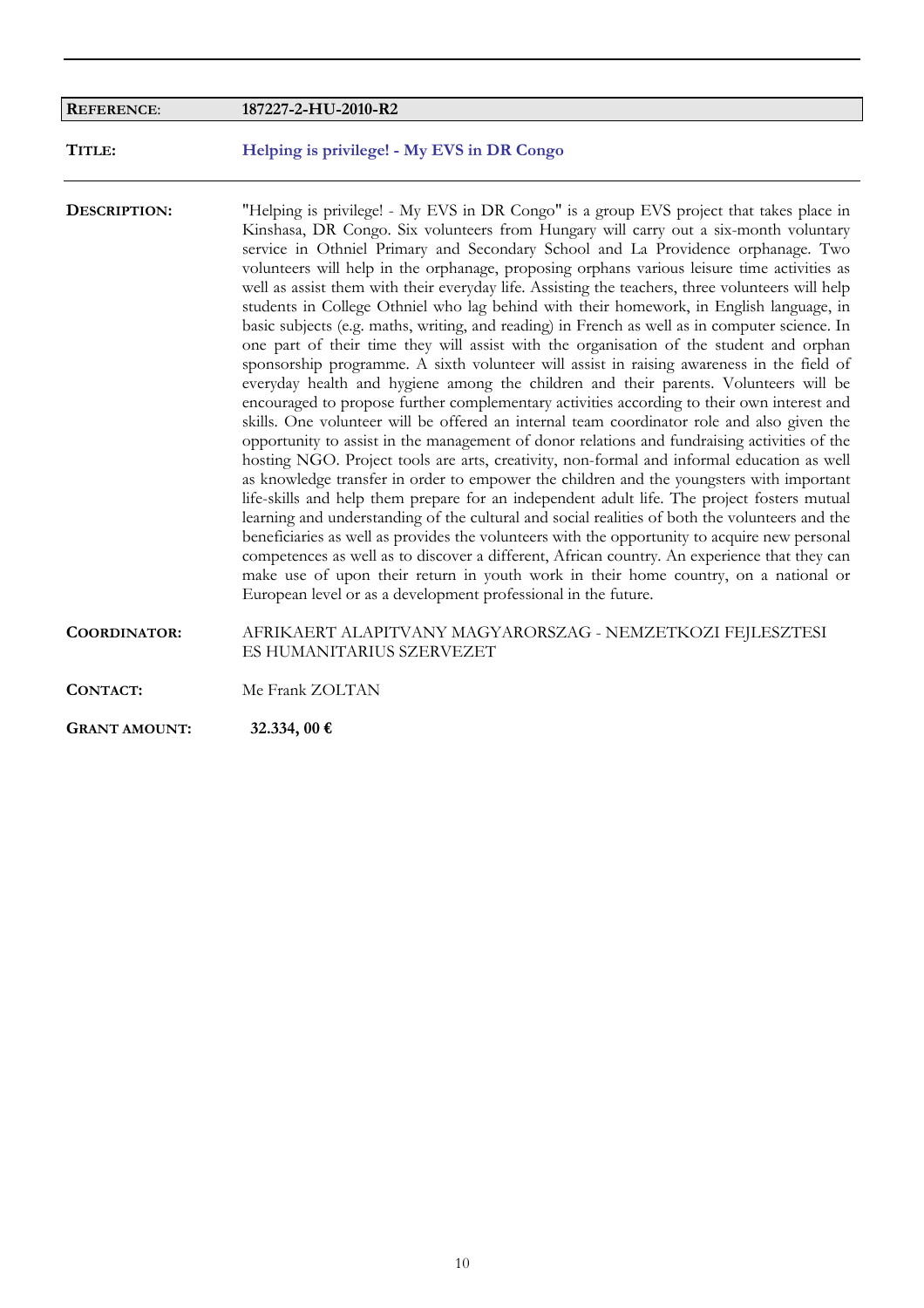| | |
|---|---|
| **REFERENCE**: | **187227-2-HU-2010-R2** |

**TITLE:** **Helping is privilege! - My EVS in DR Congo**

**DESCRIPTION:** "Helping is privilege! - My EVS in DR Congo" is a group EVS project that takes place in Kinshasa, DR Congo. Six volunteers from Hungary will carry out a six-month voluntary service in Othniel Primary and Secondary School and La Providence orphanage. Two volunteers will help in the orphanage, proposing orphans various leisure time activities as well as assist them with their everyday life. Assisting the teachers, three volunteers will help students in College Othniel who lag behind with their homework, in English language, in basic subjects (e.g. maths, writing, and reading) in French as well as in computer science. In one part of their time they will assist with the organisation of the student and orphan sponsorship programme. A sixth volunteer will assist in raising awareness in the field of everyday health and hygiene among the children and their parents. Volunteers will be encouraged to propose further complementary activities according to their own interest and skills. One volunteer will be offered an internal team coordinator role and also given the opportunity to assist in the management of donor relations and fundraising activities of the hosting NGO. Project tools are arts, creativity, non-formal and informal education as well as knowledge transfer in order to empower the children and the youngsters with important life-skills and help them prepare for an independent adult life. The project fosters mutual learning and understanding of the cultural and social realities of both the volunteers and the beneficiaries as well as provides the volunteers with the opportunity to acquire new personal competences as well as to discover a different, African country. An experience that they can make use of upon their return in youth work in their home country, on a national or European level or as a development professional in the future.

**COORDINATOR:** AFRIKAERT ALAPITVANY MAGYARORSZAG - NEMZETKOZI FEJLESZTESI ES HUMANITARIUS SZERVEZET

**CONTACT:** Me Frank ZOLTAN

**GRANT AMOUNT:** **32.334, 00 €**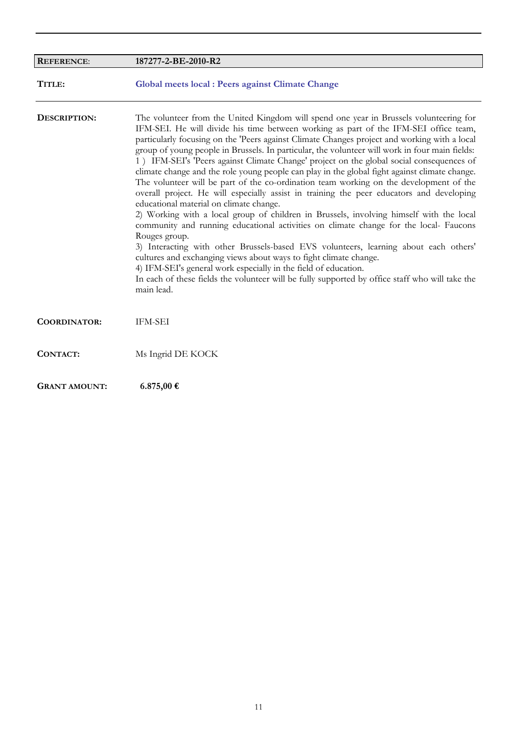| | |
|---|---|
| **REFERENCE**: | **187277-2-BE-2010-R2** |

**TITLE:** **Global meets local : Peers against Climate Change**

**DESCRIPTION:**

The volunteer from the United Kingdom will spend one year in Brussels volunteering for IFM-SEI. He will divide his time between working as part of the IFM-SEI office team, particularly focusing on the 'Peers against Climate Changes project and working with a local group of young people in Brussels. In particular, the volunteer will work in four main fields:
1 ) IFM-SEI's 'Peers against Climate Change' project on the global social consequences of climate change and the role young people can play in the global fight against climate change. The volunteer will be part of the co-ordination team working on the development of the overall project. He will especially assist in training the peer educators and developing educational material on climate change.
2) Working with a local group of children in Brussels, involving himself with the local community and running educational activities on climate change for the local- Faucons Rouges group.
3) Interacting with other Brussels-based EVS volunteers, learning about each others' cultures and exchanging views about ways to fight climate change.
4) IFM-SEI's general work especially in the field of education.
In each of these fields the volunteer will be fully supported by office staff who will take the main lead.

**COORDINATOR:** IFM-SEI

**CONTACT:** Ms Ingrid DE KOCK

**GRANT AMOUNT:** **6.875,00 €**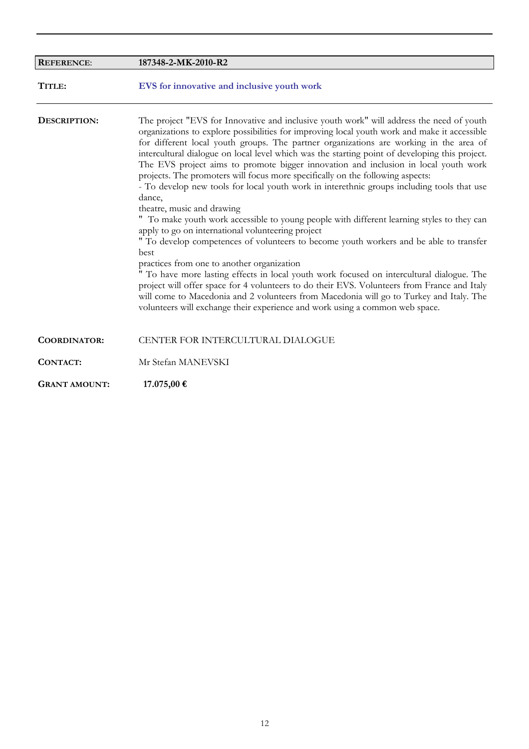| **REFERENCE**: | **187348-2-MK-2010-R2** |
|---|---|
| **TITLE:** | **EVS for innovative and inclusive youth work** |

**DESCRIPTION:**

The project "EVS for Innovative and inclusive youth work" will address the need of youth organizations to explore possibilities for improving local youth work and make it accessible for different local youth groups. The partner organizations are working in the area of intercultural dialogue on local level which was the starting point of developing this project. The EVS project aims to promote bigger innovation and inclusion in local youth work projects. The promoters will focus more specifically on the following aspects:

- To develop new tools for local youth work in interethnic groups including tools that use dance,
theatre, music and drawing

" To make youth work accessible to young people with different learning styles to they can apply to go on international volunteering project

" To develop competences of volunteers to become youth workers and be able to transfer best
practices from one to another organization

" To have more lasting effects in local youth work focused on intercultural dialogue. The project will offer space for 4 volunteers to do their EVS. Volunteers from France and Italy will come to Macedonia and 2 volunteers from Macedonia will go to Turkey and Italy. The volunteers will exchange their experience and work using a common web space.

**COORDINATOR:** CENTER FOR INTERCULTURAL DIALOGUE

**CONTACT:** Mr Stefan MANEVSKI

**GRANT AMOUNT:** **17.075,00 €**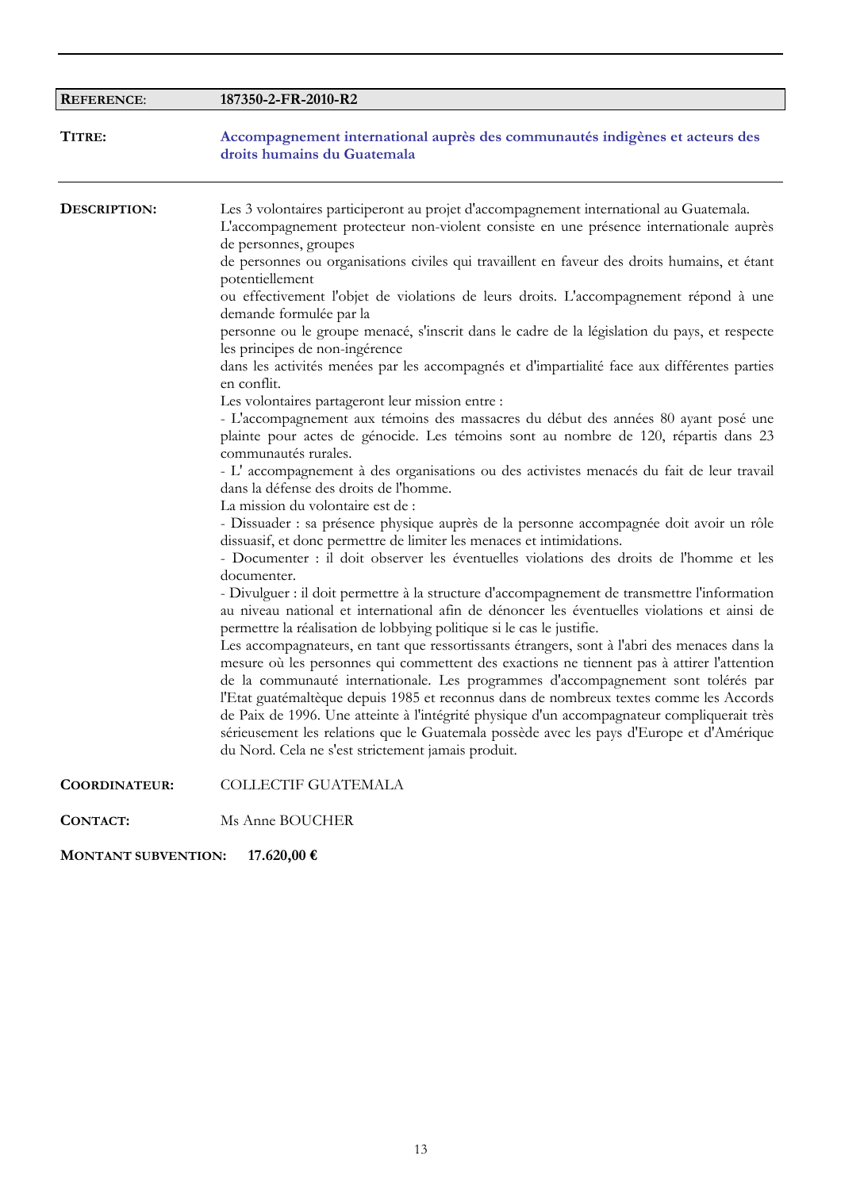**REFERENCE**: **187350-2-FR-2010-R2**

**TITRE:** **Accompagnement international auprès des communautés indigènes et acteurs des droits humains du Guatemala**

---

**DESCRIPTION:**

Les 3 volontaires participeront au projet d'accompagnement international au Guatemala.
L'accompagnement protecteur non-violent consiste en une présence internationale auprès de personnes, groupes
de personnes ou organisations civiles qui travaillent en faveur des droits humains, et étant potentiellement
ou effectivement l'objet de violations de leurs droits. L'accompagnement répond à une demande formulée par la
personne ou le groupe menacé, s'inscrit dans le cadre de la législation du pays, et respecte les principes de non-ingérence
dans les activités menées par les accompagnés et d'impartialité face aux différentes parties en conflit.
Les volontaires partageront leur mission entre :
- L'accompagnement aux témoins des massacres du début des années 80 ayant posé une plainte pour actes de génocide. Les témoins sont au nombre de 120, répartis dans 23 communautés rurales.
- L' accompagnement à des organisations ou des activistes menacés du fait de leur travail dans la défense des droits de l'homme.
La mission du volontaire est de :
- Dissuader : sa présence physique auprès de la personne accompagnée doit avoir un rôle dissuasif, et donc permettre de limiter les menaces et intimidations.
- Documenter : il doit observer les éventuelles violations des droits de l'homme et les documenter.
- Divulguer : il doit permettre à la structure d'accompagnement de transmettre l'information au niveau national et international afin de dénoncer les éventuelles violations et ainsi de permettre la réalisation de lobbying politique si le cas le justifie.
Les accompagnateurs, en tant que ressortissants étrangers, sont à l'abri des menaces dans la mesure où les personnes qui commettent des exactions ne tiennent pas à attirer l'attention de la communauté internationale. Les programmes d'accompagnement sont tolérés par l'Etat guatémaltèque depuis 1985 et reconnus dans de nombreux textes comme les Accords de Paix de 1996. Une atteinte à l'intégrité physique d'un accompagnateur compliquerait très sérieusement les relations que le Guatemala possède avec les pays d'Europe et d'Amérique du Nord. Cela ne s'est strictement jamais produit.

**COORDINATEUR:** COLLECTIF GUATEMALA

**CONTACT:** Ms Anne BOUCHER

**MONTANT SUBVENTION:** **17.620,00 €**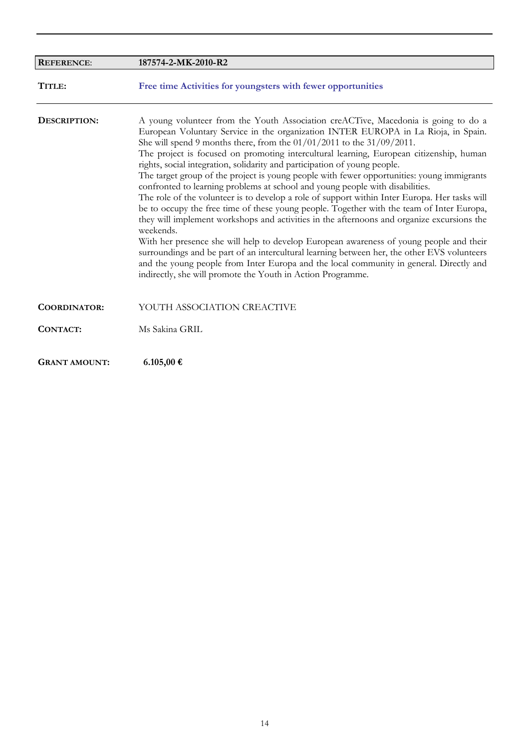| **REFERENCE**: | **187574-2-MK-2010-R2** |
| --- | --- |
| **TITLE:** | **Free time Activities for youngsters with fewer opportunities** |
| **DESCRIPTION:** | A young volunteer from the Youth Association creACTive, Macedonia is going to do a European Voluntary Service in the organization INTER EUROPA in La Rioja, in Spain. She will spend 9 months there, from the 01/01/2011 to the 31/09/2011. The project is focused on promoting intercultural learning, European citizenship, human rights, social integration, solidarity and participation of young people. The target group of the project is young people with fewer opportunities: young immigrants confronted to learning problems at school and young people with disabilities. The role of the volunteer is to develop a role of support within Inter Europa. Her tasks will be to occupy the free time of these young people. Together with the team of Inter Europa, they will implement workshops and activities in the afternoons and organize excursions the weekends. With her presence she will help to develop European awareness of young people and their surroundings and be part of an intercultural learning between her, the other EVS volunteers and the young people from Inter Europa and the local community in general. Directly and indirectly, she will promote the Youth in Action Programme. |
| **COORDINATOR:** | YOUTH ASSOCIATION CREACTIVE |
| **CONTACT:** | Ms Sakina GRIL |
| **GRANT AMOUNT:** | **6.105,00 €** |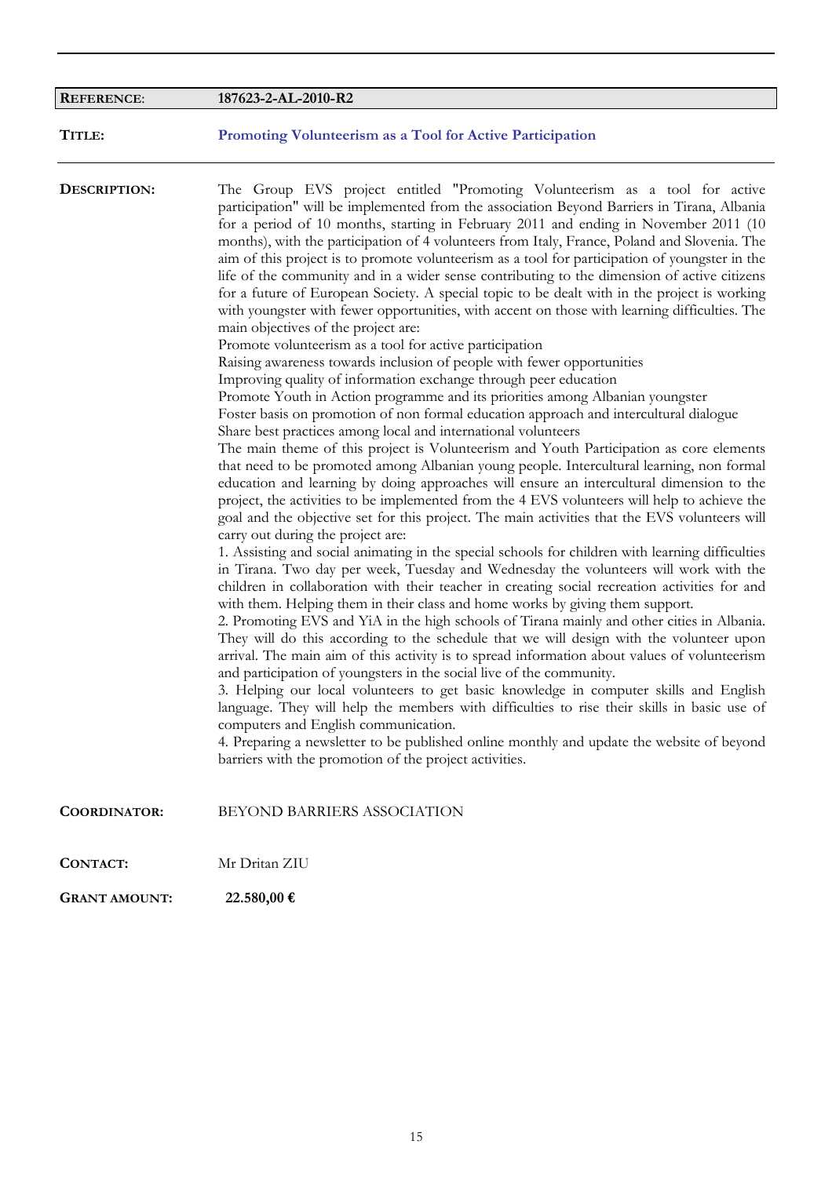**REFERENCE**: **187623-2-AL-2010-R2**

**TITLE:** **Promoting Volunteerism as a Tool for Active Participation**

**DESCRIPTION:**

The Group EVS project entitled "Promoting Volunteerism as a tool for active participation" will be implemented from the association Beyond Barriers in Tirana, Albania for a period of 10 months, starting in February 2011 and ending in November 2011 (10 months), with the participation of 4 volunteers from Italy, France, Poland and Slovenia. The aim of this project is to promote volunteerism as a tool for participation of youngster in the life of the community and in a wider sense contributing to the dimension of active citizens for a future of European Society. A special topic to be dealt with in the project is working with youngster with fewer opportunities, with accent on those with learning difficulties. The main objectives of the project are:

Promote volunteerism as a tool for active participation

Raising awareness towards inclusion of people with fewer opportunities

Improving quality of information exchange through peer education

Promote Youth in Action programme and its priorities among Albanian youngster

Foster basis on promotion of non formal education approach and intercultural dialogue

Share best practices among local and international volunteers

The main theme of this project is Volunteerism and Youth Participation as core elements that need to be promoted among Albanian young people. Intercultural learning, non formal education and learning by doing approaches will ensure an intercultural dimension to the project, the activities to be implemented from the 4 EVS volunteers will help to achieve the goal and the objective set for this project. The main activities that the EVS volunteers will carry out during the project are:

1. Assisting and social animating in the special schools for children with learning difficulties in Tirana. Two day per week, Tuesday and Wednesday the volunteers will work with the children in collaboration with their teacher in creating social recreation activities for and with them. Helping them in their class and home works by giving them support.
2. Promoting EVS and YiA in the high schools of Tirana mainly and other cities in Albania. They will do this according to the schedule that we will design with the volunteer upon arrival. The main aim of this activity is to spread information about values of volunteerism and participation of youngsters in the social live of the community.
3. Helping our local volunteers to get basic knowledge in computer skills and English language. They will help the members with difficulties to rise their skills in basic use of computers and English communication.
4. Preparing a newsletter to be published online monthly and update the website of beyond barriers with the promotion of the project activities.

**COORDINATOR:** BEYOND BARRIERS ASSOCIATION

**CONTACT:** Mr Dritan ZIU

**GRANT AMOUNT:** **22.580,00 €**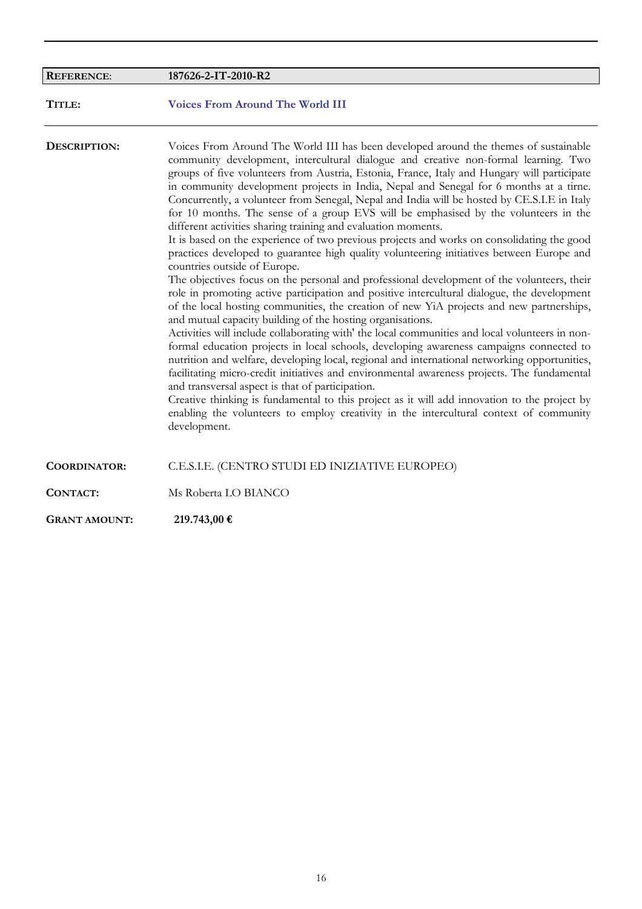| **REFERENCE**: | **187626-2-IT-2010-R2** |
|---|---|

**TITLE:** **Voices From Around The World III**

**DESCRIPTION:**

Voices From Around The World III has been developed around the themes of sustainable community development, intercultural dialogue and creative non-formal learning. Two groups of five volunteers from Austria, Estonia, France, Italy and Hungary will participate in community development projects in India, Nepal and Senegal for 6 months at a tirne. Concurrently, a volunteer from Senegal, Nepal and India will be hosted by CE.S.I.E in Italy for 10 months. The sense of a group EVS will be emphasised by the volunteers in the different activities sharing training and evaluation moments.

It is based on the experience of two previous projects and works on consolidating the good practices developed to guarantee high quality volunteering initiatives between Europe and countries outside of Europe.

The objectives focus on the personal and professional development of the volunteers, their role in promoting active participation and positive intercultural dialogue, the development of the local hosting communities, the creation of new YiA projects and new partnerships, and mutual capacity building of the hosting organisations.

Activities will include collaborating with' the local communities and local volunteers in non-formal education projects in local schools, developing awareness campaigns connected to nutrition and welfare, developing local, regional and international networking opportunities, facilitating micro-credit initiatives and environmental awareness projects. The fundamental and transversal aspect is that of participation.

Creative thinking is fundamental to this project as it will add innovation to the project by enabling the volunteers to employ creativity in the intercultural context of community development.

**COORDINATOR:** C.E.S.I.E. (CENTRO STUDI ED INIZIATIVE EUROPEO)

**CONTACT:** Ms Roberta LO BIANCO

**GRANT AMOUNT:** **219.743,00 €**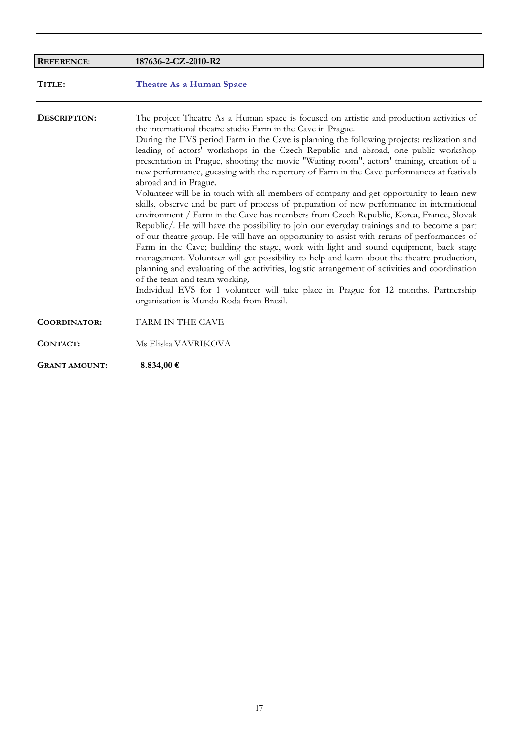| **REFERENCE**: | **187636-2-CZ-2010-R2** |
| --- | --- |
| **TITLE:** | **Theatre As a Human Space** |
| **DESCRIPTION:** | The project Theatre As a Human space is focused on artistic and production activities of the international theatre studio Farm in the Cave in Prague.<br>During the EVS period Farm in the Cave is planning the following projects: realization and leading of actors' workshops in the Czech Republic and abroad, one public workshop presentation in Prague, shooting the movie "Waiting room", actors' training, creation of a new performance, guessing with the repertory of Farm in the Cave performances at festivals abroad and in Prague.<br>Volunteer will be in touch with all members of company and get opportunity to learn new skills, observe and be part of process of preparation of new performance in international environment / Farm in the Cave has members from Czech Republic, Korea, France, Slovak Republic/. He will have the possibility to join our everyday trainings and to become a part of our theatre group. He will have an opportunity to assist with reruns of performances of Farm in the Cave; building the stage, work with light and sound equipment, back stage management. Volunteer will get possibility to help and learn about the theatre production, planning and evaluating of the activities, logistic arrangement of activities and coordination of the team and team-working.<br>Individual EVS for 1 volunteer will take place in Prague for 12 months. Partnership organisation is Mundo Roda from Brazil. |
| **COORDINATOR:** | FARM IN THE CAVE |
| **CONTACT:** | Ms Eliska VAVRIKOVA |
| **GRANT AMOUNT:** | **8.834,00 €** |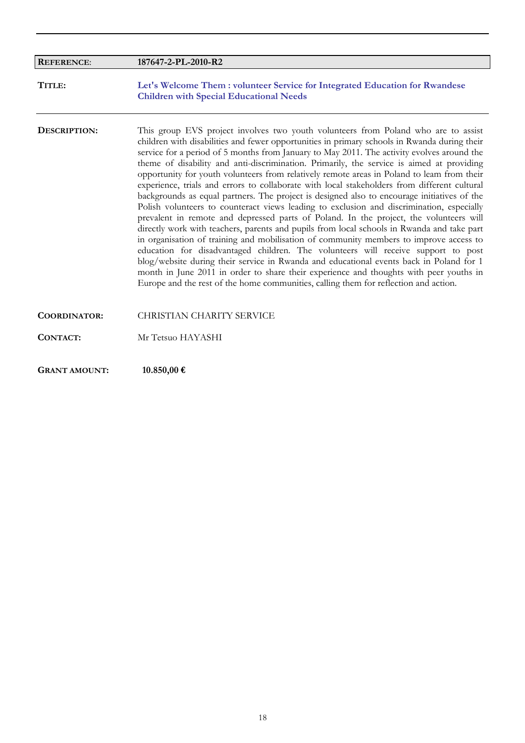| **REFERENCE**: | **187647-2-PL-2010-R2** |
|---|---|

**TITLE:** **Let's Welcome Them : volunteer Service for Integrated Education for Rwandese Children with Special Educational Needs**

**DESCRIPTION:** This group EVS project involves two youth volunteers from Poland who are to assist children with disabilities and fewer opportunities in primary schools in Rwanda during their service for a period of 5 months from January to May 2011. The activity evolves around the theme of disability and anti-discrimination. Primarily, the service is aimed at providing opportunity for youth volunteers from relatively remote areas in Poland to learn from their experience, trials and errors to collaborate with local stakeholders from different cultural backgrounds as equal partners. The project is designed also to encourage initiatives of the Polish volunteers to counteract views leading to exclusion and discrimination, especially prevalent in remote and depressed parts of Poland. In the project, the volunteers will directly work with teachers, parents and pupils from local schools in Rwanda and take part in organisation of training and mobilisation of community members to improve access to education for disadvantaged children. The volunteers will receive support to post blog/website during their service in Rwanda and educational events back in Poland for 1 month in June 2011 in order to share their experience and thoughts with peer youths in Europe and the rest of the home communities, calling them for reflection and action.

**COORDINATOR:** CHRISTIAN CHARITY SERVICE

**CONTACT:** Mr Tetsuo HAYASHI

**GRANT AMOUNT:** **10.850,00 €**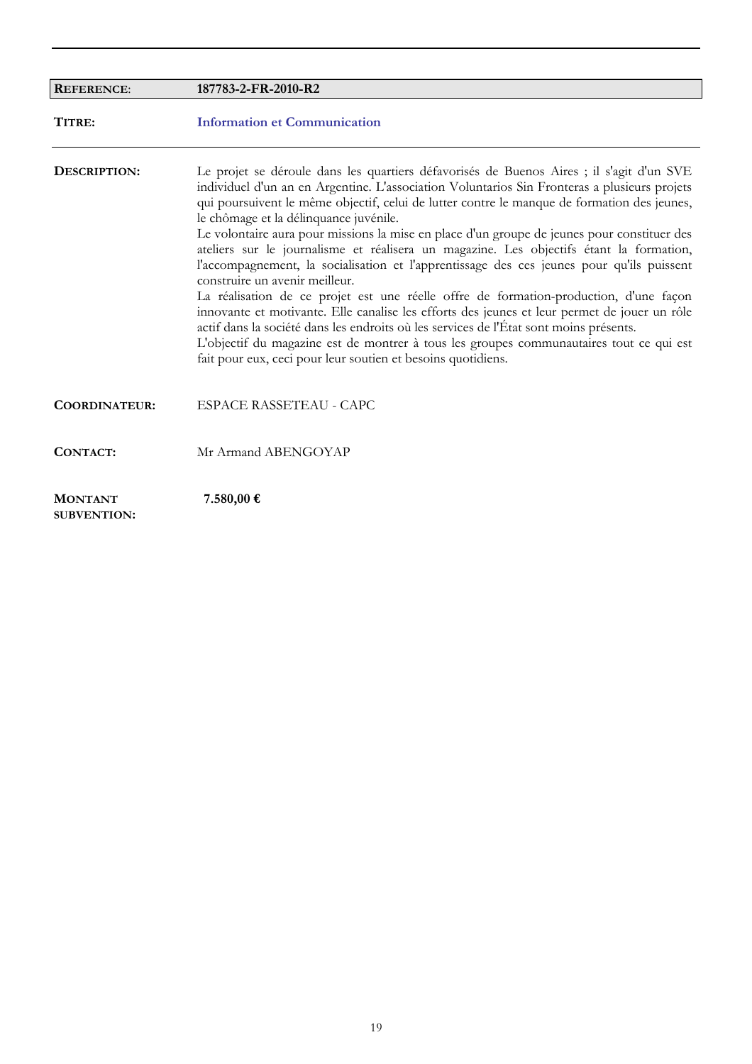| **REFERENCE**: | **187783-2-FR-2010-R2** |
|---|---|

| | |
|---|---|
| **TITRE:** | **Information et Communication** |
| **DESCRIPTION:** | Le projet se déroule dans les quartiers défavorisés de Buenos Aires ; il s'agit d'un SVE individuel d'un an en Argentine. L'association Voluntarios Sin Fronteras a plusieurs projets qui poursuivent le même objectif, celui de lutter contre le manque de formation des jeunes, le chômage et la délinquance juvénile.<br>Le volontaire aura pour missions la mise en place d'un groupe de jeunes pour constituer des ateliers sur le journalisme et réalisera un magazine. Les objectifs étant la formation, l'accompagnement, la socialisation et l'apprentissage des ces jeunes pour qu'ils puissent construire un avenir meilleur.<br>La réalisation de ce projet est une réelle offre de formation-production, d'une façon innovante et motivante. Elle canalise les efforts des jeunes et leur permet de jouer un rôle actif dans la société dans les endroits où les services de l'État sont moins présents.<br>L'objectif du magazine est de montrer à tous les groupes communautaires tout ce qui est fait pour eux, ceci pour leur soutien et besoins quotidiens. |
| **COORDINATEUR:** | ESPACE RASSETEAU - CAPC |
| **CONTACT:** | Mr Armand ABENGOYAP |
| **MONTANT SUBVENTION:** | **7.580,00 €** |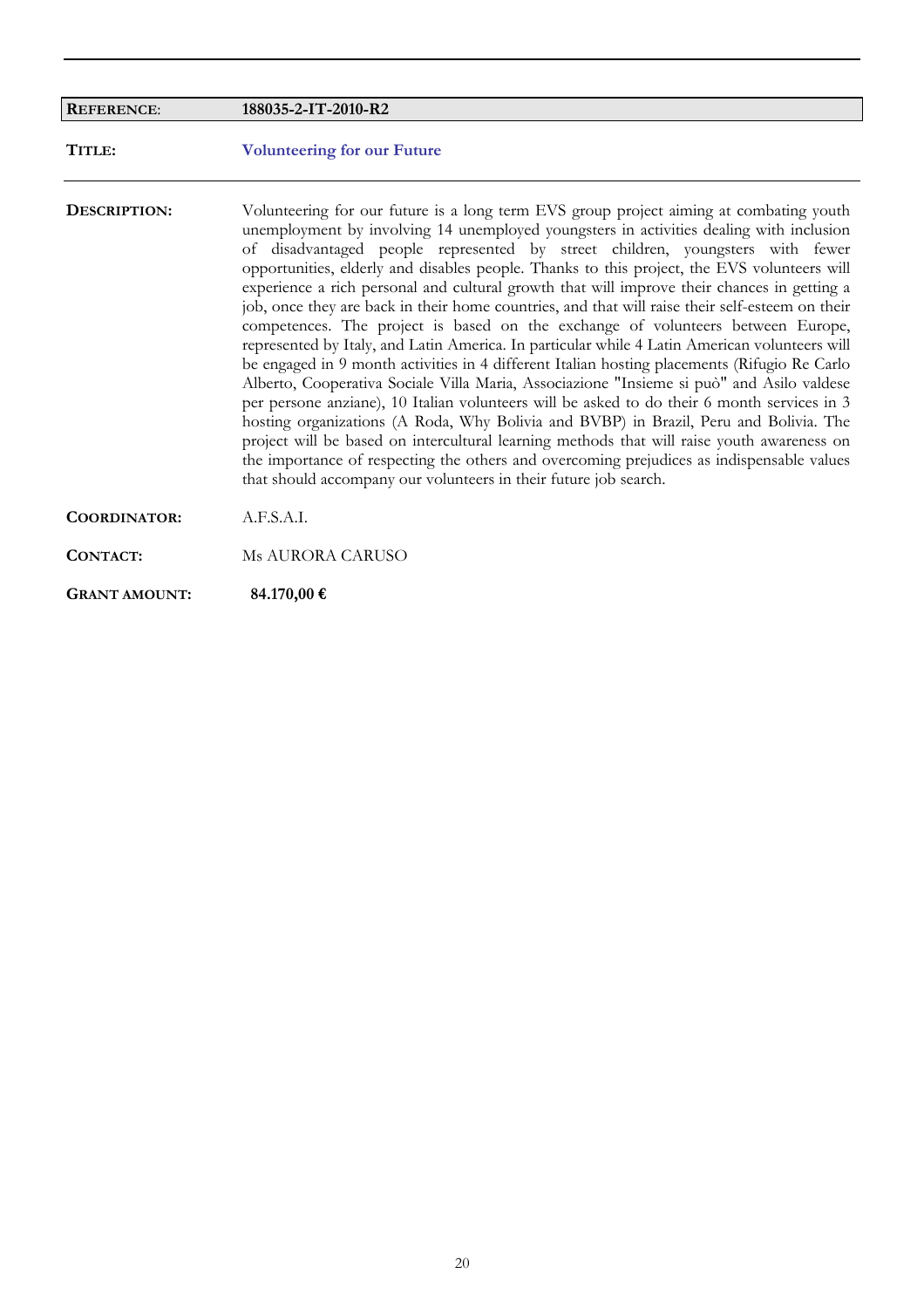| **REFERENCE**: | **188035-2-IT-2010-R2** |
| --- | --- |
| **TITLE:** | **Volunteering for our Future** |
| **DESCRIPTION:** | Volunteering for our future is a long term EVS group project aiming at combating youth unemployment by involving 14 unemployed youngsters in activities dealing with inclusion of disadvantaged people represented by street children, youngsters with fewer opportunities, elderly and disables people. Thanks to this project, the EVS volunteers will experience a rich personal and cultural growth that will improve their chances in getting a job, once they are back in their home countries, and that will raise their self-esteem on their competences. The project is based on the exchange of volunteers between Europe, represented by Italy, and Latin America. In particular while 4 Latin American volunteers will be engaged in 9 month activities in 4 different Italian hosting placements (Rifugio Re Carlo Alberto, Cooperativa Sociale Villa Maria, Associazione "Insieme si può" and Asilo valdese per persone anziane), 10 Italian volunteers will be asked to do their 6 month services in 3 hosting organizations (A Roda, Why Bolivia and BVBP) in Brazil, Peru and Bolivia. The project will be based on intercultural learning methods that will raise youth awareness on the importance of respecting the others and overcoming prejudices as indispensable values that should accompany our volunteers in their future job search. |
| **COORDINATOR:** | A.F.S.A.I. |
| **CONTACT:** | Ms AURORA CARUSO |
| **GRANT AMOUNT:** | **84.170,00 €** |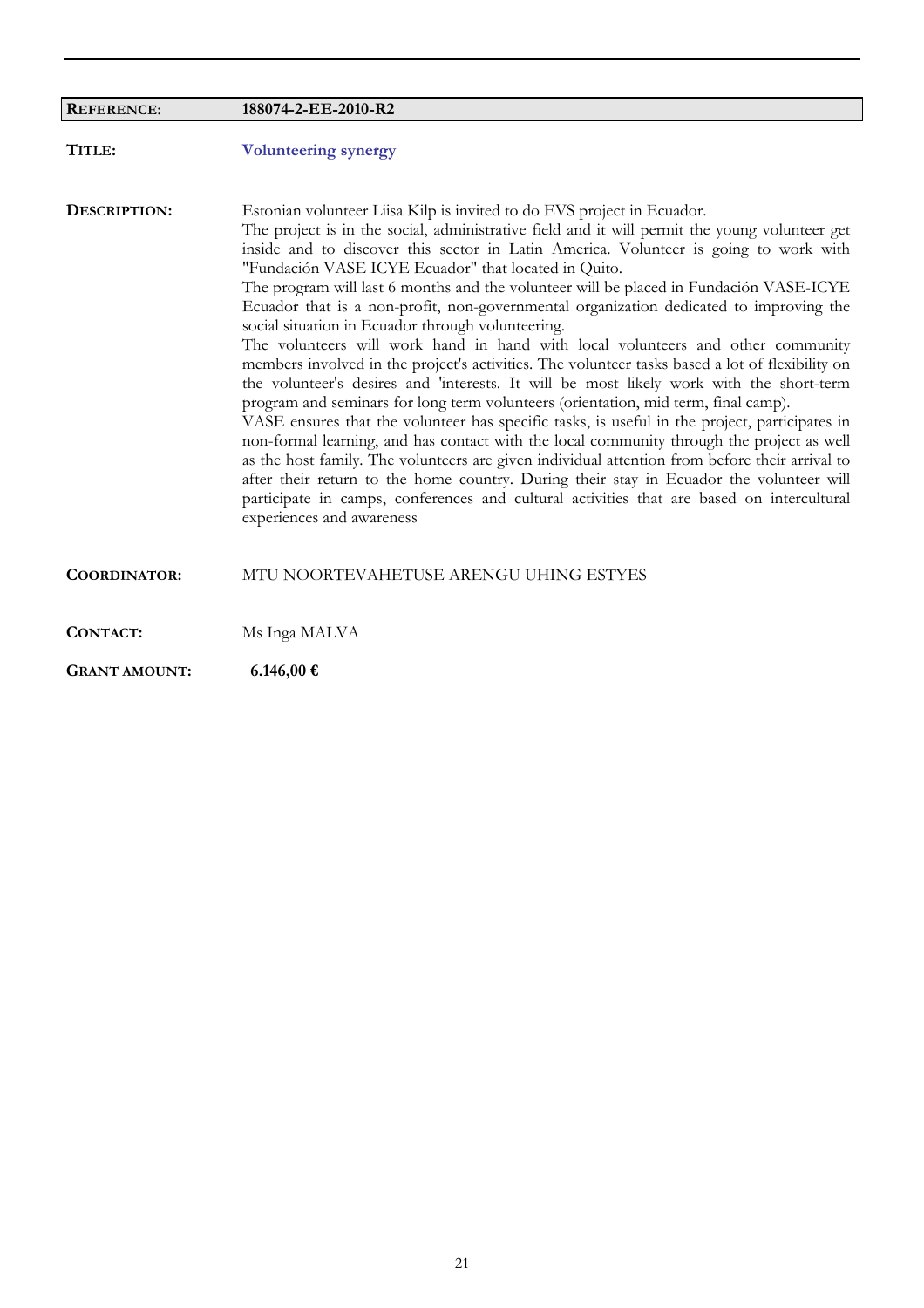| **REFERENCE**: | **188074-2-EE-2010-R2** |
|---|---|
| **TITLE:** | **Volunteering synergy** |
| **DESCRIPTION:** | Estonian volunteer Liisa Kilp is invited to do EVS project in Ecuador.<br>The project is in the social, administrative field and it will permit the young volunteer get inside and to discover this sector in Latin America. Volunteer is going to work with "Fundación VASE ICYE Ecuador" that located in Quito.<br>The program will last 6 months and the volunteer will be placed in Fundación VASE-ICYE Ecuador that is a non-profit, non-governmental organization dedicated to improving the social situation in Ecuador through volunteering.<br>The volunteers will work hand in hand with local volunteers and other community members involved in the project's activities. The volunteer tasks based a lot of flexibility on the volunteer's desires and 'interests. It will be most likely work with the short-term program and seminars for long term volunteers (orientation, mid term, final camp).<br>VASE ensures that the volunteer has specific tasks, is useful in the project, participates in non-formal learning, and has contact with the local community through the project as well as the host family. The volunteers are given individual attention from before their arrival to after their return to the home country. During their stay in Ecuador the volunteer will participate in camps, conferences and cultural activities that are based on intercultural experiences and awareness |
| **COORDINATOR:** | MTU NOORTEVAHETUSE ARENGU UHING ESTYES |
| **CONTACT:** | Ms Inga MALVA |
| **GRANT AMOUNT:** | **6.146,00 €** |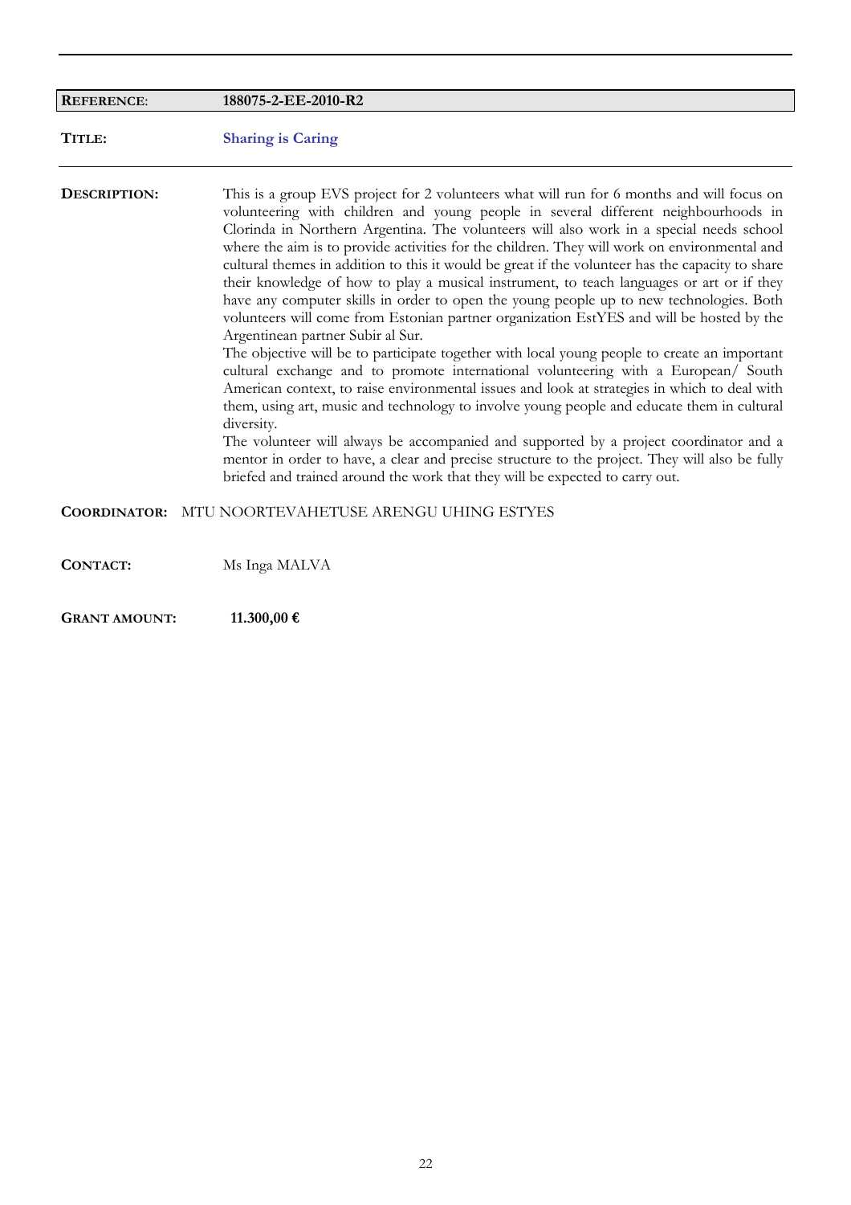**REFERENCE**: **188075-2-EE-2010-R2**

**TITLE:** **Sharing is Caring**

**DESCRIPTION:** This is a group EVS project for 2 volunteers what will run for 6 months and will focus on volunteering with children and young people in several different neighbourhoods in Clorinda in Northern Argentina. The volunteers will also work in a special needs school where the aim is to provide activities for the children. They will work on environmental and cultural themes in addition to this it would be great if the volunteer has the capacity to share their knowledge of how to play a musical instrument, to teach languages or art or if they have any computer skills in order to open the young people up to new technologies. Both volunteers will come from Estonian partner organization EstYES and will be hosted by the Argentinean partner Subir al Sur.

The objective will be to participate together with local young people to create an important cultural exchange and to promote international volunteering with a European/ South American context, to raise environmental issues and look at strategies in which to deal with them, using art, music and technology to involve young people and educate them in cultural diversity.

The volunteer will always be accompanied and supported by a project coordinator and a mentor in order to have, a clear and precise structure to the project. They will also be fully briefed and trained around the work that they will be expected to carry out.

**COORDINATOR:** MTU NOORTEVAHETUSE ARENGU UHING ESTYES

**CONTACT:** Ms Inga MALVA

**GRANT AMOUNT:** **11.300,00 €**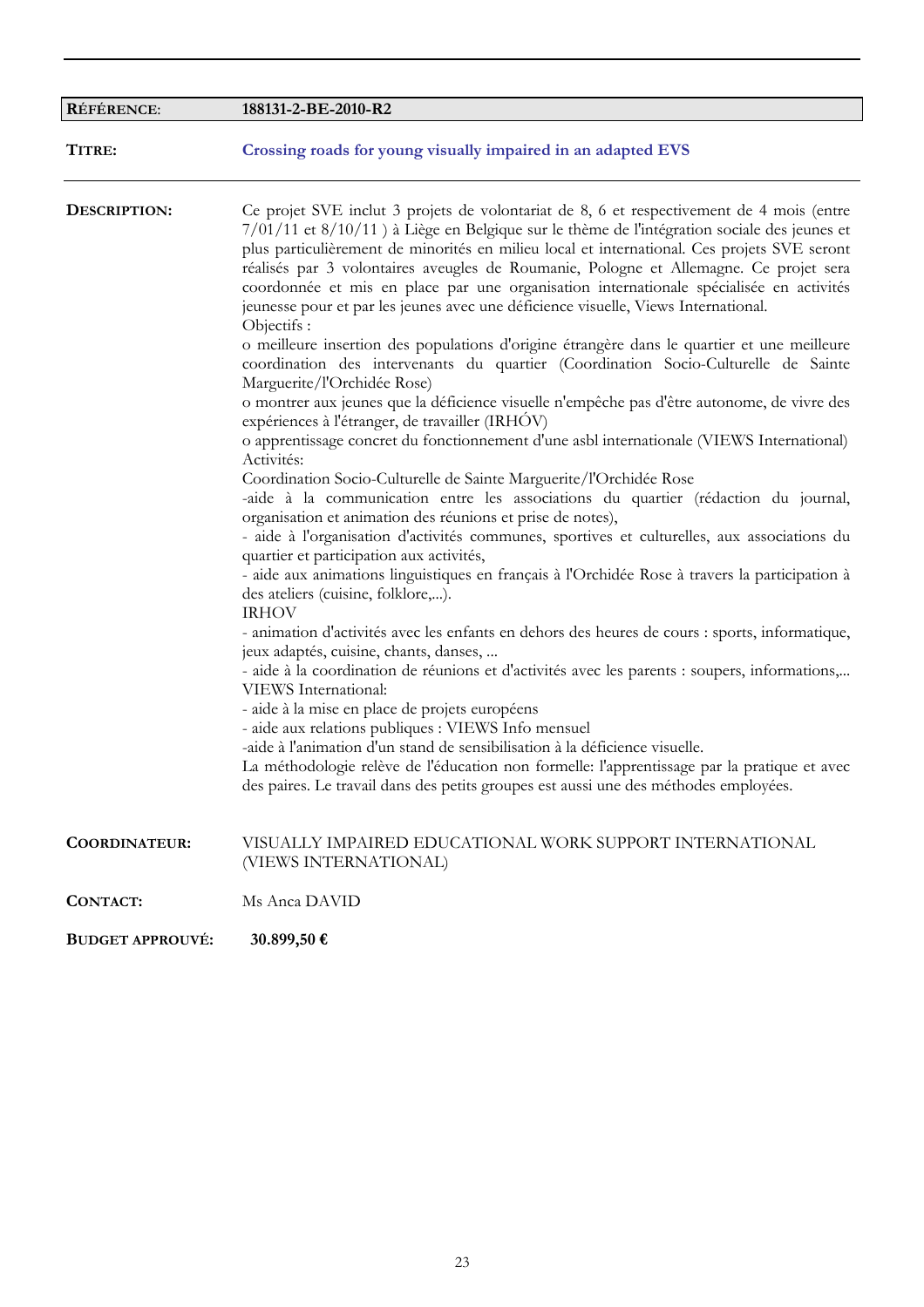| **RÉFÉRENCE**: | **188131-2-BE-2010-R2** |
|---|---|
| **TITRE:** | **Crossing roads for young visually impaired in an adapted EVS** |

**DESCRIPTION:**

Ce projet SVE inclut 3 projets de volontariat de 8, 6 et respectivement de 4 mois (entre 7/01/11 et 8/10/11 ) à Liège en Belgique sur le thème de l'intégration sociale des jeunes et plus particulièrement de minorités en milieu local et international. Ces projets SVE seront réalisés par 3 volontaires aveugles de Roumanie, Pologne et Allemagne. Ce projet sera coordonnée et mis en place par une organisation internationale spécialisée en activités jeunesse pour et par les jeunes avec une déficience visuelle, Views International.

Objectifs :

o meilleure insertion des populations d'origine étrangère dans le quartier et une meilleure coordination des intervenants du quartier (Coordination Socio-Culturelle de Sainte Marguerite/l'Orchidée Rose)

o montrer aux jeunes que la déficience visuelle n'empêche pas d'être autonome, de vivre des expériences à l'étranger, de travailler (IRHÓV)

o apprentissage concret du fonctionnement d'une asbl internationale (VIEWS International)

Activités:

Coordination Socio-Culturelle de Sainte Marguerite/l'Orchidée Rose

-aide à la communication entre les associations du quartier (rédaction du journal, organisation et animation des réunions et prise de notes),

- aide à l'organisation d'activités communes, sportives et culturelles, aux associations du quartier et participation aux activités,

- aide aux animations linguistiques en français à l'Orchidée Rose à travers la participation à des ateliers (cuisine, folklore,...).

IRHOV

- animation d'activités avec les enfants en dehors des heures de cours : sports, informatique, jeux adaptés, cuisine, chants, danses, ...

- aide à la coordination de réunions et d'activités avec les parents : soupers, informations,...

VIEWS International:

- aide à la mise en place de projets européens

- aide aux relations publiques : VIEWS Info mensuel

-aide à l'animation d'un stand de sensibilisation à la déficience visuelle.

La méthodologie relève de l'éducation non formelle: l'apprentissage par la pratique et avec des paires. Le travail dans des petits groupes est aussi une des méthodes employées.

**COORDINATEUR:** VISUALLY IMPAIRED EDUCATIONAL WORK SUPPORT INTERNATIONAL (VIEWS INTERNATIONAL)

**CONTACT:** Ms Anca DAVID

**BUDGET APPROUVÉ:** **30.899,50 €**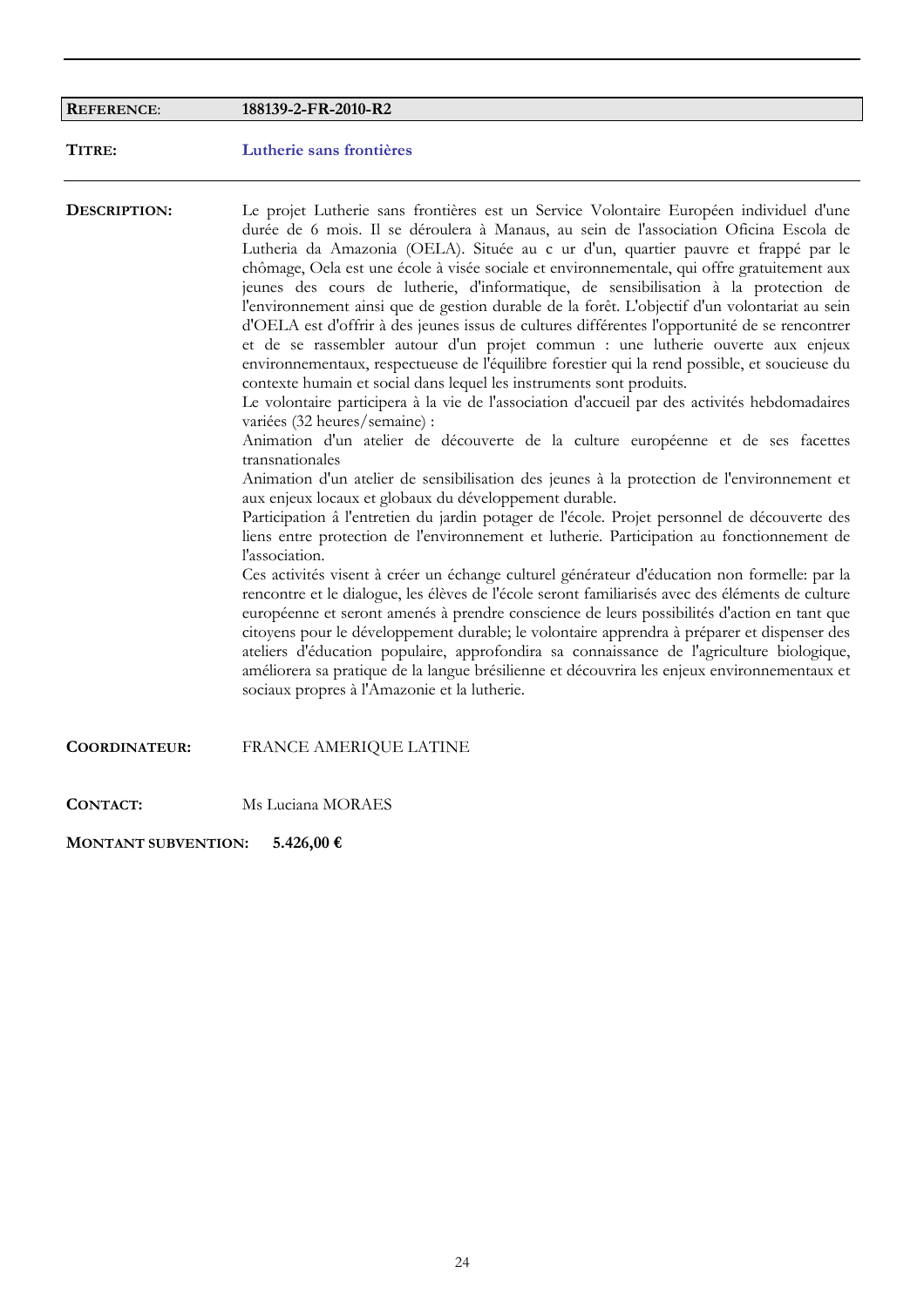| **REFERENCE**: | **188139-2-FR-2010-R2** |
|---|---|

**TITRE:** **Lutherie sans frontières**

---

**DESCRIPTION:**

Le projet Lutherie sans frontières est un Service Volontaire Européen individuel d'une durée de 6 mois. Il se déroulera à Manaus, au sein de l'association Oficina Escola de Lutheria da Amazonia (OELA). Située au c ur d'un, quartier pauvre et frappé par le chômage, Oela est une école à visée sociale et environnementale, qui offre gratuitement aux jeunes des cours de lutherie, d'informatique, de sensibilisation à la protection de l'environnement ainsi que de gestion durable de la forêt. L'objectif d'un volontariat au sein d'OELA est d'offrir à des jeunes issus de cultures différentes l'opportunité de se rencontrer et de se rassembler autour d'un projet commun : une lutherie ouverte aux enjeux environnementaux, respectueuse de l'équilibre forestier qui la rend possible, et soucieuse du contexte humain et social dans lequel les instruments sont produits.
Le volontaire participera à la vie de l'association d'accueil par des activités hebdomadaires variées (32 heures/semaine) :
Animation d'un atelier de découverte de la culture européenne et de ses facettes transnationales
Animation d'un atelier de sensibilisation des jeunes à la protection de l'environnement et aux enjeux locaux et globaux du développement durable.
Participation â l'entretien du jardin potager de l'école. Projet personnel de découverte des liens entre protection de l'environnement et lutherie. Participation au fonctionnement de l'association.
Ces activités visent à créer un échange culturel générateur d'éducation non formelle: par la rencontre et le dialogue, les élèves de l'école seront familiarisés avec des éléments de culture européenne et seront amenés à prendre conscience de leurs possibilités d'action en tant que citoyens pour le développement durable; le volontaire apprendra à préparer et dispenser des ateliers d'éducation populaire, approfondira sa connaissance de l'agriculture biologique, améliorera sa pratique de la langue brésilienne et découvrira les enjeux environnementaux et sociaux propres à l'Amazonie et la lutherie.

**COORDINATEUR:** FRANCE AMERIQUE LATINE

**CONTACT:** Ms Luciana MORAES

**MONTANT SUBVENTION:** **5.426,00 €**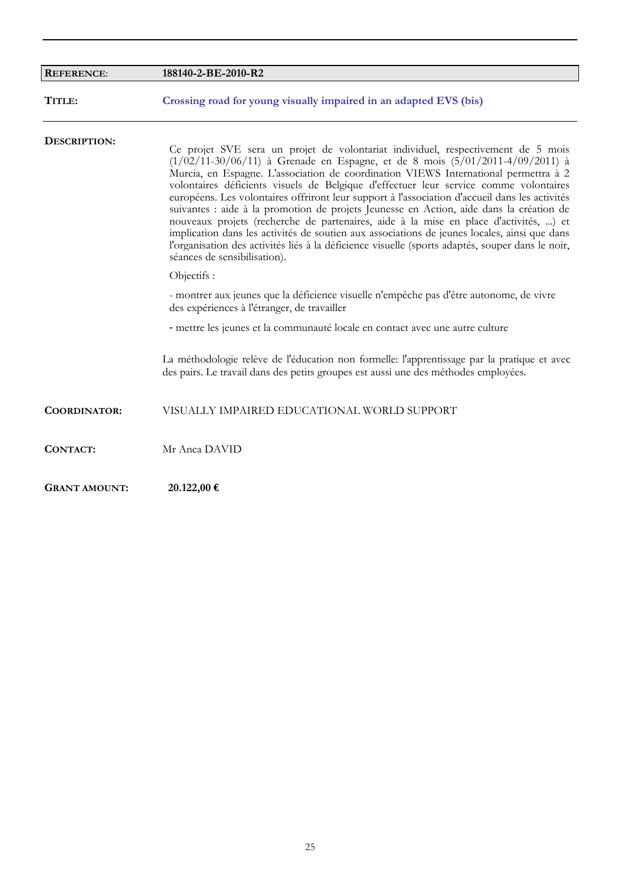| **REFERENCE**: | **188140-2-BE-2010-R2** |
| --- | --- |

**TITLE:** **Crossing road for young visually impaired in an adapted EVS (bis)**

**DESCRIPTION:**

Ce projet SVE sera un projet de volontariat individuel, respectivement de 5 mois (1/02/11-30/06/11) à Grenade en Espagne, et de 8 mois (5/01/2011-4/09/2011) à Murcia, en Espagne. L'association de coordination VIEWS International permettra à 2 volontaires déficients visuels de Belgique d'effectuer leur service comme volontaires européens. Les volontaires offriront leur support à l'association d'accueil dans les activités suivantes : aide à la promotion de projets Jeunesse en Action, aide dans la création de nouveaux projets (recherche de partenaires, aide à la mise en place d'activités, ...) et implication dans les activités de soutien aux associations de jeunes locales, ainsi que dans l'organisation des activités liés à la déficience visuelle (sports adaptés, souper dans le noir, séances de sensibilisation).

Objectifs :

- montrer aux jeunes que la déficience visuelle n'empêche pas d'être autonome, de vivre des expériences à l'étranger, de travailler

- mettre les jeunes et la communauté locale en contact avec une autre culture

La méthodologie relève de l'éducation non formelle: l'apprentissage par la pratique et avec des pairs. Le travail dans des petits groupes est aussi une des méthodes employées.

**COORDINATOR:** VISUALLY IMPAIRED EDUCATIONAL WORLD SUPPORT

**CONTACT:** Mr Anca DAVID

**GRANT AMOUNT:** **20.122,00 €**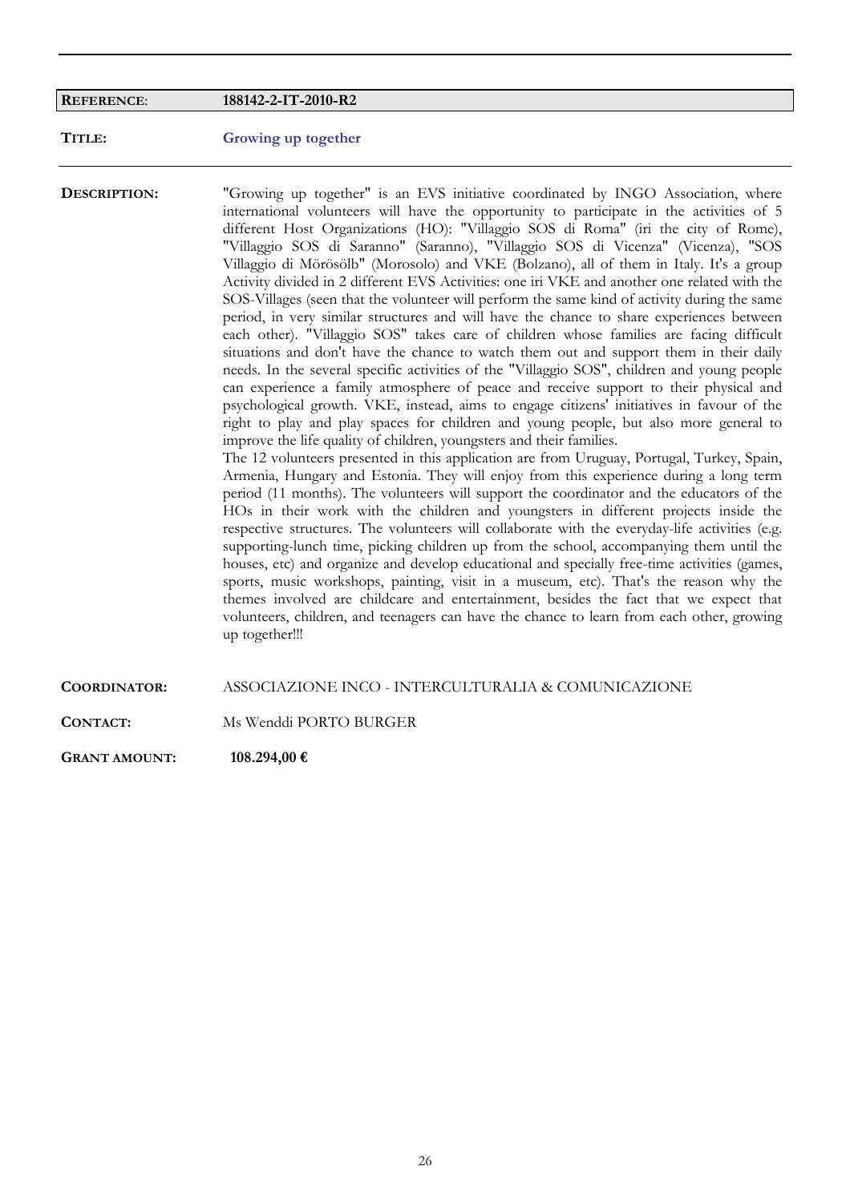| | |
|---|---|
| **REFERENCE**: | **188142-2-IT-2010-R2** |

**TITLE:** **Growing up together**

**DESCRIPTION:**

"Growing up together" is an EVS initiative coordinated by INGO Association, where international volunteers will have the opportunity to participate in the activities of 5 different Host Organizations (HO): "Villaggio SOS di Roma" (iri the city of Rome), "Villaggio SOS di Saranno" (Saranno), "Villaggio SOS di Vicenza" (Vicenza), "SOS Villaggio di Mörösölb" (Morosolo) and VKE (Bolzano), all of them in Italy. It's a group Activity divided in 2 different EVS Activities: one iri VKE and another one related with the SOS-Villages (seen that the volunteer will perform the same kind of activity during the same period, in very similar structures and will have the chance to share experiences between each other). "Villaggio SOS" takes care of children whose families are facing difficult situations and don't have the chance to watch them out and support them in their daily needs. In the several specific activities of the "Villaggio SOS", children and young people can experience a family atmosphere of peace and receive support to their physical and psychological growth. VKE, instead, aims to engage citizens' initiatives in favour of the right to play and play spaces for children and young people, but also more general to improve the life quality of children, youngsters and their families.

The 12 volunteers presented in this application are from Uruguay, Portugal, Turkey, Spain, Armenia, Hungary and Estonia. They will enjoy from this experience during a long term period (11 months). The volunteers will support the coordinator and the educators of the HOs in their work with the children and youngsters in different projects inside the respective structures. The volunteers will collaborate with the everyday-life activities (e.g. supporting-lunch time, picking children up from the school, accompanying them until the houses, etc) and organize and develop educational and specially free-time activities (games, sports, music workshops, painting, visit in a museum, etc). That's the reason why the themes involved are childcare and entertainment, besides the fact that we expect that volunteers, children, and teenagers can have the chance to learn from each other, growing up together!!!

**COORDINATOR:** ASSOCIAZIONE INCO - INTERCULTURALIA & COMUNICAZIONE

**CONTACT:** Ms Wenddi PORTO BURGER

**GRANT AMOUNT:** **108.294,00 €**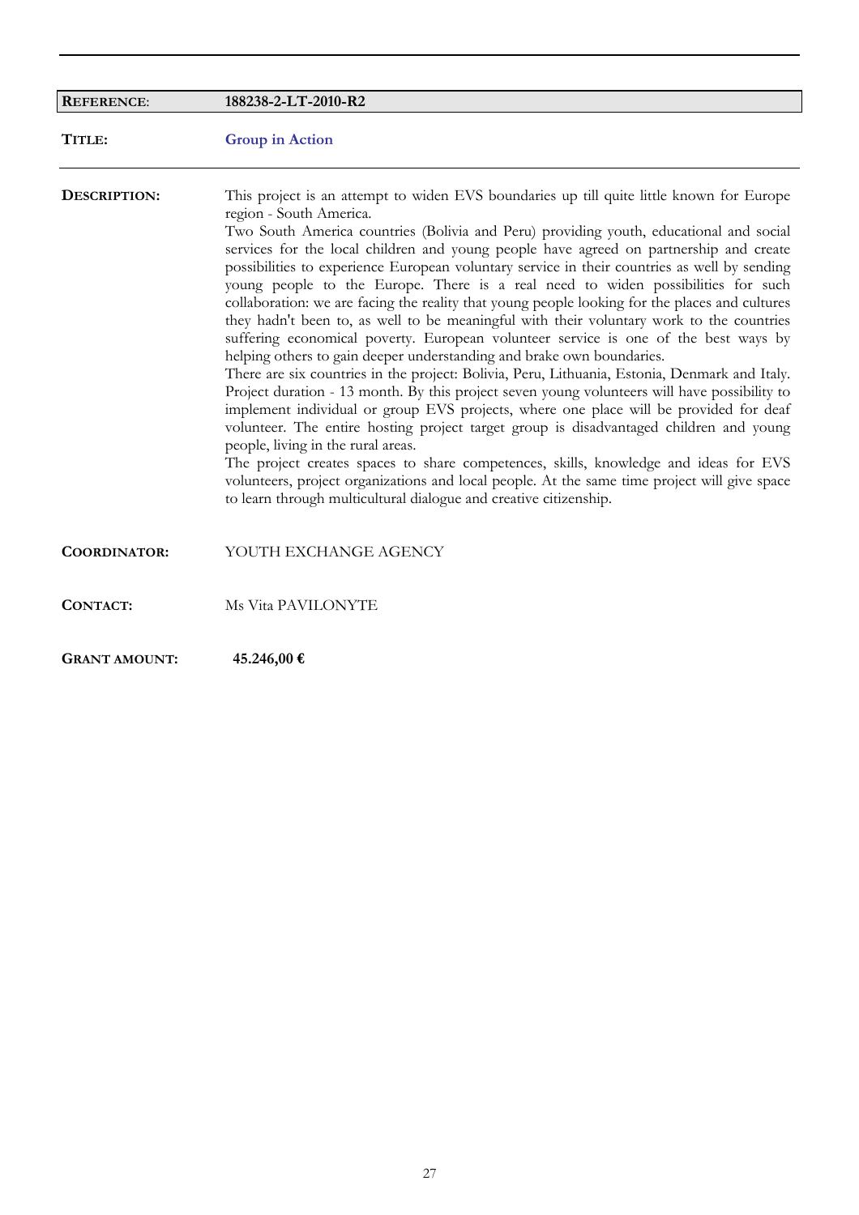| **REFERENCE**: | **188238-2-LT-2010-R2** |
|---|---|
| **TITLE:** | **Group in Action** |
| **DESCRIPTION:** | This project is an attempt to widen EVS boundaries up till quite little known for Europe region - South America.<br>Two South America countries (Bolivia and Peru) providing youth, educational and social services for the local children and young people have agreed on partnership and create possibilities to experience European voluntary service in their countries as well by sending young people to the Europe. There is a real need to widen possibilities for such collaboration: we are facing the reality that young people looking for the places and cultures they hadn't been to, as well to be meaningful with their voluntary work to the countries suffering economical poverty. European volunteer service is one of the best ways by helping others to gain deeper understanding and brake own boundaries.<br>There are six countries in the project: Bolivia, Peru, Lithuania, Estonia, Denmark and Italy. Project duration - 13 month. By this project seven young volunteers will have possibility to implement individual or group EVS projects, where one place will be provided for deaf volunteer. The entire hosting project target group is disadvantaged children and young people, living in the rural areas.<br>The project creates spaces to share competences, skills, knowledge and ideas for EVS volunteers, project organizations and local people. At the same time project will give space to learn through multicultural dialogue and creative citizenship. |
| **COORDINATOR:** | YOUTH EXCHANGE AGENCY |
| **CONTACT:** | Ms Vita PAVILONYTE |
| **GRANT AMOUNT:** | **45.246,00 €** |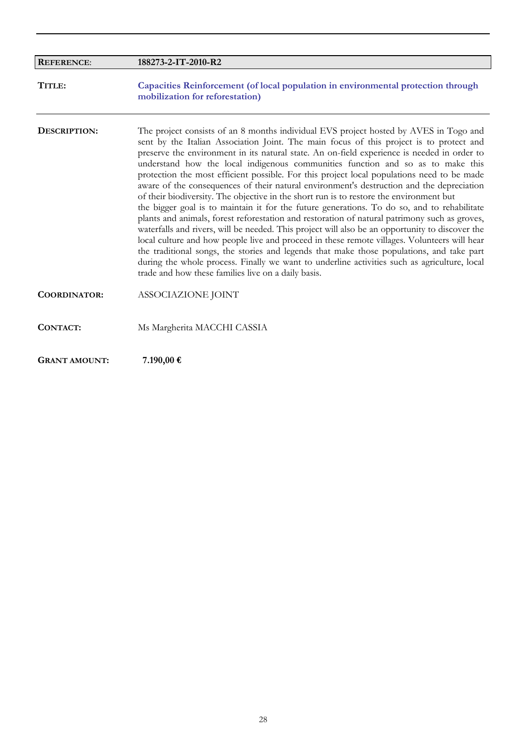| **REFERENCE**: | **188273-2-IT-2010-R2** |
|---|---|

**TITLE:** **Capacities Reinforcement (of local population in environmental protection through mobilization for reforestation)**

**DESCRIPTION:** The project consists of an 8 months individual EVS project hosted by AVES in Togo and sent by the Italian Association Joint. The main focus of this project is to protect and preserve the environment in its natural state. An on-field experience is needed in order to understand how the local indigenous communities function and so as to make this protection the most efficient possible. For this project local populations need to be made aware of the consequences of their natural environment's destruction and the depreciation of their biodiversity. The objective in the short run is to restore the environment but the bigger goal is to maintain it for the future generations. To do so, and to rehabilitate plants and animals, forest reforestation and restoration of natural patrimony such as groves, waterfalls and rivers, will be needed. This project will also be an opportunity to discover the local culture and how people live and proceed in these remote villages. Volunteers will hear the traditional songs, the stories and legends that make those populations, and take part during the whole process. Finally we want to underline activities such as agriculture, local trade and how these families live on a daily basis.

**COORDINATOR:** ASSOCIAZIONE JOINT

**CONTACT:** Ms Margherita MACCHI CASSIA

**GRANT AMOUNT:** **7.190,00 €**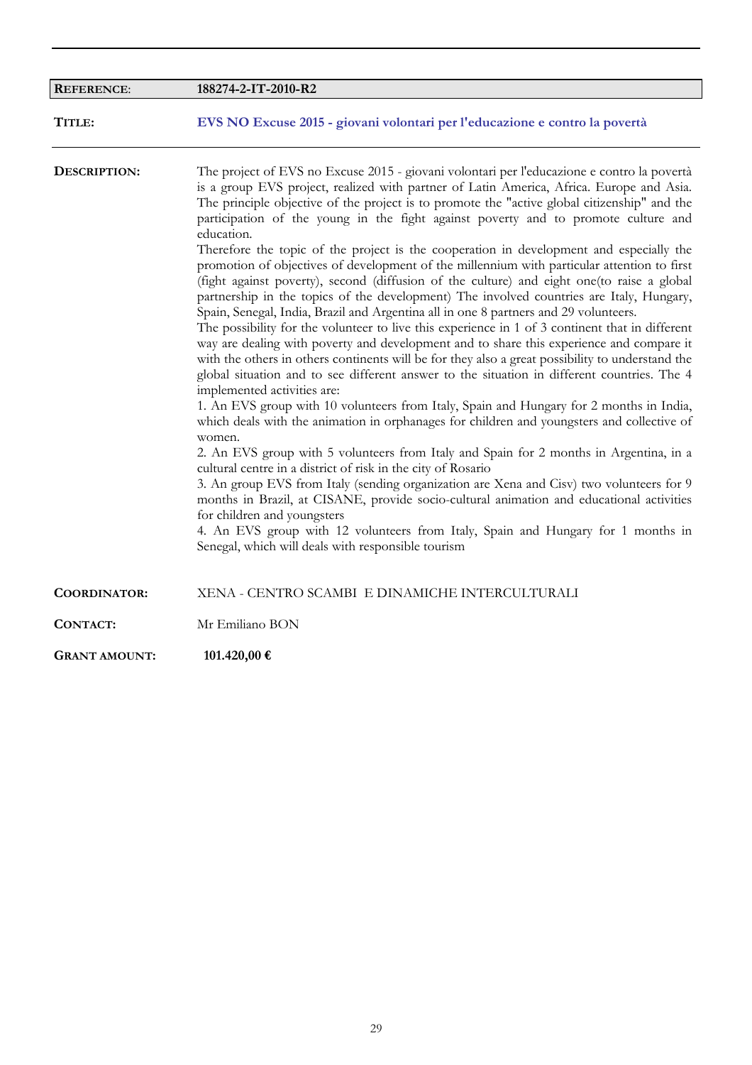| | |
|---|---|
| **REFERENCE**: | **188274-2-IT-2010-R2** |

**TITLE:** **EVS NO Excuse 2015 - giovani volontari per l'educazione e contro la povertà**

**DESCRIPTION:**

The project of EVS no Excuse 2015 - giovani volontari per l'educazione e contro la povertà is a group EVS project, realized with partner of Latin America, Africa. Europe and Asia. The principle objective of the project is to promote the "active global citizenship" and the participation of the young in the fight against poverty and to promote culture and education.

Therefore the topic of the project is the cooperation in development and especially the promotion of objectives of development of the millennium with particular attention to first (fight against poverty), second (diffusion of the culture) and eight one(to raise a global partnership in the topics of the development) The involved countries are Italy, Hungary, Spain, Senegal, India, Brazil and Argentina all in one 8 partners and 29 volunteers.

The possibility for the volunteer to live this experience in 1 of 3 continent that in different way are dealing with poverty and development and to share this experience and compare it with the others in others continents will be for they also a great possibility to understand the global situation and to see different answer to the situation in different countries. The 4 implemented activities are:

1. An EVS group with 10 volunteers from Italy, Spain and Hungary for 2 months in India, which deals with the animation in orphanages for children and youngsters and collective of women.
2. An EVS group with 5 volunteers from Italy and Spain for 2 months in Argentina, in a cultural centre in a district of risk in the city of Rosario
3. An group EVS from Italy (sending organization are Xena and Cisv) two volunteers for 9 months in Brazil, at CISANE, provide socio-cultural animation and educational activities for children and youngsters
4. An EVS group with 12 volunteers from Italy, Spain and Hungary for 1 months in Senegal, which will deals with responsible tourism

**COORDINATOR:** XENA - CENTRO SCAMBI E DINAMICHE INTERCULTURALI

**CONTACT:** Mr Emiliano BON

**GRANT AMOUNT:** **101.420,00 €**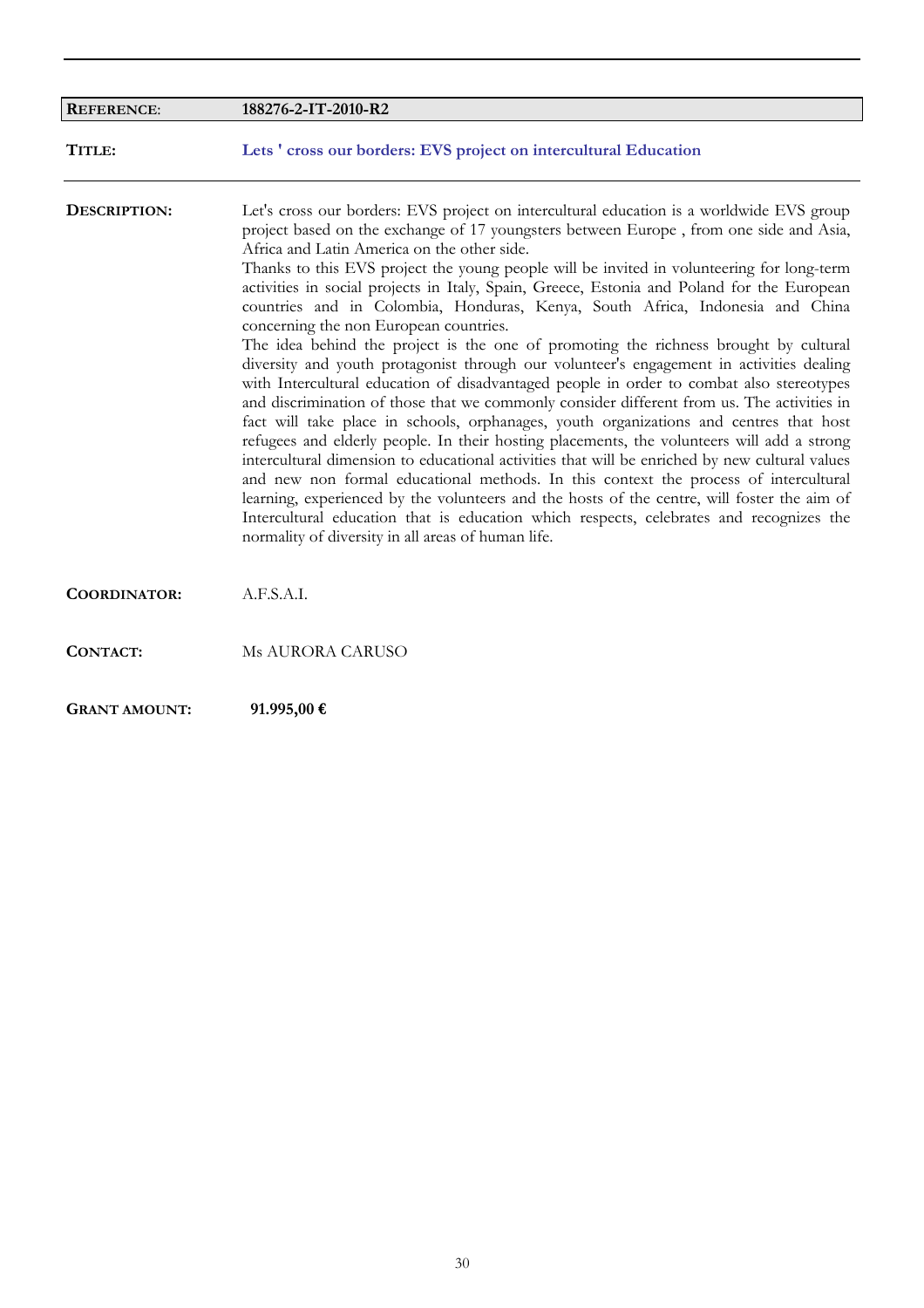| | |
|---|---|
| **REFERENCE**: | **188276-2-IT-2010-R2** |

**TITLE:** **Lets ' cross our borders: EVS project on intercultural Education**

**DESCRIPTION:**

Let's cross our borders: EVS project on intercultural education is a worldwide EVS group project based on the exchange of 17 youngsters between Europe , from one side and Asia, Africa and Latin America on the other side.
Thanks to this EVS project the young people will be invited in volunteering for long-term activities in social projects in Italy, Spain, Greece, Estonia and Poland for the European countries and in Colombia, Honduras, Kenya, South Africa, Indonesia and China concerning the non European countries.
The idea behind the project is the one of promoting the richness brought by cultural diversity and youth protagonist through our volunteer's engagement in activities dealing with Intercultural education of disadvantaged people in order to combat also stereotypes and discrimination of those that we commonly consider different from us. The activities in fact will take place in schools, orphanages, youth organizations and centres that host refugees and elderly people. In their hosting placements, the volunteers will add a strong intercultural dimension to educational activities that will be enriched by new cultural values and new non formal educational methods. In this context the process of intercultural learning, experienced by the volunteers and the hosts of the centre, will foster the aim of Intercultural education that is education which respects, celebrates and recognizes the normality of diversity in all areas of human life.

**COORDINATOR:** A.F.S.A.I.

**CONTACT:** Ms AURORA CARUSO

**GRANT AMOUNT:** **91.995,00 €**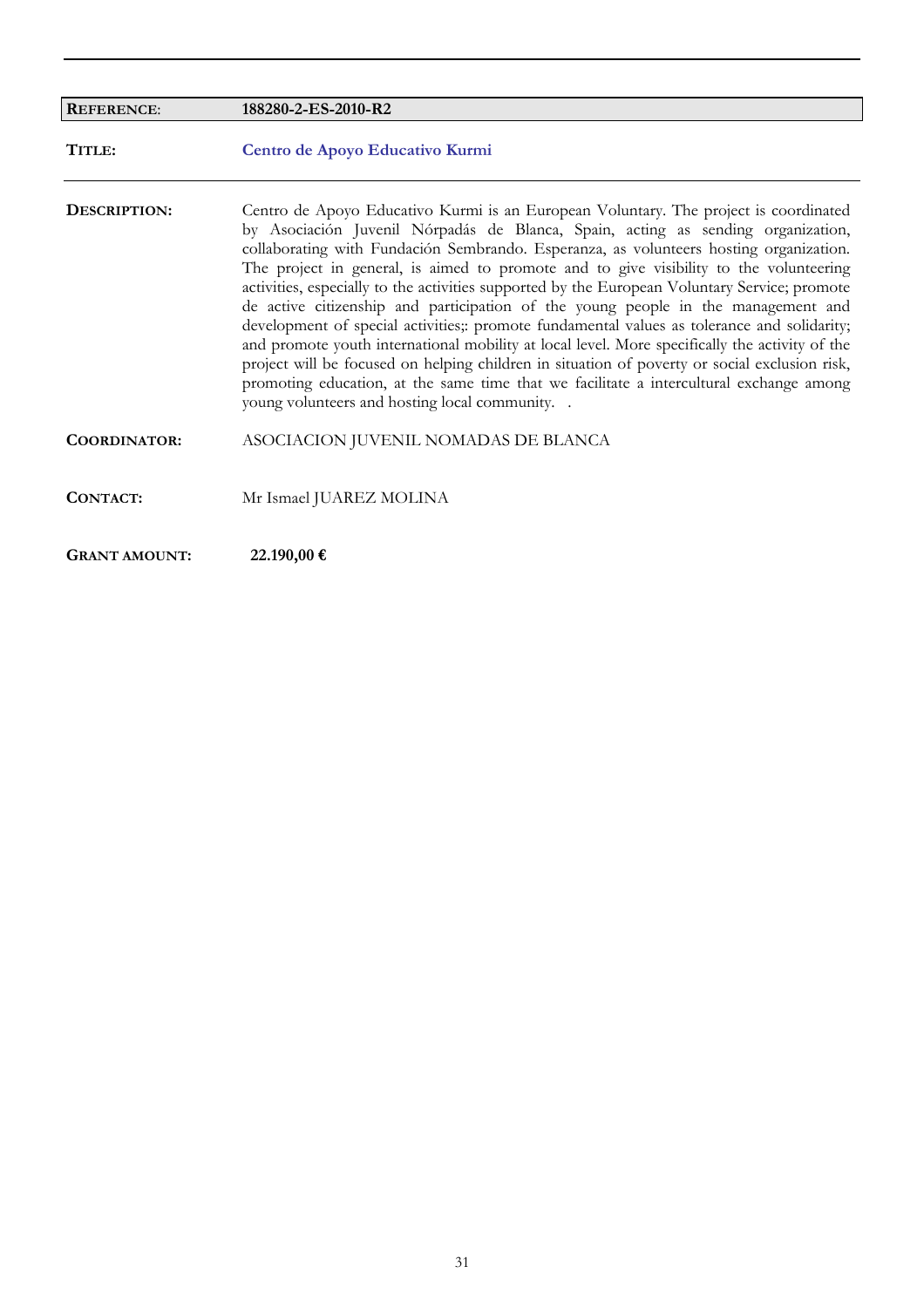| **REFERENCE**: | **188280-2-ES-2010-R2** |
|---|---|
| **TITLE:** | **Centro de Apoyo Educativo Kurmi** |
| **DESCRIPTION:** | Centro de Apoyo Educativo Kurmi is an European Voluntary. The project is coordinated by Asociación Juvenil Nórpadás de Blanca, Spain, acting as sending organization, collaborating with Fundación Sembrando. Esperanza, as volunteers hosting organization. The project in general, is aimed to promote and to give visibility to the volunteering activities, especially to the activities supported by the European Voluntary Service; promote de active citizenship and participation of the young people in the management and development of special activities;: promote fundamental values as tolerance and solidarity; and promote youth international mobility at local level. More specifically the activity of the project will be focused on helping children in situation of poverty or social exclusion risk, promoting education, at the same time that we facilitate a intercultural exchange among young volunteers and hosting local community. . |
| **COORDINATOR:** | ASOCIACION JUVENIL NOMADAS DE BLANCA |
| **CONTACT:** | Mr Ismael JUAREZ MOLINA |
| **GRANT AMOUNT:** | **22.190,00 €** |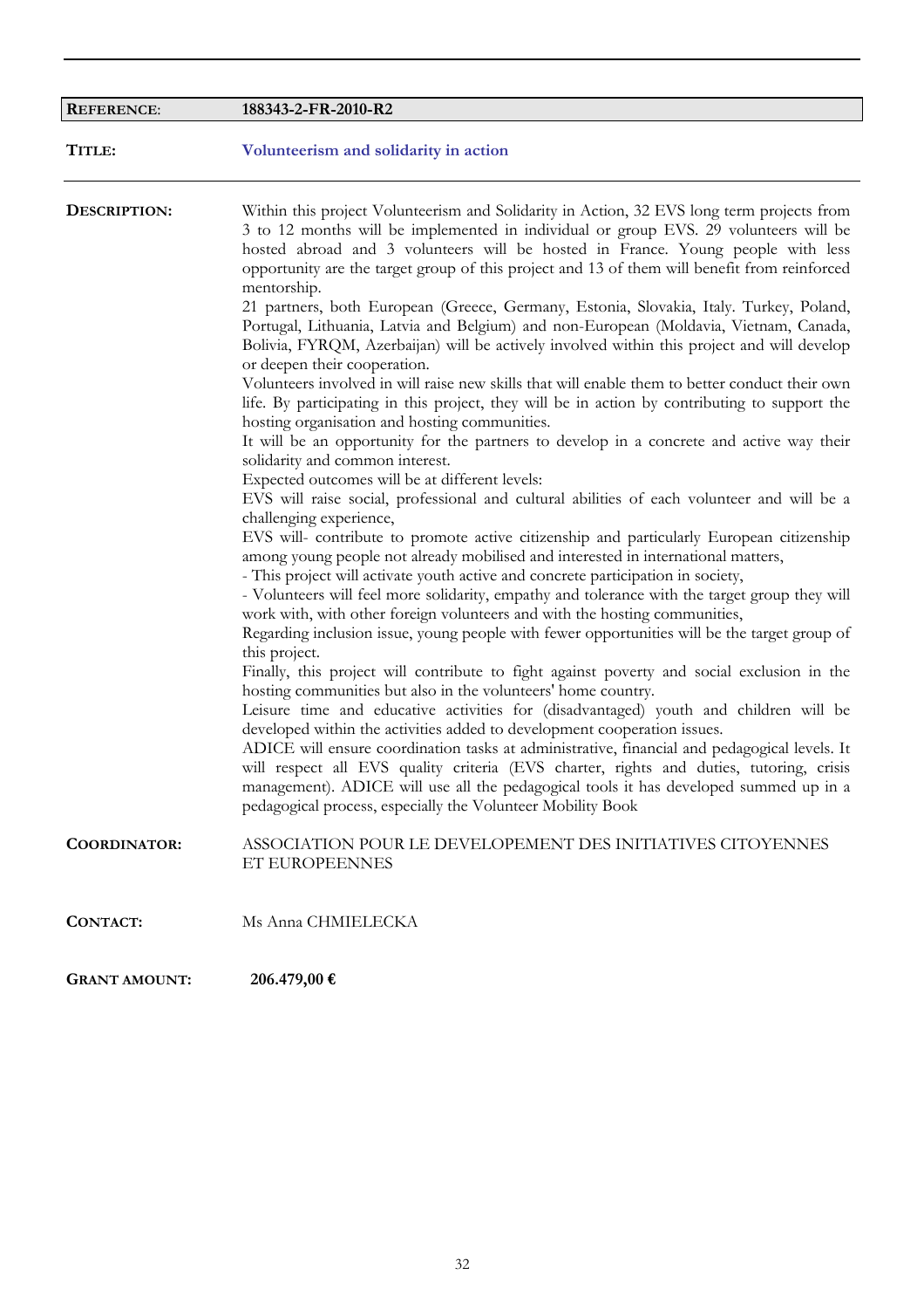| **REFERENCE**: | **188343-2-FR-2010-R2** |
|---|---|

**TITLE:** **Volunteerism and solidarity in action**

**DESCRIPTION:**

Within this project Volunteerism and Solidarity in Action, 32 EVS long term projects from 3 to 12 months will be implemented in individual or group EVS. 29 volunteers will be hosted abroad and 3 volunteers will be hosted in France. Young people with less opportunity are the target group of this project and 13 of them will benefit from reinforced mentorship.

21 partners, both European (Greece, Germany, Estonia, Slovakia, Italy. Turkey, Poland, Portugal, Lithuania, Latvia and Belgium) and non-European (Moldavia, Vietnam, Canada, Bolivia, FYRQM, Azerbaijan) will be actively involved within this project and will develop or deepen their cooperation.

Volunteers involved in will raise new skills that will enable them to better conduct their own life. By participating in this project, they will be in action by contributing to support the hosting organisation and hosting communities.

It will be an opportunity for the partners to develop in a concrete and active way their solidarity and common interest.

Expected outcomes will be at different levels:

EVS will raise social, professional and cultural abilities of each volunteer and will be a challenging experience,

EVS will- contribute to promote active citizenship and particularly European citizenship among young people not already mobilised and interested in international matters,

- This project will activate youth active and concrete participation in society,
- Volunteers will feel more solidarity, empathy and tolerance with the target group they will work with, with other foreign volunteers and with the hosting communities,

Regarding inclusion issue, young people with fewer opportunities will be the target group of this project.

Finally, this project will contribute to fight against poverty and social exclusion in the hosting communities but also in the volunteers' home country.

Leisure time and educative activities for (disadvantaged) youth and children will be developed within the activities added to development cooperation issues.

ADICE will ensure coordination tasks at administrative, financial and pedagogical levels. It will respect all EVS quality criteria (EVS charter, rights and duties, tutoring, crisis management). ADICE will use all the pedagogical tools it has developed summed up in a pedagogical process, especially the Volunteer Mobility Book

**COORDINATOR:** ASSOCIATION POUR LE DEVELOPEMENT DES INITIATIVES CITOYENNES ET EUROPEENNES

**CONTACT:** Ms Anna CHMIELECKA

**GRANT AMOUNT:** **206.479,00 €**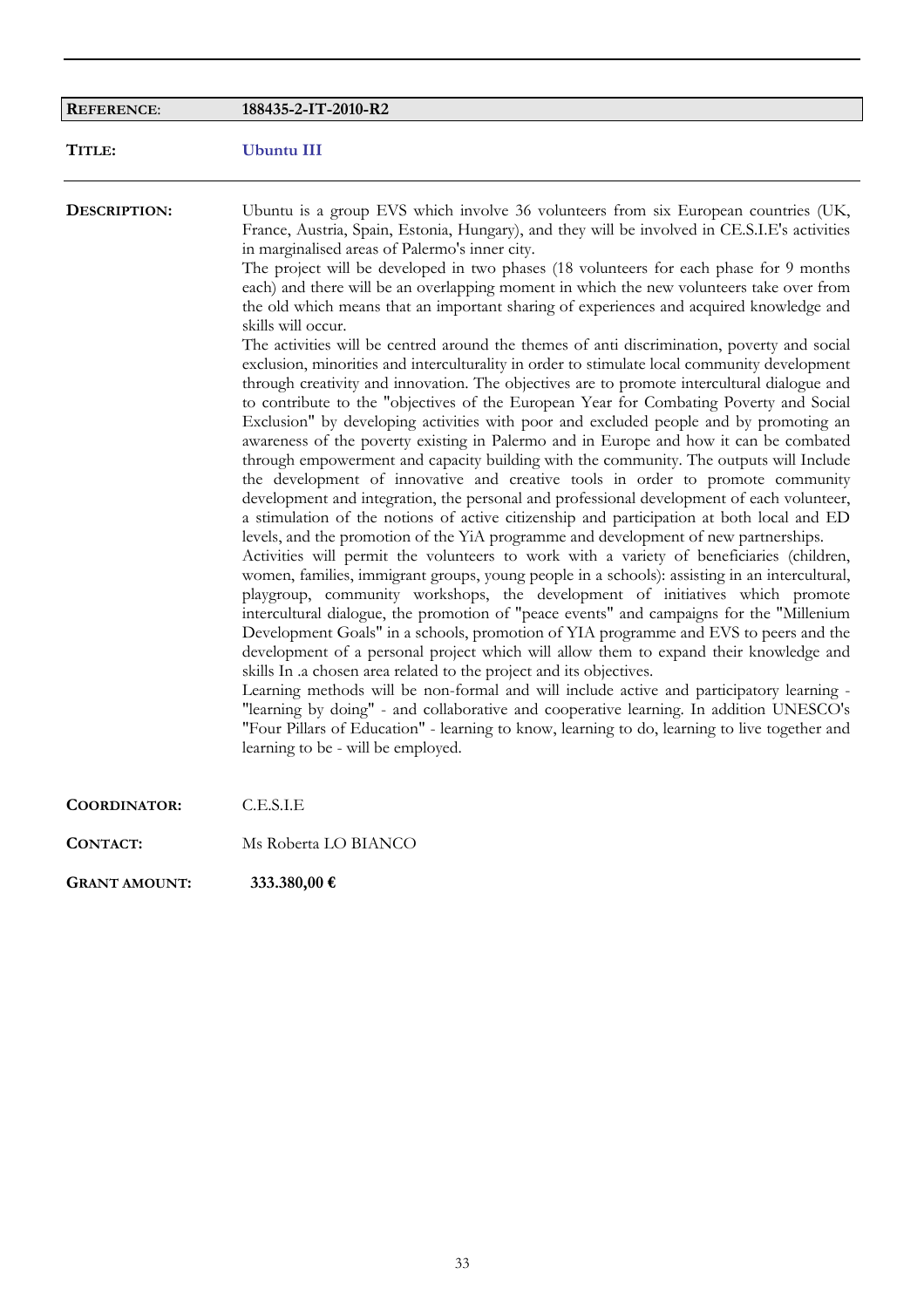**REFERENCE**: **188435-2-IT-2010-R2**

**TITLE:** **Ubuntu III**

**DESCRIPTION:**

Ubuntu is a group EVS which involve 36 volunteers from six European countries (UK, France, Austria, Spain, Estonia, Hungary), and they will be involved in CE.S.I.E's activities in marginalised areas of Palermo's inner city.

The project will be developed in two phases (18 volunteers for each phase for 9 months each) and there will be an overlapping moment in which the new volunteers take over from the old which means that an important sharing of experiences and acquired knowledge and skills will occur.

The activities will be centred around the themes of anti discrimination, poverty and social exclusion, minorities and interculturality in order to stimulate local community development through creativity and innovation. The objectives are to promote intercultural dialogue and to contribute to the "objectives of the European Year for Combating Poverty and Social Exclusion" by developing activities with poor and excluded people and by promoting an awareness of the poverty existing in Palermo and in Europe and how it can be combated through empowerment and capacity building with the community. The outputs will Include the development of innovative and creative tools in order to promote community development and integration, the personal and professional development of each volunteer, a stimulation of the notions of active citizenship and participation at both local and ED levels, and the promotion of the YiA programme and development of new partnerships.

Activities will permit the volunteers to work with a variety of beneficiaries (children, women, families, immigrant groups, young people in a schools): assisting in an intercultural, playgroup, community workshops, the development of initiatives which promote intercultural dialogue, the promotion of "peace events" and campaigns for the "Millenium Development Goals" in a schools, promotion of YIA programme and EVS to peers and the development of a personal project which will allow them to expand their knowledge and skills In .a chosen area related to the project and its objectives.

Learning methods will be non-formal and will include active and participatory learning - "learning by doing" - and collaborative and cooperative learning. In addition UNESCO's "Four Pillars of Education" - learning to know, learning to do, learning to live together and learning to be - will be employed.

**COORDINATOR:** C.E.S.I.E

**CONTACT:** Ms Roberta LO BIANCO

**GRANT AMOUNT:** **333.380,00 €**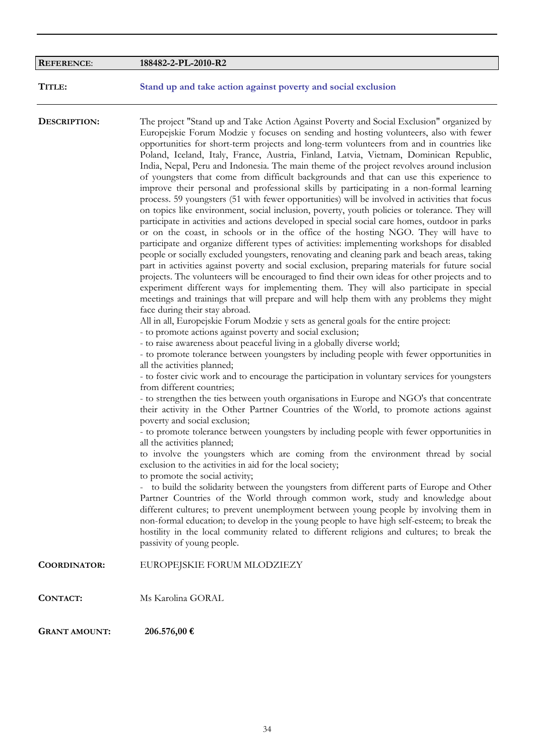| **REFERENCE**: | **188482-2-PL-2010-R2** |
|---|---|

**TITLE:** **Stand up and take action against poverty and social exclusion**

**DESCRIPTION:**

The project "Stand up and Take Action Against Poverty and Social Exclusion" organized by Europejskie Forum Modzie y focuses on sending and hosting volunteers, also with fewer opportunities for short-term projects and long-term volunteers from and in countries like Poland, Iceland, Italy, France, Austria, Finland, Latvia, Vietnam, Dominican Republic, India, Nepal, Peru and Indonesia. The main theme of the project revolves around inclusion of youngsters that come from difficult backgrounds and that can use this experience to improve their personal and professional skills by participating in a non-formal learning process. 59 youngsters (51 with fewer opportunities) will be involved in activities that focus on topics like environment, social inclusion, poverty, youth policies or tolerance. They will participate in activities and actions developed in special social care homes, outdoor in parks or on the coast, in schools or in the office of the hosting NGO. They will have to participate and organize different types of activities: implementing workshops for disabled people or socially excluded youngsters, renovating and cleaning park and beach areas, taking part in activities against poverty and social exclusion, preparing materials for future social projects. The volunteers will be encouraged to find their own ideas for other projects and to experiment different ways for implementing them. They will also participate in special meetings and trainings that will prepare and will help them with any problems they might face during their stay abroad.

All in all, Europejskie Forum Modzie y sets as general goals for the entire project:

- to promote actions against poverty and social exclusion;
- to raise awareness about peaceful living in a globally diverse world;
- to promote tolerance between youngsters by including people with fewer opportunities in all the activities planned;
- to foster civic work and to encourage the participation in voluntary services for youngsters from different countries;
- to strengthen the ties between youth organisations in Europe and NGO's that concentrate their activity in the Other Partner Countries of the World, to promote actions against poverty and social exclusion;
- to promote tolerance between youngsters by including people with fewer opportunities in all the activities planned;

to involve the youngsters which are coming from the environment thread by social exclusion to the activities in aid for the local society;

to promote the social activity;

- to build the solidarity between the youngsters from different parts of Europe and Other Partner Countries of the World through common work, study and knowledge about different cultures; to prevent unemployment between young people by involving them in non-formal education; to develop in the young people to have high self-esteem; to break the hostility in the local community related to different religions and cultures; to break the passivity of young people.

**COORDINATOR:** EUROPEJSKIE FORUM MLODZIEZY

**CONTACT:** Ms Karolina GORAL

**GRANT AMOUNT:** **206.576,00 €**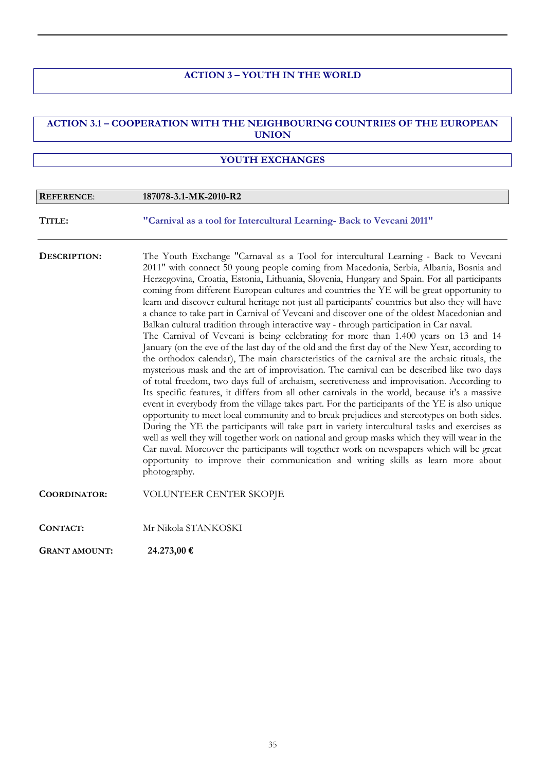## ACTION 3 – YOUTH IN THE WORLD

### ACTION 3.1 – COOPERATION WITH THE NEIGHBOURING COUNTRIES OF THE EUROPEAN UNION

### YOUTH EXCHANGES

**REFERENCE:** **187078-3.1-MK-2010-R2**

**TITLE:** **"Carnival as a tool for Intercultural Learning- Back to Vevcani 2011"**

**DESCRIPTION:** The Youth Exchange "Carnaval as a Tool for intercultural Learning - Back to Vevcani 2011" with connect 50 young people coming from Macedonia, Serbia, Albania, Bosnia and Herzegovina, Croatia, Estonia, Lithuania, Slovenia, Hungary and Spain. For all participants coming from different European cultures and countries the YE will be great opportunity to learn and discover cultural heritage not just all participants' countries but also they will have a chance to take part in Carnival of Vevcani and discover one of the oldest Macedonian and Balkan cultural tradition through interactive way - through participation in Car naval.
The Carnival of Vevcani is being celebrating for more than 1.400 years on 13 and 14 January (on the eve of the last day of the old and the first day of the New Year, according to the orthodox calendar), The main characteristics of the carnival are the archaic rituals, the mysterious mask and the art of improvisation. The carnival can be described like two days of total freedom, two days full of archaism, secretiveness and improvisation. According to Its specific features, it differs from all other carnivals in the world, because it's a massive event in everybody from the village takes part. For the participants of the YE is also unique opportunity to meet local community and to break prejudices and stereotypes on both sides. During the YE the participants will take part in variety intercultural tasks and exercises as well as well they will together work on national and group masks which they will wear in the Car naval. Moreover the participants will together work on newspapers which will be great opportunity to improve their communication and writing skills as learn more about photography.

**COORDINATOR:** VOLUNTEER CENTER SKOPJE

**CONTACT:** Mr Nikola STANKOSKI

**GRANT AMOUNT:** **24.273,00 €**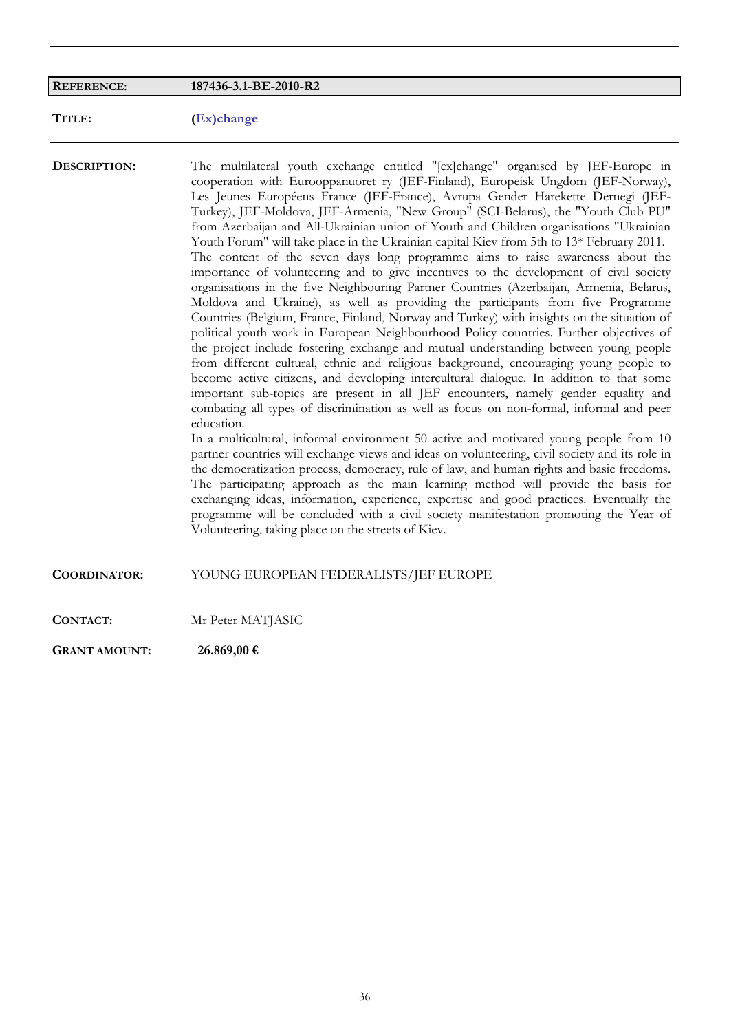| | |
|---|---|
| **REFERENCE**: | **187436-3.1-BE-2010-R2** |
| **TITLE:** | **(Ex)change** |

**DESCRIPTION:** The multilateral youth exchange entitled "[ex]change" organised by JEF-Europe in cooperation with Eurooppanuoret ry (JEF-Finland), Europeisk Ungdom (JEF-Norway), Les Jeunes Européens France (JEF-France), Avrupa Gender Harekette Dernegi (JEF-Turkey), JEF-Moldova, JEF-Armenia, "New Group" (SCI-Belarus), the "Youth Club PU" from Azerbaijan and All-Ukrainian union of Youth and Children organisations "Ukrainian Youth Forum" will take place in the Ukrainian capital Kiev from 5th to 13* February 2011. The content of the seven days long programme aims to raise awareness about the importance of volunteering and to give incentives to the development of civil society organisations in the five Neighbouring Partner Countries (Azerbaijan, Armenia, Belarus, Moldova and Ukraine), as well as providing the participants from five Programme Countries (Belgium, France, Finland, Norway and Turkey) with insights on the situation of political youth work in European Neighbourhood Policy countries. Further objectives of the project include fostering exchange and mutual understanding between young people from different cultural, ethnic and religious background, encouraging young people to become active citizens, and developing intercultural dialogue. In addition to that some important sub-topics are present in all JEF encounters, namely gender equality and combating all types of discrimination as well as focus on non-formal, informal and peer education.

In a multicultural, informal environment 50 active and motivated young people from 10 partner countries will exchange views and ideas on volunteering, civil society and its role in the democratization process, democracy, rule of law, and human rights and basic freedoms. The participating approach as the main learning method will provide the basis for exchanging ideas, information, experience, expertise and good practices. Eventually the programme will be concluded with a civil society manifestation promoting the Year of Volunteering, taking place on the streets of Kiev.

**COORDINATOR:** YOUNG EUROPEAN FEDERALISTS/JEF EUROPE

**CONTACT:** Mr Peter MATJASIC

**GRANT AMOUNT:** **26.869,00 €**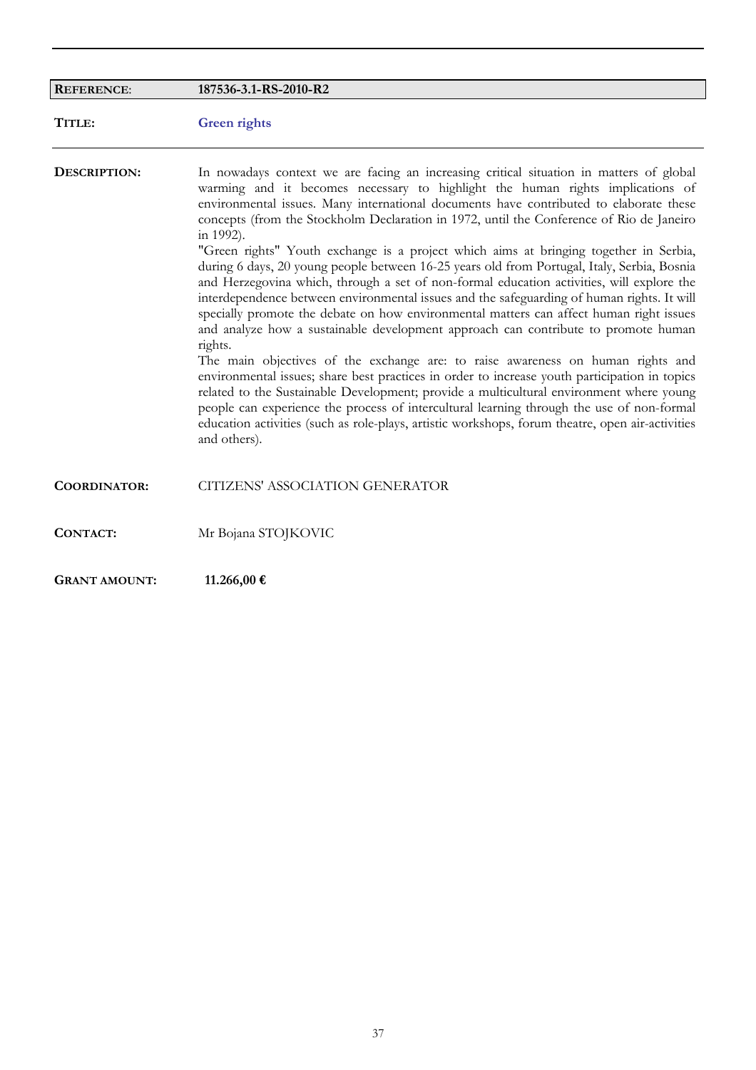| **REFERENCE**: | **187536-3.1-RS-2010-R2** |
|---|---|
| **TITLE:** | **Green rights** |
| **DESCRIPTION:** | In nowadays context we are facing an increasing critical situation in matters of global warming and it becomes necessary to highlight the human rights implications of environmental issues. Many international documents have contributed to elaborate these concepts (from the Stockholm Declaration in 1972, until the Conference of Rio de Janeiro in 1992).<br>"Green rights" Youth exchange is a project which aims at bringing together in Serbia, during 6 days, 20 young people between 16-25 years old from Portugal, Italy, Serbia, Bosnia and Herzegovina which, through a set of non-formal education activities, will explore the interdependence between environmental issues and the safeguarding of human rights. It will specially promote the debate on how environmental matters can affect human right issues and analyze how a sustainable development approach can contribute to promote human rights.<br>The main objectives of the exchange are: to raise awareness on human rights and environmental issues; share best practices in order to increase youth participation in topics related to the Sustainable Development; provide a multicultural environment where young people can experience the process of intercultural learning through the use of non-formal education activities (such as role-plays, artistic workshops, forum theatre, open air-activities and others). |
| **COORDINATOR:** | CITIZENS' ASSOCIATION GENERATOR |
| **CONTACT:** | Mr Bojana STOJKOVIC |
| **GRANT AMOUNT:** | **11.266,00 €** |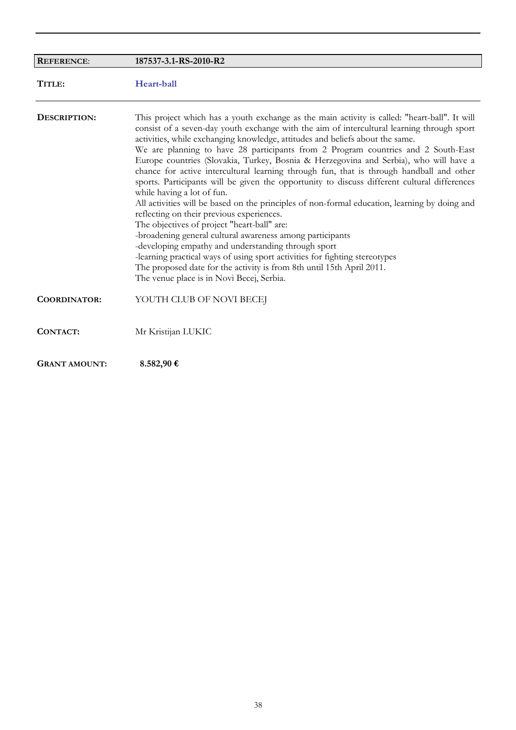| **REFERENCE**: | **187537-3.1-RS-2010-R2** |
|---|---|

**TITLE:** **Heart-ball**

---

**DESCRIPTION:**

This project which has a youth exchange as the main activity is called: "heart-ball". It will consist of a seven-day youth exchange with the aim of intercultural learning through sport activities, while exchanging knowledge, attitudes and beliefs about the same.

We are planning to have 28 participants from 2 Program countries and 2 South-East Europe countries (Slovakia, Turkey, Bosnia & Herzegovina and Serbia), who will have a chance for active intercultural learning through fun, that is through handball and other sports. Participants will be given the opportunity to discuss different cultural differences while having a lot of fun.

All activities will be based on the principles of non-formal education, learning by doing and reflecting on their previous experiences.

The objectives of project "heart-ball" are:

-broadening general cultural awareness among participants

-developing empathy and understanding through sport

-learning practical ways of using sport activities for fighting stereotypes

The proposed date for the activity is from 8th until 15th April 2011.

The venue place is in Novi Becej, Serbia.

**COORDINATOR:** YOUTH CLUB OF NOVI BECEJ

**CONTACT:** Mr Kristijan LUKIC

**GRANT AMOUNT:** **8.582,90 €**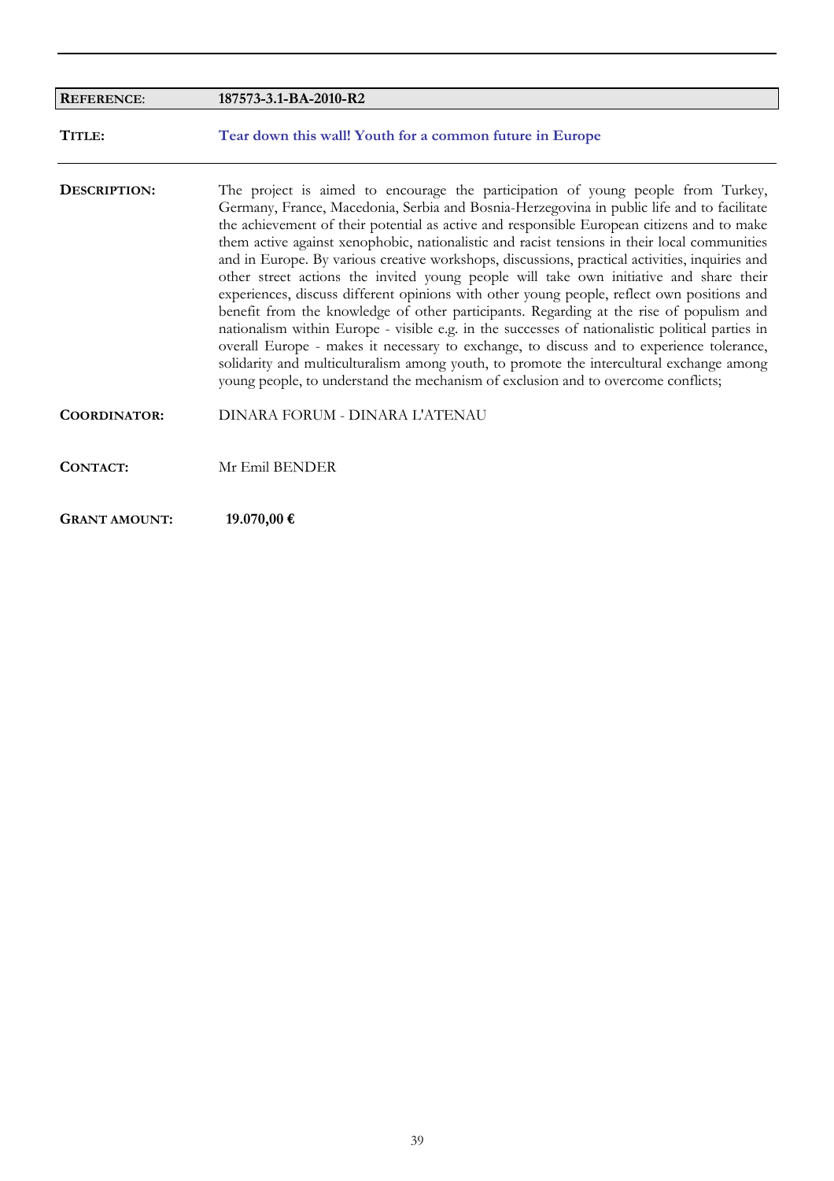| **REFERENCE**: | **187573-3.1-BA-2010-R2** |
|---|---|
| **TITLE:** | **Tear down this wall! Youth for a common future in Europe** |
| **DESCRIPTION:** | The project is aimed to encourage the participation of young people from Turkey, Germany, France, Macedonia, Serbia and Bosnia-Herzegovina in public life and to facilitate the achievement of their potential as active and responsible European citizens and to make them active against xenophobic, nationalistic and racist tensions in their local communities and in Europe. By various creative workshops, discussions, practical activities, inquiries and other street actions the invited young people will take own initiative and share their experiences, discuss different opinions with other young people, reflect own positions and benefit from the knowledge of other participants. Regarding at the rise of populism and nationalism within Europe - visible e.g. in the successes of nationalistic political parties in overall Europe - makes it necessary to exchange, to discuss and to experience tolerance, solidarity and multiculturalism among youth, to promote the intercultural exchange among young people, to understand the mechanism of exclusion and to overcome conflicts; |
| **COORDINATOR:** | DINARA FORUM - DINARA L'ATENAU |
| **CONTACT:** | Mr Emil BENDER |
| **GRANT AMOUNT:** | **19.070,00 €** |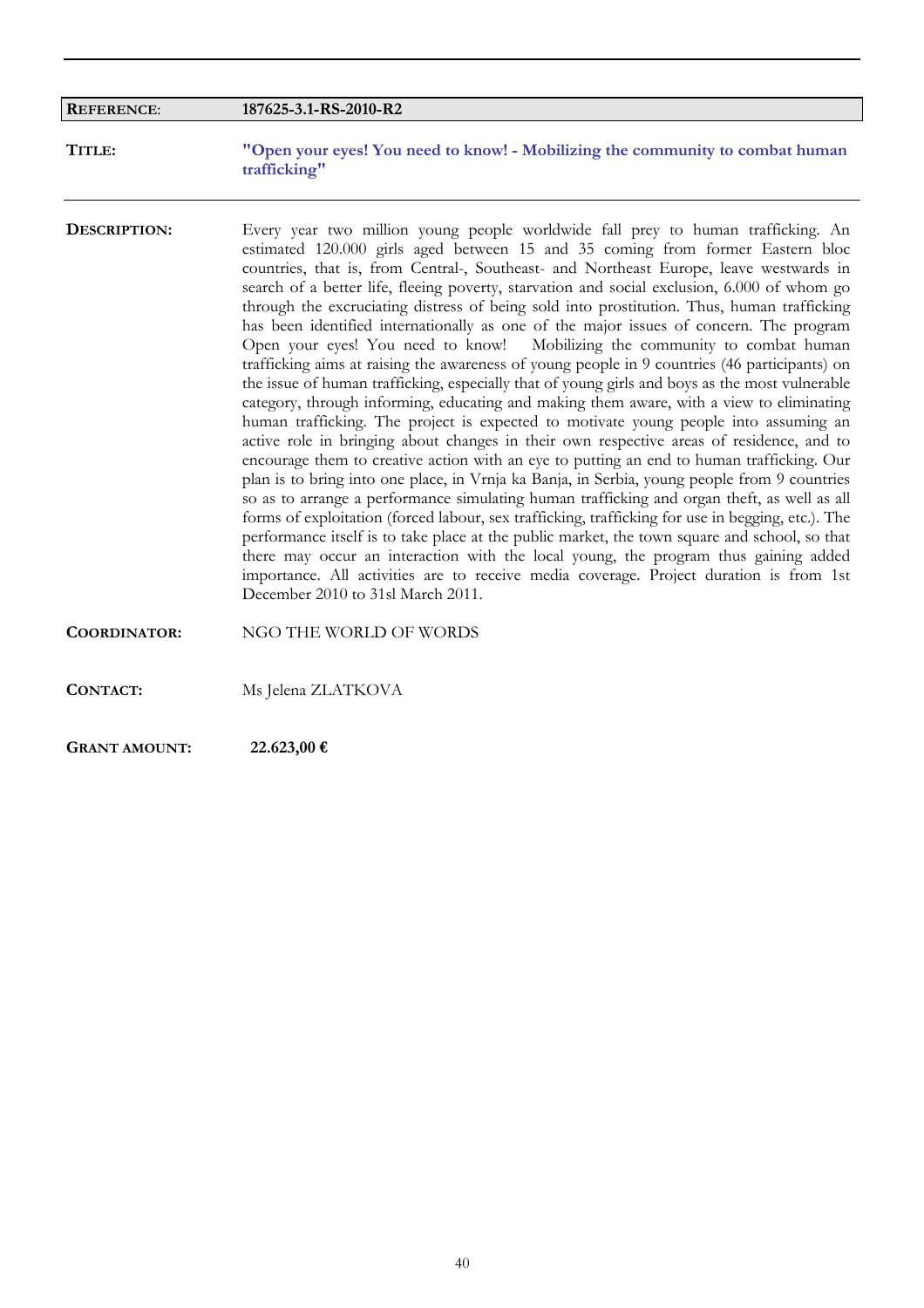| | |
|---|---|
| **REFERENCE**: | **187625-3.1-RS-2010-R2** |

**TITLE:** **"Open your eyes! You need to know! - Mobilizing the community to combat human trafficking"**

**DESCRIPTION:** Every year two million young people worldwide fall prey to human trafficking. An estimated 120.000 girls aged between 15 and 35 coming from former Eastern bloc countries, that is, from Central-, Southeast- and Northeast Europe, leave westwards in search of a better life, fleeing poverty, starvation and social exclusion, 6.000 of whom go through the excruciating distress of being sold into prostitution. Thus, human trafficking has been identified internationally as one of the major issues of concern. The program Open your eyes! You need to know! Mobilizing the community to combat human trafficking aims at raising the awareness of young people in 9 countries (46 participants) on the issue of human trafficking, especially that of young girls and boys as the most vulnerable category, through informing, educating and making them aware, with a view to eliminating human trafficking. The project is expected to motivate young people into assuming an active role in bringing about changes in their own respective areas of residence, and to encourage them to creative action with an eye to putting an end to human trafficking. Our plan is to bring into one place, in Vrnja ka Banja, in Serbia, young people from 9 countries so as to arrange a performance simulating human trafficking and organ theft, as well as all forms of exploitation (forced labour, sex trafficking, trafficking for use in begging, etc.). The performance itself is to take place at the public market, the town square and school, so that there may occur an interaction with the local young, the program thus gaining added importance. All activities are to receive media coverage. Project duration is from 1st December 2010 to 31sl March 2011.

**COORDINATOR:** NGO THE WORLD OF WORDS

**CONTACT:** Ms Jelena ZLATKOVA

**GRANT AMOUNT:** **22.623,00 €**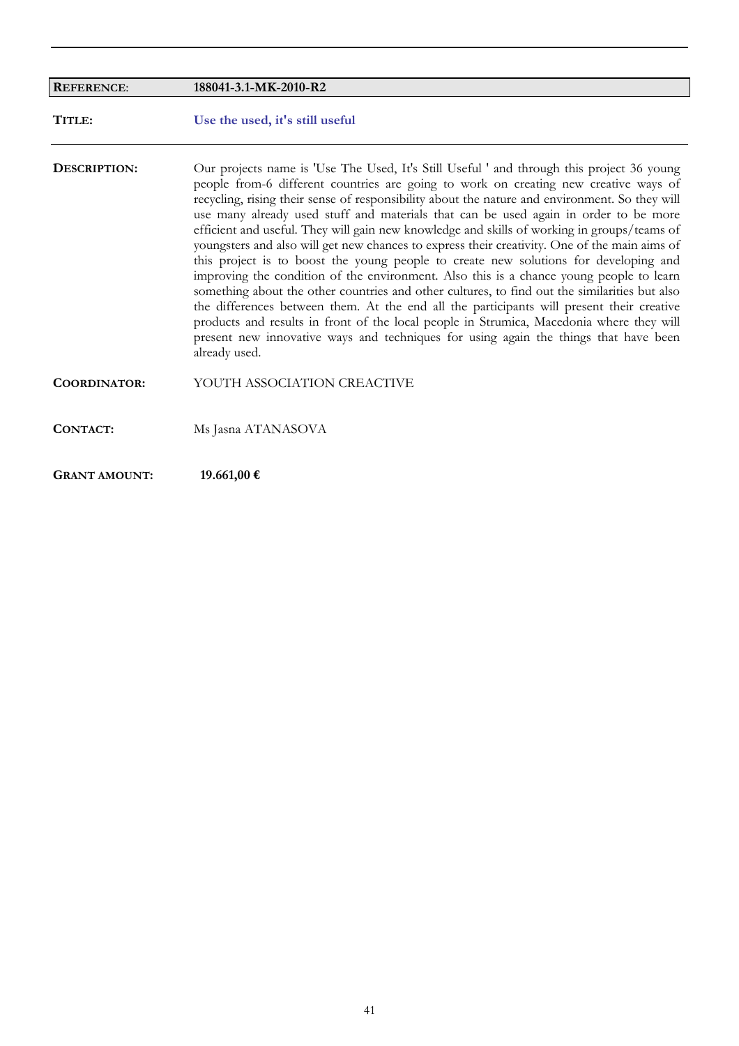| **REFERENCE**: | **188041-3.1-MK-2010-R2** |
|---|---|
| **TITLE:** | **Use the used, it's still useful** |
| **DESCRIPTION:** | Our projects name is 'Use The Used, It's Still Useful ' and through this project 36 young people from-6 different countries are going to work on creating new creative ways of recycling, rising their sense of responsibility about the nature and environment. So they will use many already used stuff and materials that can be used again in order to be more efficient and useful. They will gain new knowledge and skills of working in groups/teams of youngsters and also will get new chances to express their creativity. One of the main aims of this project is to boost the young people to create new solutions for developing and improving the condition of the environment. Also this is a chance young people to learn something about the other countries and other cultures, to find out the similarities but also the differences between them. At the end all the participants will present their creative products and results in front of the local people in Strumica, Macedonia where they will present new innovative ways and techniques for using again the things that have been already used. |
| **COORDINATOR:** | YOUTH ASSOCIATION CREACTIVE |
| **CONTACT:** | Ms Jasna ATANASOVA |
| **GRANT AMOUNT:** | **19.661,00 €** |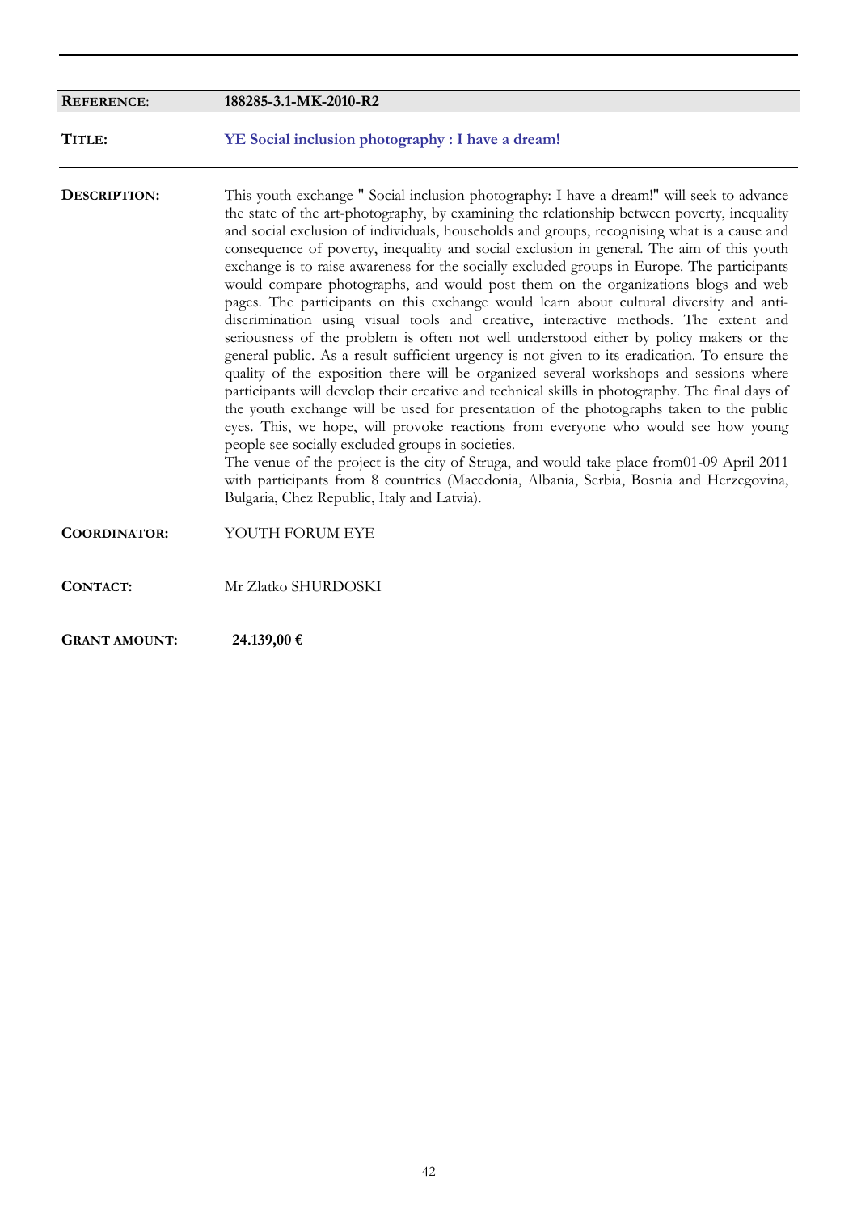| **REFERENCE**: | **188285-3.1-MK-2010-R2** |
| --- | --- |

**TITLE:** **YE Social inclusion photography : I have a dream!**

**DESCRIPTION:** This youth exchange " Social inclusion photography: I have a dream!" will seek to advance the state of the art-photography, by examining the relationship between poverty, inequality and social exclusion of individuals, households and groups, recognising what is a cause and consequence of poverty, inequality and social exclusion in general. The aim of this youth exchange is to raise awareness for the socially excluded groups in Europe. The participants would compare photographs, and would post them on the organizations blogs and web pages. The participants on this exchange would learn about cultural diversity and anti-discrimination using visual tools and creative, interactive methods. The extent and seriousness of the problem is often not well understood either by policy makers or the general public. As a result sufficient urgency is not given to its eradication. To ensure the quality of the exposition there will be organized several workshops and sessions where participants will develop their creative and technical skills in photography. The final days of the youth exchange will be used for presentation of the photographs taken to the public eyes. This, we hope, will provoke reactions from everyone who would see how young people see socially excluded groups in societies.
The venue of the project is the city of Struga, and would take place from01-09 April 2011 with participants from 8 countries (Macedonia, Albania, Serbia, Bosnia and Herzegovina, Bulgaria, Chez Republic, Italy and Latvia).

**COORDINATOR:** YOUTH FORUM EYE

**CONTACT:** Mr Zlatko SHURDOSKI

**GRANT AMOUNT:** **24.139,00 €**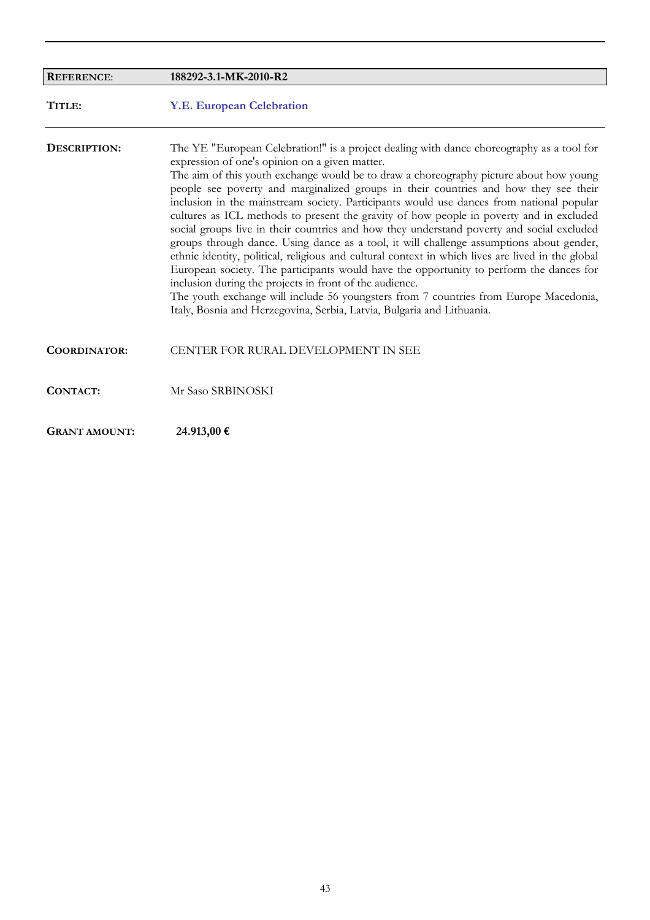| | |
|---|---|
| **REFERENCE**: | **188292-3.1-MK-2010-R2** |
| **TITLE:** | **Y.E. European Celebration** |

**DESCRIPTION:**

The YE "European Celebration!" is a project dealing with dance choreography as a tool for expression of one's opinion on a given matter.
The aim of this youth exchange would be to draw a choreography picture about how young people see poverty and marginalized groups in their countries and how they see their inclusion in the mainstream society. Participants would use dances from national popular cultures as ICL methods to present the gravity of how people in poverty and in excluded social groups live in their countries and how they understand poverty and social excluded groups through dance. Using dance as a tool, it will challenge assumptions about gender, ethnic identity, political, religious and cultural context in which lives are lived in the global European society. The participants would have the opportunity to perform the dances for inclusion during the projects in front of the audience.
The youth exchange will include 56 youngsters from 7 countries from Europe Macedonia, Italy, Bosnia and Herzegovina, Serbia, Latvia, Bulgaria and Lithuania.

**COORDINATOR:** CENTER FOR RURAL DEVELOPMENT IN SEE

**CONTACT:** Mr Saso SRBINOSKI

**GRANT AMOUNT:** **24.913,00 €**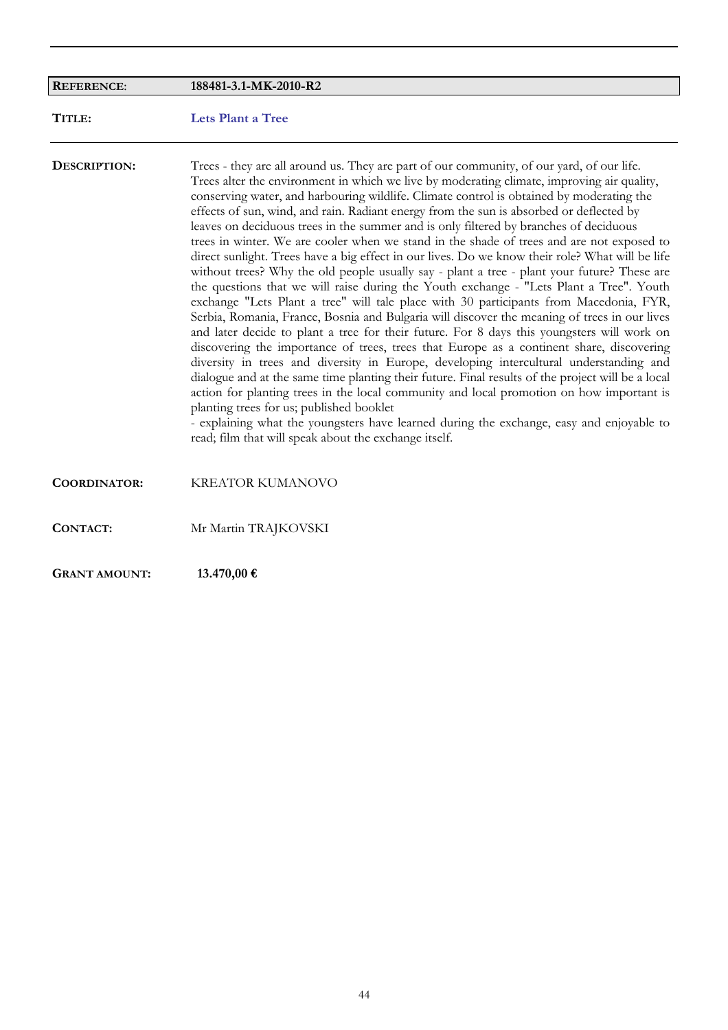| | |
|---|---|
| **REFERENCE**: | **188481-3.1-MK-2010-R2** |
| **TITLE:** | **Lets Plant a Tree** |
| **DESCRIPTION:** | Trees - they are all around us. They are part of our community, of our yard, of our life. Trees alter the environment in which we live by moderating climate, improving air quality, conserving water, and harbouring wildlife. Climate control is obtained by moderating the effects of sun, wind, and rain. Radiant energy from the sun is absorbed or deflected by leaves on deciduous trees in the summer and is only filtered by branches of deciduous trees in winter. We are cooler when we stand in the shade of trees and are not exposed to direct sunlight. Trees have a big effect in our lives. Do we know their role? What will be life without trees? Why the old people usually say - plant a tree - plant your future? These are the questions that we will raise during the Youth exchange - "Lets Plant a Tree". Youth exchange "Lets Plant a tree" will tale place with 30 participants from Macedonia, FYR, Serbia, Romania, France, Bosnia and Bulgaria will discover the meaning of trees in our lives and later decide to plant a tree for their future. For 8 days this youngsters will work on discovering the importance of trees, trees that Europe as a continent share, discovering diversity in trees and diversity in Europe, developing intercultural understanding and dialogue and at the same time planting their future. Final results of the project will be a local action for planting trees in the local community and local promotion on how important is planting trees for us; published booklet<br>- explaining what the youngsters have learned during the exchange, easy and enjoyable to read; film that will speak about the exchange itself. |
| **COORDINATOR:** | KREATOR KUMANOVO |
| **CONTACT:** | Mr Martin TRAJKOVSKI |
| **GRANT AMOUNT:** | **13.470,00 €** |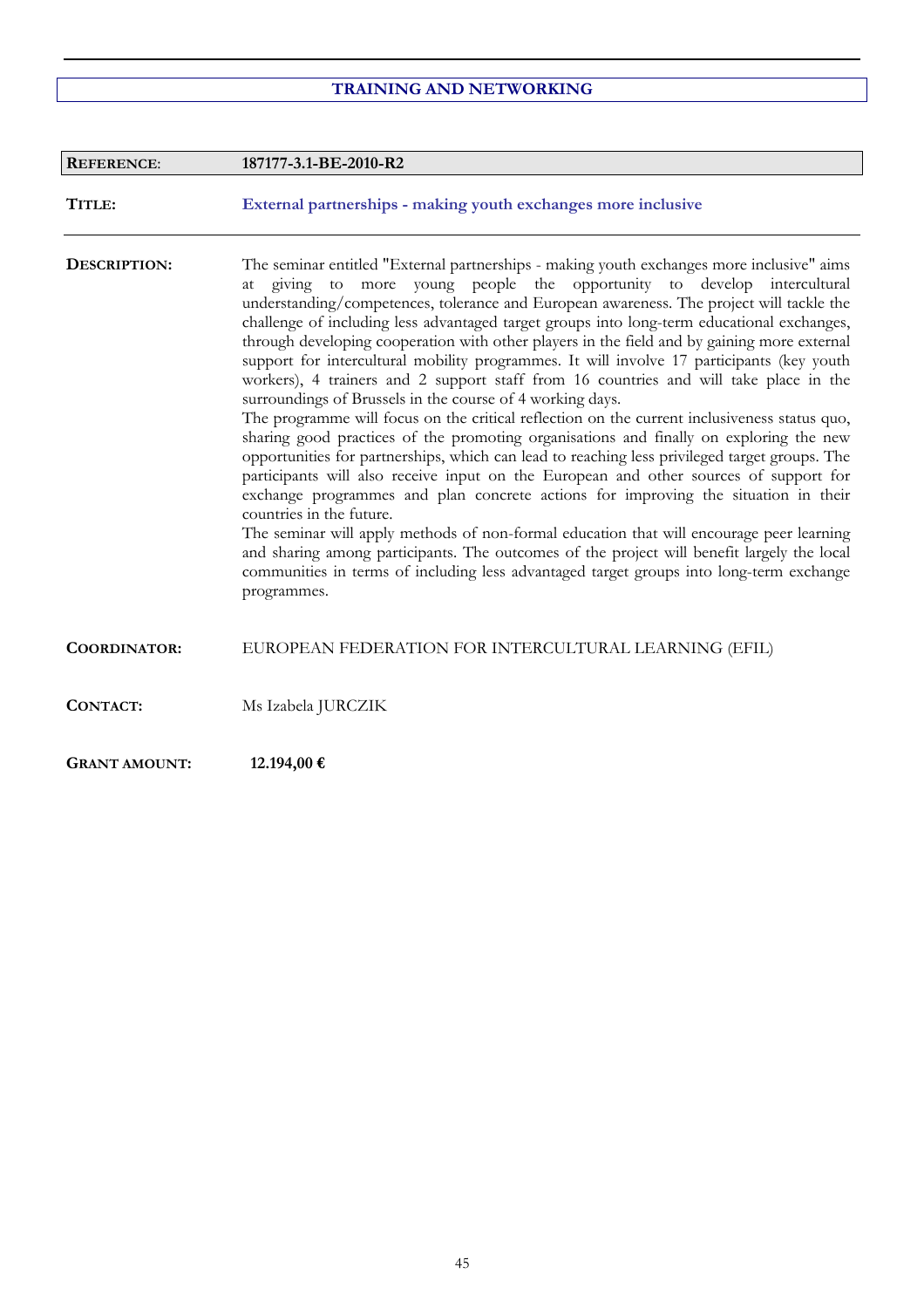## TRAINING AND NETWORKING

| **REFERENCE**: | **187177-3.1-BE-2010-R2** |
|---|---|

**TITLE:** **External partnerships - making youth exchanges more inclusive**

**DESCRIPTION:** The seminar entitled "External partnerships - making youth exchanges more inclusive" aims at giving to more young people the opportunity to develop intercultural understanding/competences, tolerance and European awareness. The project will tackle the challenge of including less advantaged target groups into long-term educational exchanges, through developing cooperation with other players in the field and by gaining more external support for intercultural mobility programmes. It will involve 17 participants (key youth workers), 4 trainers and 2 support staff from 16 countries and will take place in the surroundings of Brussels in the course of 4 working days.
The programme will focus on the critical reflection on the current inclusiveness status quo, sharing good practices of the promoting organisations and finally on exploring the new opportunities for partnerships, which can lead to reaching less privileged target groups. The participants will also receive input on the European and other sources of support for exchange programmes and plan concrete actions for improving the situation in their countries in the future.
The seminar will apply methods of non-formal education that will encourage peer learning and sharing among participants. The outcomes of the project will benefit largely the local communities in terms of including less advantaged target groups into long-term exchange programmes.

**COORDINATOR:** EUROPEAN FEDERATION FOR INTERCULTURAL LEARNING (EFIL)

**CONTACT:** Ms Izabela JURCZIK

**GRANT AMOUNT:** **12.194,00 €**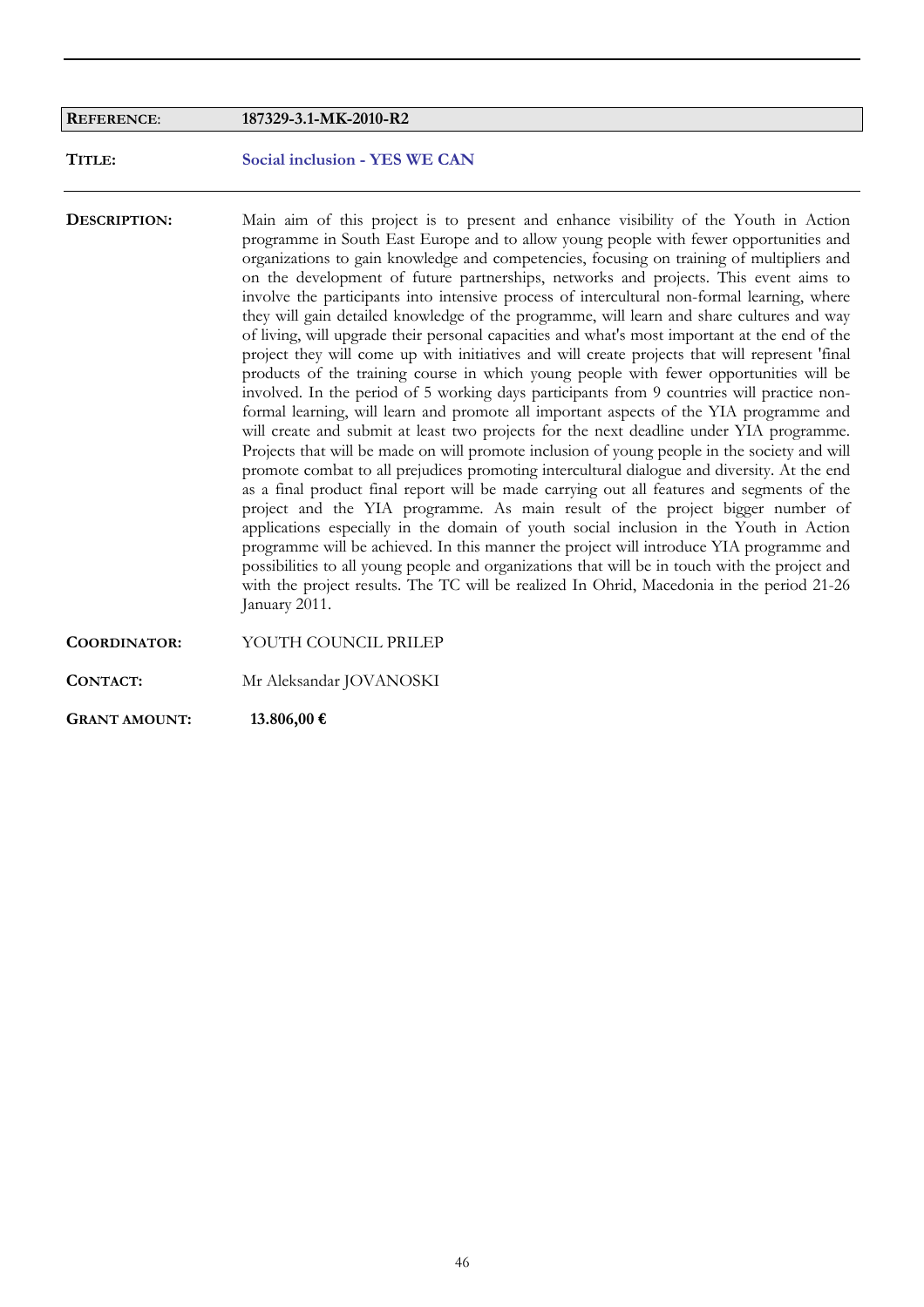| **REFERENCE**: | **187329-3.1-MK-2010-R2** |
|---|---|
| **TITLE:** | **Social inclusion - YES WE CAN** |
| **DESCRIPTION:** | Main aim of this project is to present and enhance visibility of the Youth in Action programme in South East Europe and to allow young people with fewer opportunities and organizations to gain knowledge and competencies, focusing on training of multipliers and on the development of future partnerships, networks and projects. This event aims to involve the participants into intensive process of intercultural non-formal learning, where they will gain detailed knowledge of the programme, will learn and share cultures and way of living, will upgrade their personal capacities and what's most important at the end of the project they will come up with initiatives and will create projects that will represent 'final products of the training course in which young people with fewer opportunities will be involved. In the period of 5 working days participants from 9 countries will practice non-formal learning, will learn and promote all important aspects of the YIA programme and will create and submit at least two projects for the next deadline under YIA programme. Projects that will be made on will promote inclusion of young people in the society and will promote combat to all prejudices promoting intercultural dialogue and diversity. At the end as a final product final report will be made carrying out all features and segments of the project and the YIA programme. As main result of the project bigger number of applications especially in the domain of youth social inclusion in the Youth in Action programme will be achieved. In this manner the project will introduce YIA programme and possibilities to all young people and organizations that will be in touch with the project and with the project results. The TC will be realized In Ohrid, Macedonia in the period 21-26 January 2011. |
| **COORDINATOR:** | YOUTH COUNCIL PRILEP |
| **CONTACT:** | Mr Aleksandar JOVANOSKI |
| **GRANT AMOUNT:** | **13.806,00 €** |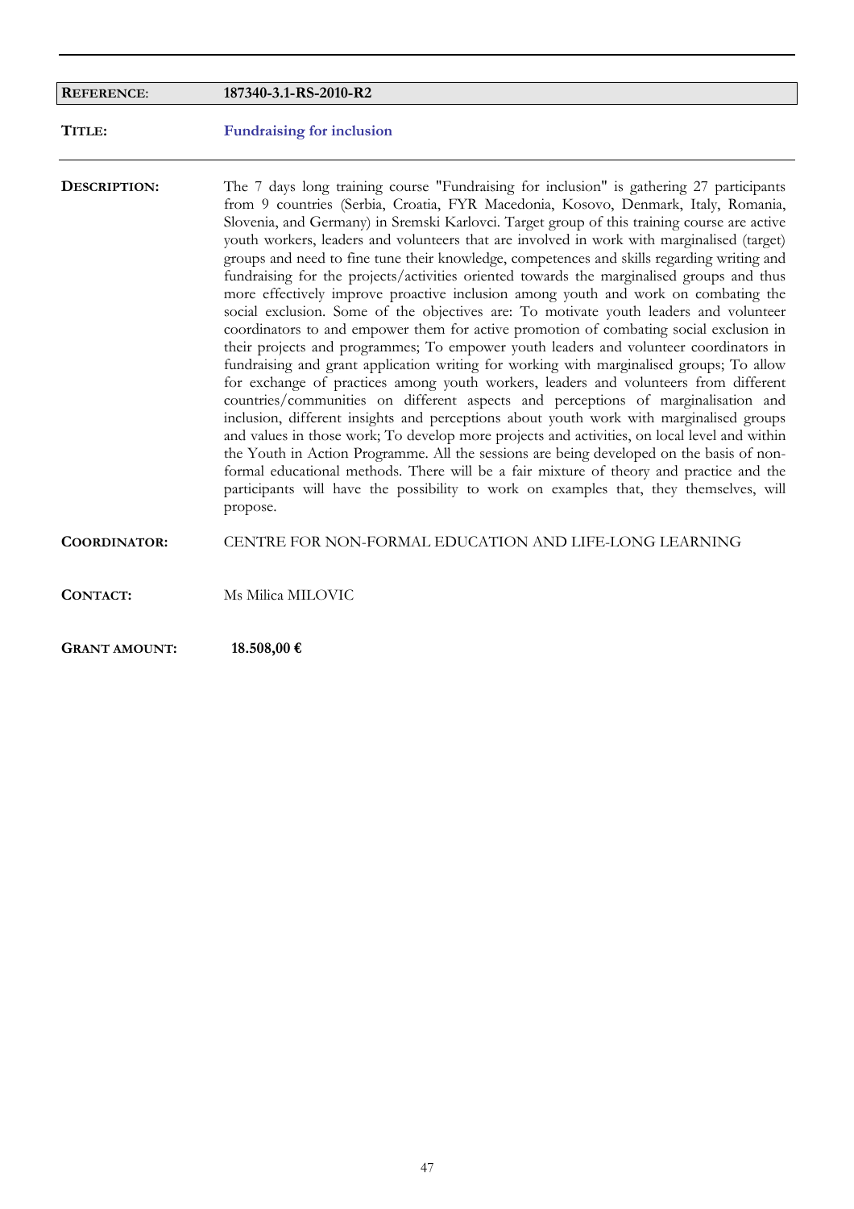| **REFERENCE**: | **187340-3.1-RS-2010-R2** |
|---|---|

**TITLE:** **Fundraising for inclusion**

**DESCRIPTION:** The 7 days long training course "Fundraising for inclusion" is gathering 27 participants from 9 countries (Serbia, Croatia, FYR Macedonia, Kosovo, Denmark, Italy, Romania, Slovenia, and Germany) in Sremski Karlovci. Target group of this training course are active youth workers, leaders and volunteers that are involved in work with marginalised (target) groups and need to fine tune their knowledge, competences and skills regarding writing and fundraising for the projects/activities oriented towards the marginalised groups and thus more effectively improve proactive inclusion among youth and work on combating the social exclusion. Some of the objectives are: To motivate youth leaders and volunteer coordinators to and empower them for active promotion of combating social exclusion in their projects and programmes; To empower youth leaders and volunteer coordinators in fundraising and grant application writing for working with marginalised groups; To allow for exchange of practices among youth workers, leaders and volunteers from different countries/communities on different aspects and perceptions of marginalisation and inclusion, different insights and perceptions about youth work with marginalised groups and values in those work; To develop more projects and activities, on local level and within the Youth in Action Programme. All the sessions are being developed on the basis of non-formal educational methods. There will be a fair mixture of theory and practice and the participants will have the possibility to work on examples that, they themselves, will propose.

**COORDINATOR:** CENTRE FOR NON-FORMAL EDUCATION AND LIFE-LONG LEARNING

**CONTACT:** Ms Milica MILOVIC

**GRANT AMOUNT:** **18.508,00 €**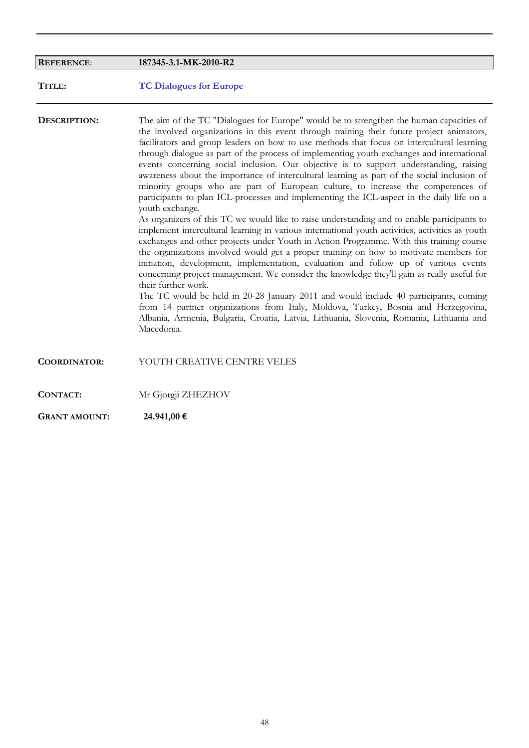| **REFERENCE**: | **187345-3.1-MK-2010-R2** |
|---|---|

**TITLE:** **TC Dialogues for Europe**

**DESCRIPTION:**

The aim of the TC "Dialogues for Europe" would be to strengthen the human capacities of the involved organizations in this event through training their future project animators, facilitators and group leaders on how to use methods that focus on intercultural learning through dialogue as part of the process of implementing youth exchanges and international events concerning social inclusion. Our objective is to support understanding, raising awareness about the importance of intercultural learning as part of the social inclusion of minority groups who are part of European culture, to increase the competences of participants to plan ICL-processes and implementing the ICL-aspect in the daily life on a youth exchange.
As organizers of this TC we would like to raise understanding and to enable participants to implement intercultural learning in various international youth activities, activities as youth exchanges and other projects under Youth in Action Programme. With this training course the organizations involved would get a proper training on how to motivate members for initiation, development, implementation, evaluation and follow up of various events concerning project management. We consider the knowledge they'll gain as really useful for their further work.
The TC would be held in 20-28 January 2011 and would include 40 participants, coming from 14 partner organizations from Italy, Moldova, Turkey, Bosnia and Herzegovina, Albania, Armenia, Bulgaria, Croatia, Latvia, Lithuania, Slovenia, Romania, Lithuania and Macedonia.

**COORDINATOR:** YOUTH CREATIVE CENTRE VELES

**CONTACT:** Mr Gjorgji ZHEZHOV

**GRANT AMOUNT:** **24.941,00 €**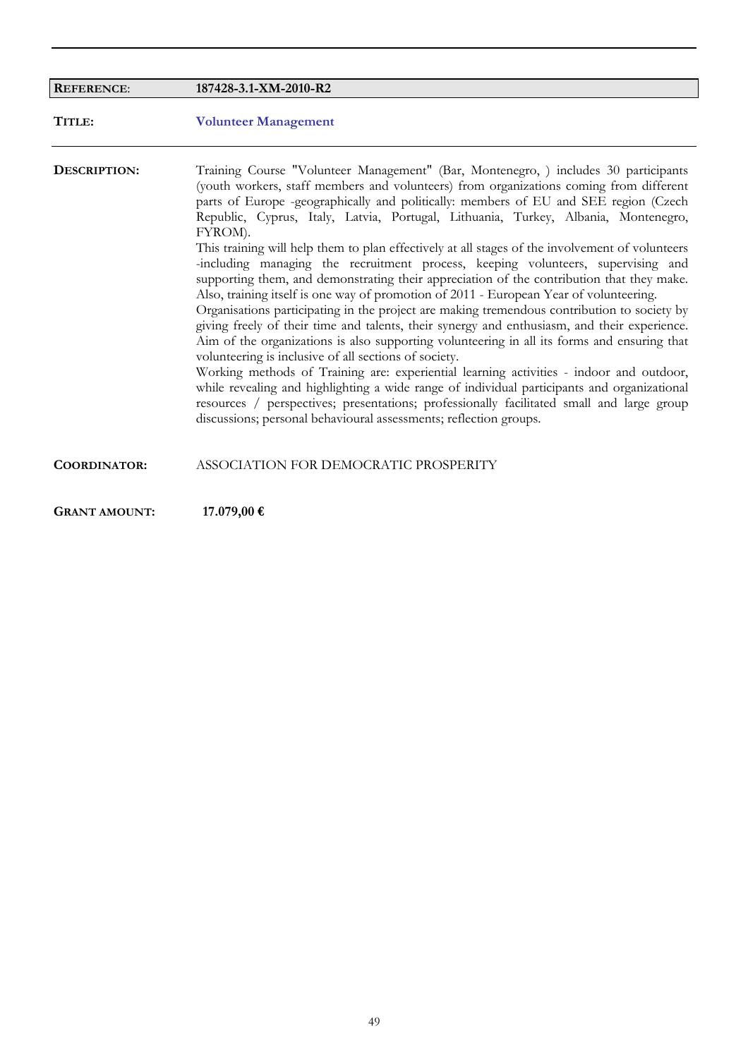| **REFERENCE**: | **187428-3.1-XM-2010-R2** |
|---|---|
| **TITLE:** | **Volunteer Management** |

**DESCRIPTION:**

Training Course "Volunteer Management" (Bar, Montenegro, ) includes 30 participants (youth workers, staff members and volunteers) from organizations coming from different parts of Europe -geographically and politically: members of EU and SEE region (Czech Republic, Cyprus, Italy, Latvia, Portugal, Lithuania, Turkey, Albania, Montenegro, FYROM).

This training will help them to plan effectively at all stages of the involvement of volunteers -including managing the recruitment process, keeping volunteers, supervising and supporting them, and demonstrating their appreciation of the contribution that they make. Also, training itself is one way of promotion of 2011 - European Year of volunteering.

Organisations participating in the project are making tremendous contribution to society by giving freely of their time and talents, their synergy and enthusiasm, and their experience. Aim of the organizations is also supporting volunteering in all its forms and ensuring that volunteering is inclusive of all sections of society.

Working methods of Training are: experiential learning activities - indoor and outdoor, while revealing and highlighting a wide range of individual participants and organizational resources / perspectives; presentations; professionally facilitated small and large group discussions; personal behavioural assessments; reflection groups.

**COORDINATOR:** ASSOCIATION FOR DEMOCRATIC PROSPERITY

**GRANT AMOUNT:** **17.079,00 €**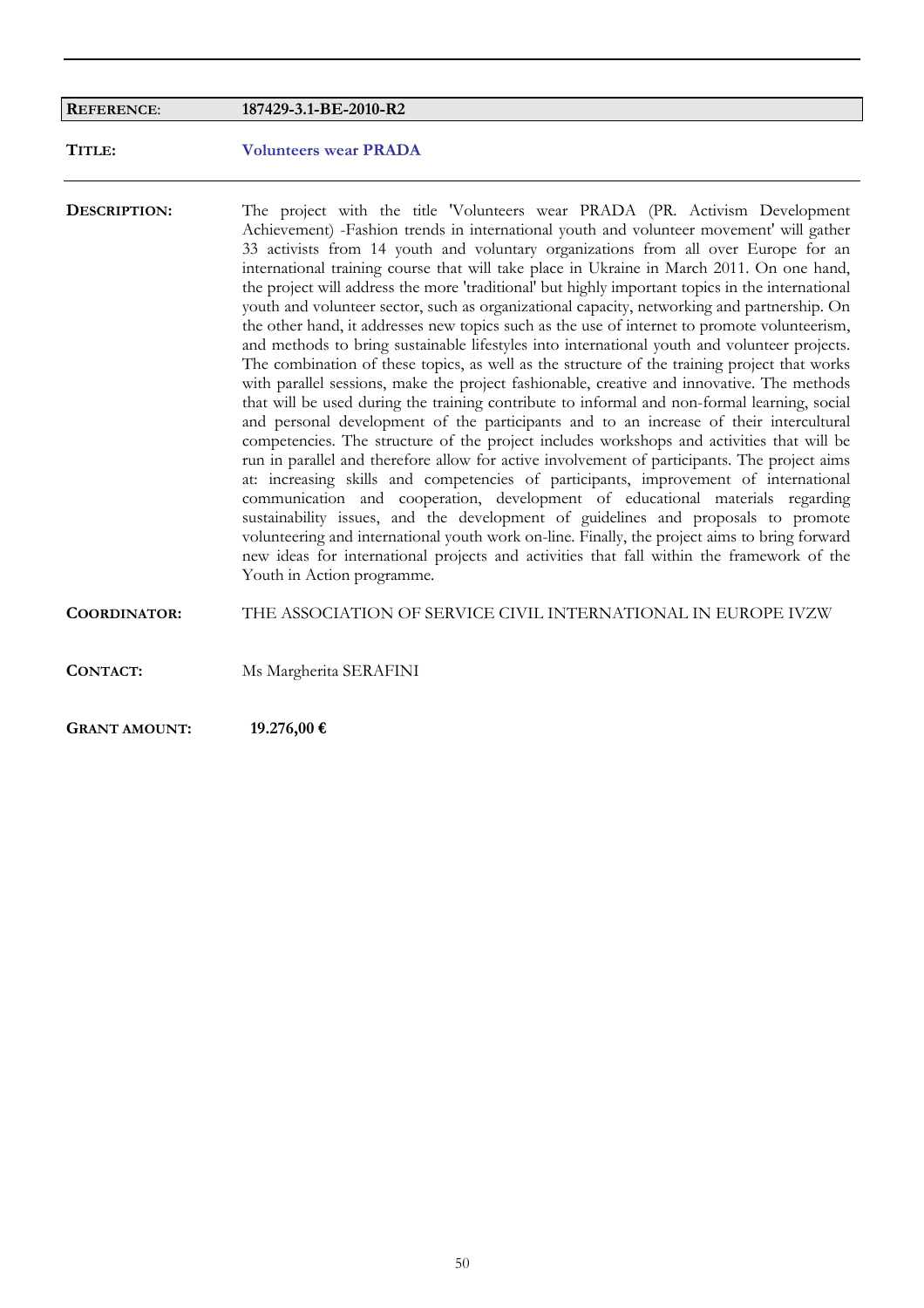| **REFERENCE**: | **187429-3.1-BE-2010-R2** |
|---|---|
| **TITLE:** | **Volunteers wear PRADA** |
| **DESCRIPTION:** | The project with the title 'Volunteers wear PRADA (PR. Activism Development Achievement) -Fashion trends in international youth and volunteer movement' will gather 33 activists from 14 youth and voluntary organizations from all over Europe for an international training course that will take place in Ukraine in March 2011. On one hand, the project will address the more 'traditional' but highly important topics in the international youth and volunteer sector, such as organizational capacity, networking and partnership. On the other hand, it addresses new topics such as the use of internet to promote volunteerism, and methods to bring sustainable lifestyles into international youth and volunteer projects. The combination of these topics, as well as the structure of the training project that works with parallel sessions, make the project fashionable, creative and innovative. The methods that will be used during the training contribute to informal and non-formal learning, social and personal development of the participants and to an increase of their intercultural competencies. The structure of the project includes workshops and activities that will be run in parallel and therefore allow for active involvement of participants. The project aims at: increasing skills and competencies of participants, improvement of international communication and cooperation, development of educational materials regarding sustainability issues, and the development of guidelines and proposals to promote volunteering and international youth work on-line. Finally, the project aims to bring forward new ideas for international projects and activities that fall within the framework of the Youth in Action programme. |
| **COORDINATOR:** | THE ASSOCIATION OF SERVICE CIVIL INTERNATIONAL IN EUROPE IVZW |
| **CONTACT:** | Ms Margherita SERAFINI |
| **GRANT AMOUNT:** | **19.276,00 €** |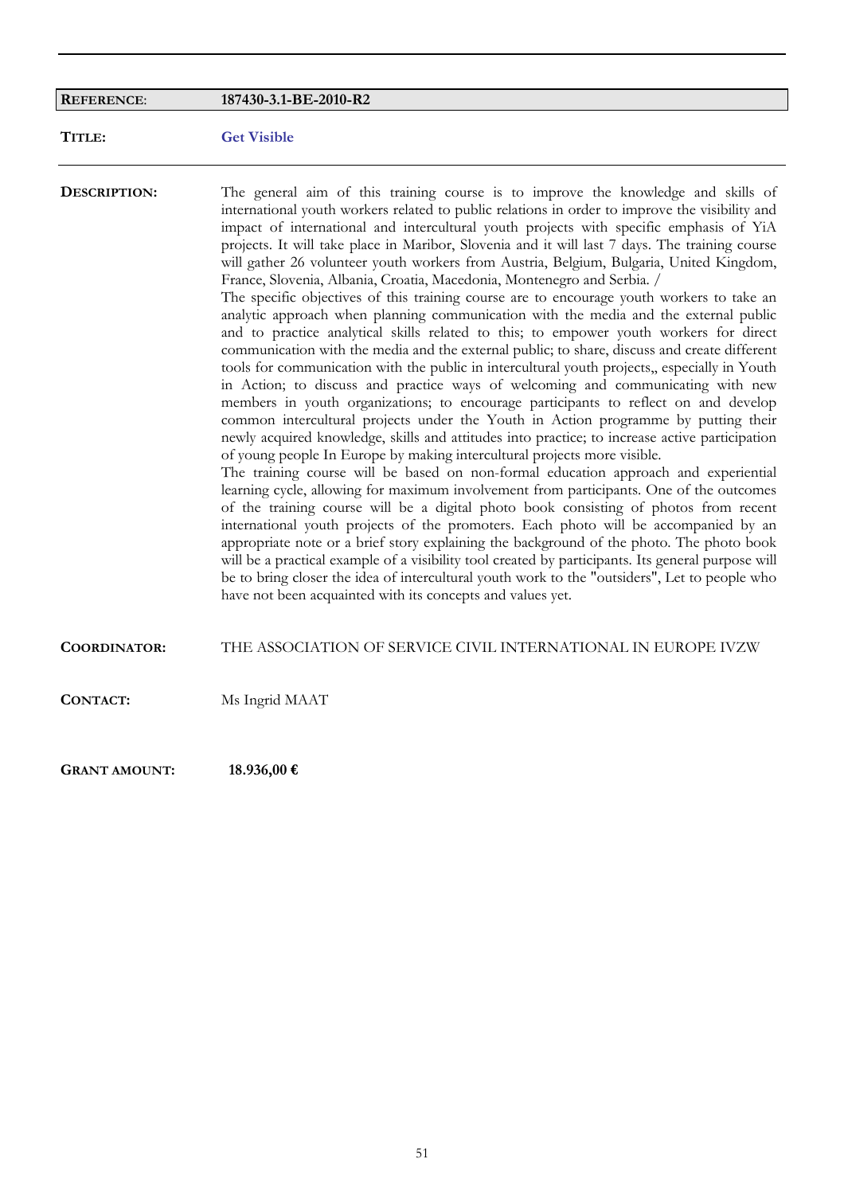**REFERENCE**: **187430-3.1-BE-2010-R2**

**TITLE:** **Get Visible**

---

**DESCRIPTION:**

The general aim of this training course is to improve the knowledge and skills of international youth workers related to public relations in order to improve the visibility and impact of international and intercultural youth projects with specific emphasis of YiA projects. It will take place in Maribor, Slovenia and it will last 7 days. The training course will gather 26 volunteer youth workers from Austria, Belgium, Bulgaria, United Kingdom, France, Slovenia, Albania, Croatia, Macedonia, Montenegro and Serbia. /
The specific objectives of this training course are to encourage youth workers to take an analytic approach when planning communication with the media and the external public and to practice analytical skills related to this; to empower youth workers for direct communication with the media and the external public; to share, discuss and create different tools for communication with the public in intercultural youth projects,, especially in Youth in Action; to discuss and practice ways of welcoming and communicating with new members in youth organizations; to encourage participants to reflect on and develop common intercultural projects under the Youth in Action programme by putting their newly acquired knowledge, skills and attitudes into practice; to increase active participation of young people In Europe by making intercultural projects more visible.
The training course will be based on non-formal education approach and experiential learning cycle, allowing for maximum involvement from participants. One of the outcomes of the training course will be a digital photo book consisting of photos from recent international youth projects of the promoters. Each photo will be accompanied by an appropriate note or a brief story explaining the background of the photo. The photo book will be a practical example of a visibility tool created by participants. Its general purpose will be to bring closer the idea of intercultural youth work to the "outsiders", Let to people who have not been acquainted with its concepts and values yet.

**COORDINATOR:** THE ASSOCIATION OF SERVICE CIVIL INTERNATIONAL IN EUROPE IVZW

**CONTACT:** Ms Ingrid MAAT

**GRANT AMOUNT:** **18.936,00 €**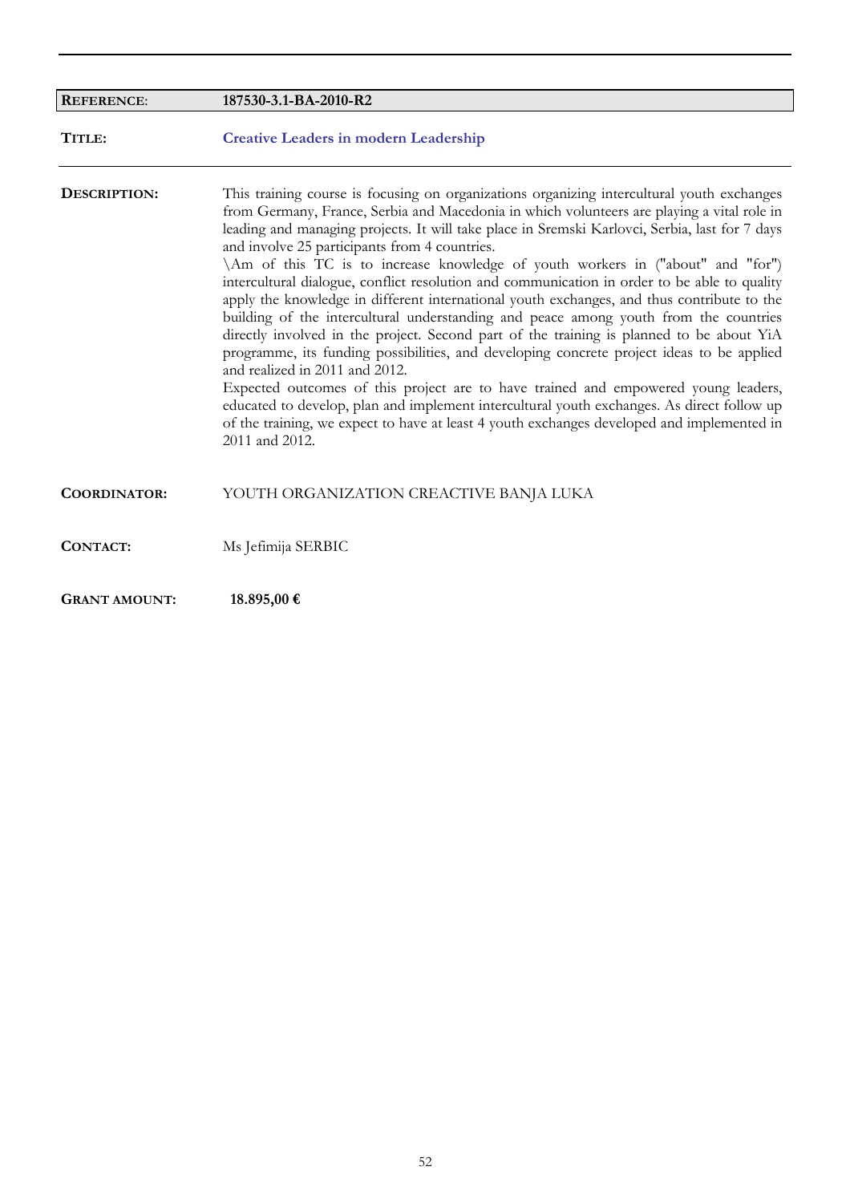| **REFERENCE**: | **187530-3.1-BA-2010-R2** |
|---|---|
| **TITLE:** | **Creative Leaders in modern Leadership** |
| **DESCRIPTION:** | This training course is focusing on organizations organizing intercultural youth exchanges from Germany, France, Serbia and Macedonia in which volunteers are playing a vital role in leading and managing projects. It will take place in Sremski Karlovci, Serbia, last for 7 days and involve 25 participants from 4 countries.<br>\Am of this TC is to increase knowledge of youth workers in ("about" and "for") intercultural dialogue, conflict resolution and communication in order to be able to quality apply the knowledge in different international youth exchanges, and thus contribute to the building of the intercultural understanding and peace among youth from the countries directly involved in the project. Second part of the training is planned to be about YiA programme, its funding possibilities, and developing concrete project ideas to be applied and realized in 2011 and 2012.<br>Expected outcomes of this project are to have trained and empowered young leaders, educated to develop, plan and implement intercultural youth exchanges. As direct follow up of the training, we expect to have at least 4 youth exchanges developed and implemented in 2011 and 2012. |
| **COORDINATOR:** | YOUTH ORGANIZATION CREACTIVE BANJA LUKA |
| **CONTACT:** | Ms Jefimija SERBIC |
| **GRANT AMOUNT:** | **18.895,00 €** |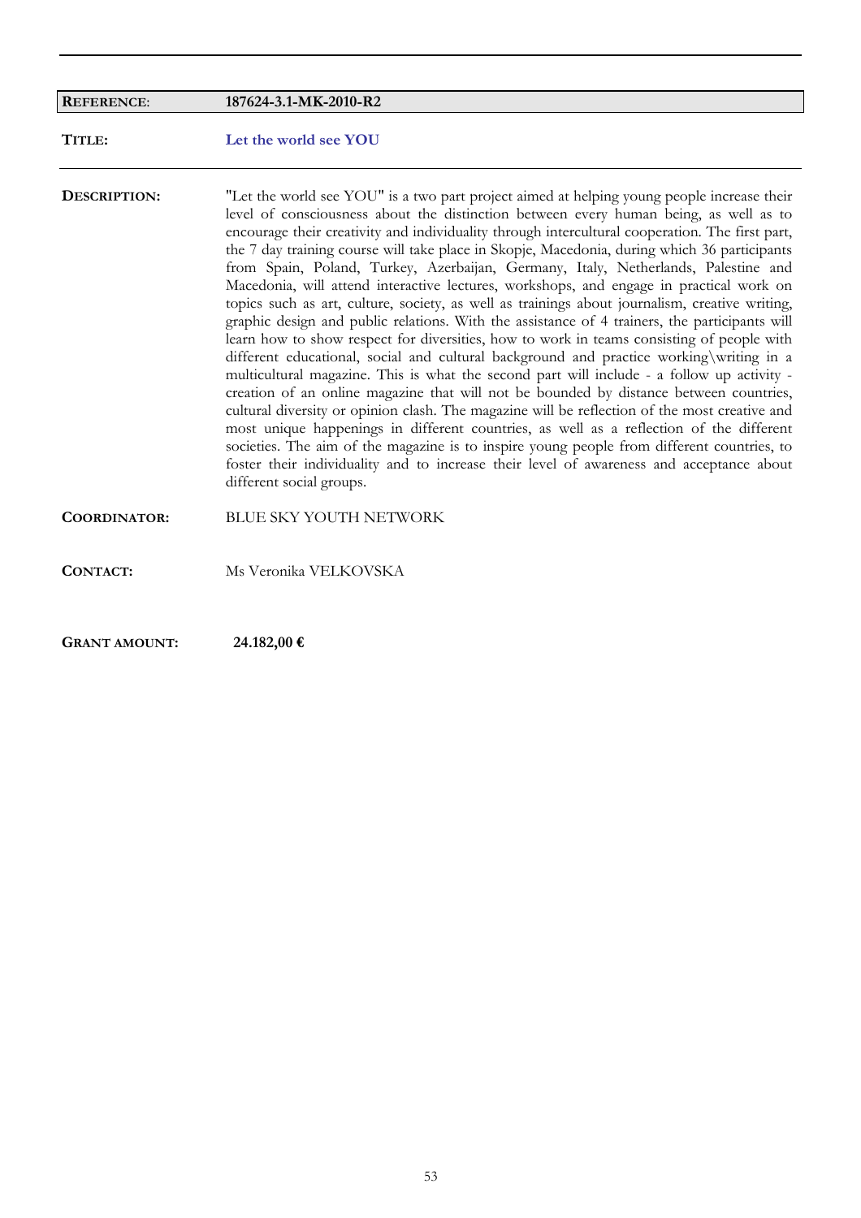**REFERENCE**: **187624-3.1-MK-2010-R2**

**TITLE:** **Let the world see YOU**

**DESCRIPTION:** "Let the world see YOU" is a two part project aimed at helping young people increase their level of consciousness about the distinction between every human being, as well as to encourage their creativity and individuality through intercultural cooperation. The first part, the 7 day training course will take place in Skopje, Macedonia, during which 36 participants from Spain, Poland, Turkey, Azerbaijan, Germany, Italy, Netherlands, Palestine and Macedonia, will attend interactive lectures, workshops, and engage in practical work on topics such as art, culture, society, as well as trainings about journalism, creative writing, graphic design and public relations. With the assistance of 4 trainers, the participants will learn how to show respect for diversities, how to work in teams consisting of people with different educational, social and cultural background and practice working\writing in a multicultural magazine. This is what the second part will include - a follow up activity - creation of an online magazine that will not be bounded by distance between countries, cultural diversity or opinion clash. The magazine will be reflection of the most creative and most unique happenings in different countries, as well as a reflection of the different societies. The aim of the magazine is to inspire young people from different countries, to foster their individuality and to increase their level of awareness and acceptance about different social groups.

**COORDINATOR:** BLUE SKY YOUTH NETWORK

**CONTACT:** Ms Veronika VELKOVSKA

**GRANT AMOUNT:** **24.182,00 €**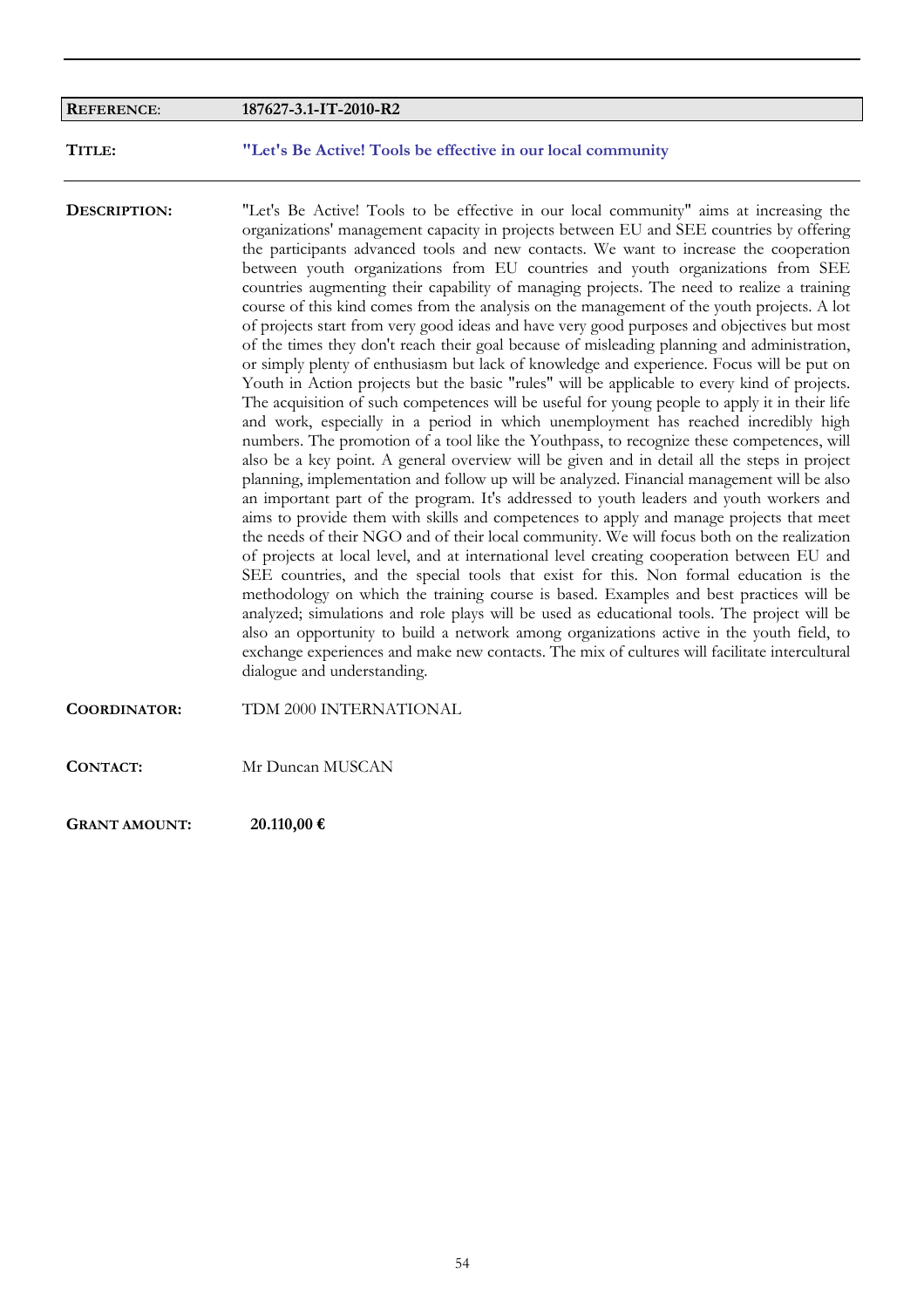| **REFERENCE**: | **187627-3.1-IT-2010-R2** |
|---|---|

**TITLE:** **"Let's Be Active! Tools be effective in our local community**

**DESCRIPTION:** "Let's Be Active! Tools to be effective in our local community" aims at increasing the organizations' management capacity in projects between EU and SEE countries by offering the participants advanced tools and new contacts. We want to increase the cooperation between youth organizations from EU countries and youth organizations from SEE countries augmenting their capability of managing projects. The need to realize a training course of this kind comes from the analysis on the management of the youth projects. A lot of projects start from very good ideas and have very good purposes and objectives but most of the times they don't reach their goal because of misleading planning and administration, or simply plenty of enthusiasm but lack of knowledge and experience. Focus will be put on Youth in Action projects but the basic "rules" will be applicable to every kind of projects. The acquisition of such competences will be useful for young people to apply it in their life and work, especially in a period in which unemployment has reached incredibly high numbers. The promotion of a tool like the Youthpass, to recognize these competences, will also be a key point. A general overview will be given and in detail all the steps in project planning, implementation and follow up will be analyzed. Financial management will be also an important part of the program. It's addressed to youth leaders and youth workers and aims to provide them with skills and competences to apply and manage projects that meet the needs of their NGO and of their local community. We will focus both on the realization of projects at local level, and at international level creating cooperation between EU and SEE countries, and the special tools that exist for this. Non formal education is the methodology on which the training course is based. Examples and best practices will be analyzed; simulations and role plays will be used as educational tools. The project will be also an opportunity to build a network among organizations active in the youth field, to exchange experiences and make new contacts. The mix of cultures will facilitate intercultural dialogue and understanding.

**COORDINATOR:** TDM 2000 INTERNATIONAL

**CONTACT:** Mr Duncan MUSCAN

**GRANT AMOUNT:** **20.110,00 €**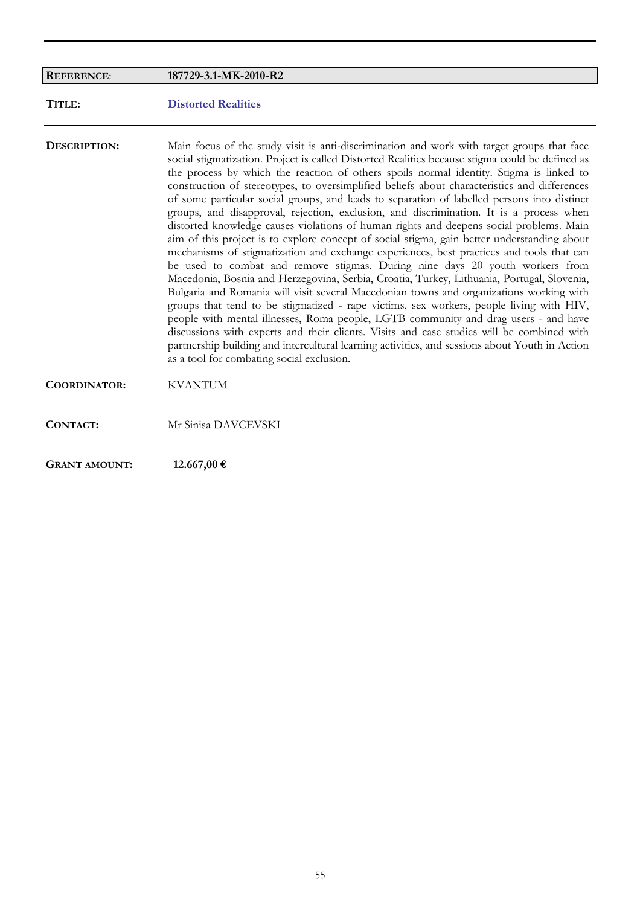**REFERENCE**: **187729-3.1-MK-2010-R2**

**TITLE:** **Distorted Realities**

**DESCRIPTION:** Main focus of the study visit is anti-discrimination and work with target groups that face social stigmatization. Project is called Distorted Realities because stigma could be defined as the process by which the reaction of others spoils normal identity. Stigma is linked to construction of stereotypes, to oversimplified beliefs about characteristics and differences of some particular social groups, and leads to separation of labelled persons into distinct groups, and disapproval, rejection, exclusion, and discrimination. It is a process when distorted knowledge causes violations of human rights and deepens social problems. Main aim of this project is to explore concept of social stigma, gain better understanding about mechanisms of stigmatization and exchange experiences, best practices and tools that can be used to combat and remove stigmas. During nine days 20 youth workers from Macedonia, Bosnia and Herzegovina, Serbia, Croatia, Turkey, Lithuania, Portugal, Slovenia, Bulgaria and Romania will visit several Macedonian towns and organizations working with groups that tend to be stigmatized - rape victims, sex workers, people living with HIV, people with mental illnesses, Roma people, LGTB community and drag users - and have discussions with experts and their clients. Visits and case studies will be combined with partnership building and intercultural learning activities, and sessions about Youth in Action as a tool for combating social exclusion.

**COORDINATOR:** KVANTUM

**CONTACT:** Mr Sinisa DAVCEVSKI

**GRANT AMOUNT:** **12.667,00 €**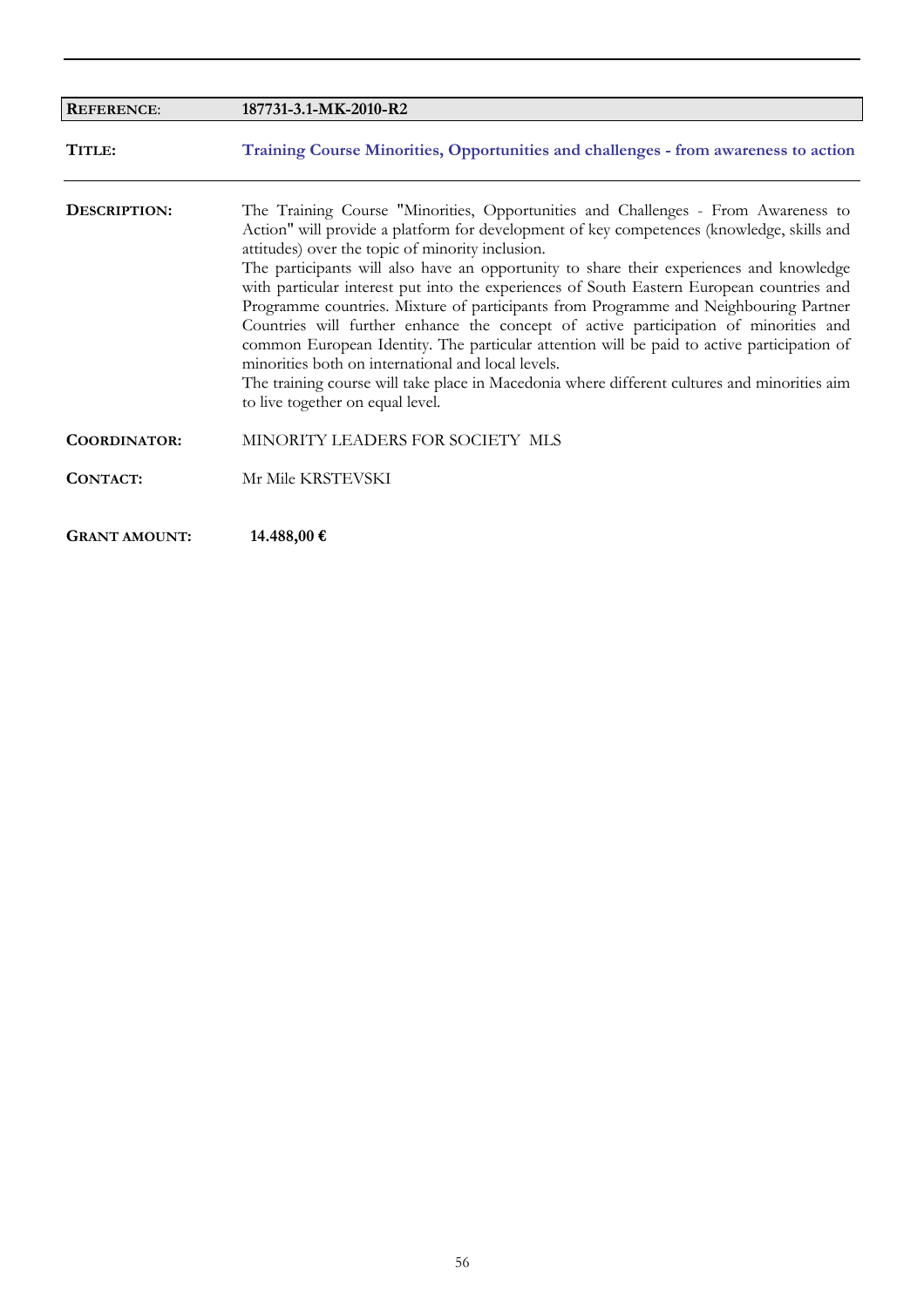| **REFERENCE**: | **187731-3.1-MK-2010-R2** |
|---|---|
| **TITLE:** | **Training Course Minorities, Opportunities and challenges - from awareness to action** |
| **DESCRIPTION:** | The Training Course "Minorities, Opportunities and Challenges - From Awareness to Action" will provide a platform for development of key competences (knowledge, skills and attitudes) over the topic of minority inclusion.<br>The participants will also have an opportunity to share their experiences and knowledge with particular interest put into the experiences of South Eastern European countries and Programme countries. Mixture of participants from Programme and Neighbouring Partner Countries will further enhance the concept of active participation of minorities and common European Identity. The particular attention will be paid to active participation of minorities both on international and local levels.<br>The training course will take place in Macedonia where different cultures and minorities aim to live together on equal level. |
| **COORDINATOR:** | MINORITY LEADERS FOR SOCIETY MLS |
| **CONTACT:** | Mr Mile KRSTEVSKI |
| **GRANT AMOUNT:** | **14.488,00 €** |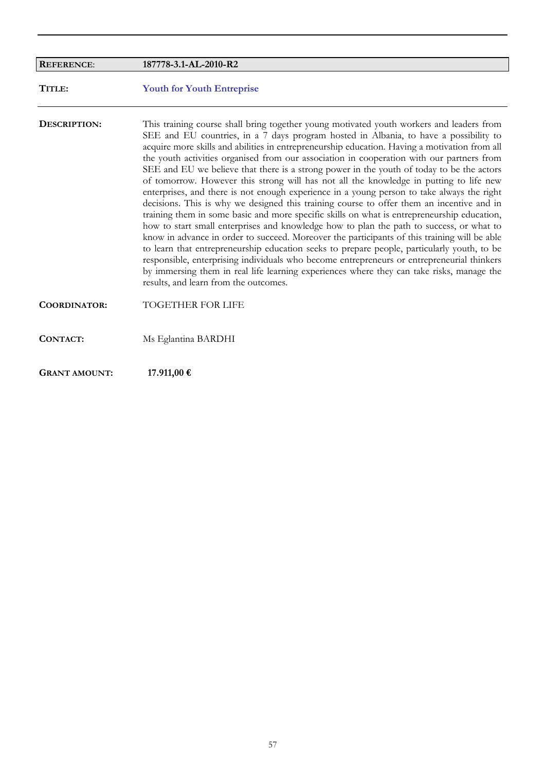| | |
|---|---|
| **REFERENCE:** | **187778-3.1-AL-2010-R2** |
| **TITLE:** | **Youth for Youth Entreprise** |
| **DESCRIPTION:** | This training course shall bring together young motivated youth workers and leaders from SEE and EU countries, in a 7 days program hosted in Albania, to have a possibility to acquire more skills and abilities in entrepreneurship education. Having a motivation from all the youth activities organised from our association in cooperation with our partners from SEE and EU we believe that there is a strong power in the youth of today to be the actors of tomorrow. However this strong will has not all the knowledge in putting to life new enterprises, and there is not enough experience in a young person to take always the right decisions. This is why we designed this training course to offer them an incentive and in training them in some basic and more specific skills on what is entrepreneurship education, how to start small enterprises and knowledge how to plan the path to success, or what to know in advance in order to succeed. Moreover the participants of this training will be able to learn that entrepreneurship education seeks to prepare people, particularly youth, to be responsible, enterprising individuals who become entrepreneurs or entrepreneurial thinkers by immersing them in real life learning experiences where they can take risks, manage the results, and learn from the outcomes. |
| **COORDINATOR:** | TOGETHER FOR LIFE |
| **CONTACT:** | Ms Eglantina BARDHI |
| **GRANT AMOUNT:** | **17.911,00 €** |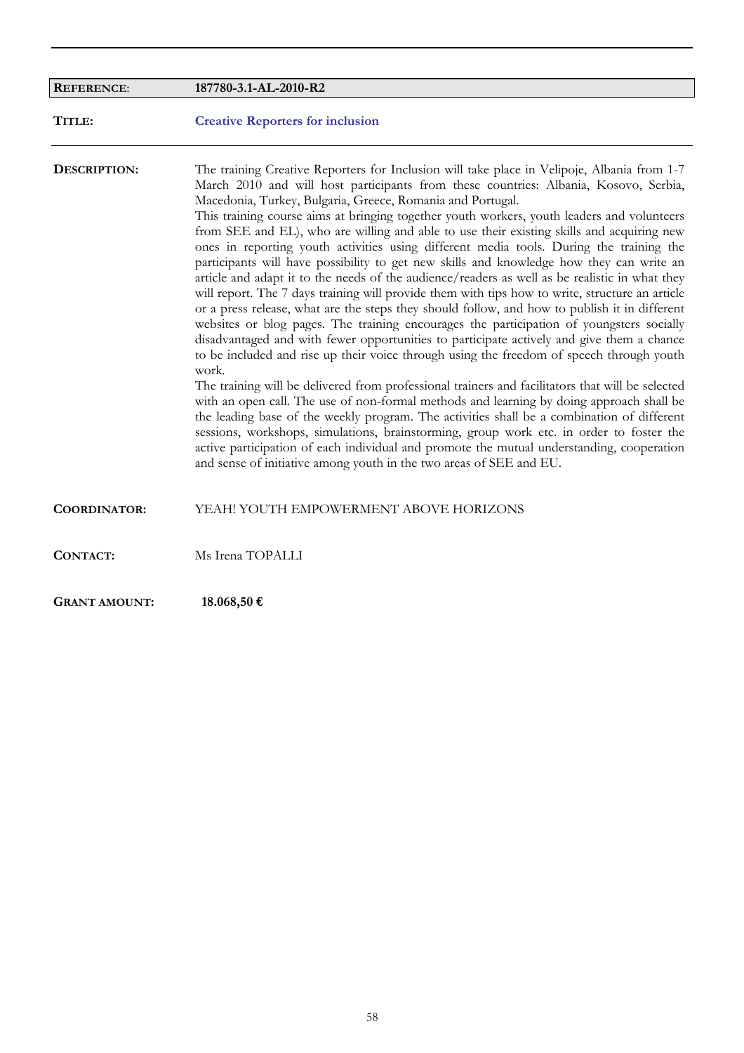| **REFERENCE**: | **187780-3.1-AL-2010-R2** |
|---|---|

**TITLE:** **Creative Reporters for inclusion**

**DESCRIPTION:**

The training Creative Reporters for Inclusion will take place in Velipoje, Albania from 1-7 March 2010 and will host participants from these countries: Albania, Kosovo, Serbia, Macedonia, Turkey, Bulgaria, Greece, Romania and Portugal.

This training course aims at bringing together youth workers, youth leaders and volunteers from SEE and EL), who are willing and able to use their existing skills and acquiring new ones in reporting youth activities using different media tools. During the training the participants will have possibility to get new skills and knowledge how they can write an article and adapt it to the needs of the audience/readers as well as be realistic in what they will report. The 7 days training will provide them with tips how to write, structure an article or a press release, what are the steps they should follow, and how to publish it in different websites or blog pages. The training encourages the participation of youngsters socially disadvantaged and with fewer opportunities to participate actively and give them a chance to be included and rise up their voice through using the freedom of speech through youth work.

The training will be delivered from professional trainers and facilitators that will be selected with an open call. The use of non-formal methods and learning by doing approach shall be the leading base of the weekly program. The activities shall be a combination of different sessions, workshops, simulations, brainstorming, group work etc. in order to foster the active participation of each individual and promote the mutual understanding, cooperation and sense of initiative among youth in the two areas of SEE and EU.

**COORDINATOR:** YEAH! YOUTH EMPOWERMENT ABOVE HORIZONS

**CONTACT:** Ms Irena TOPALLI

**GRANT AMOUNT:** **18.068,50 €**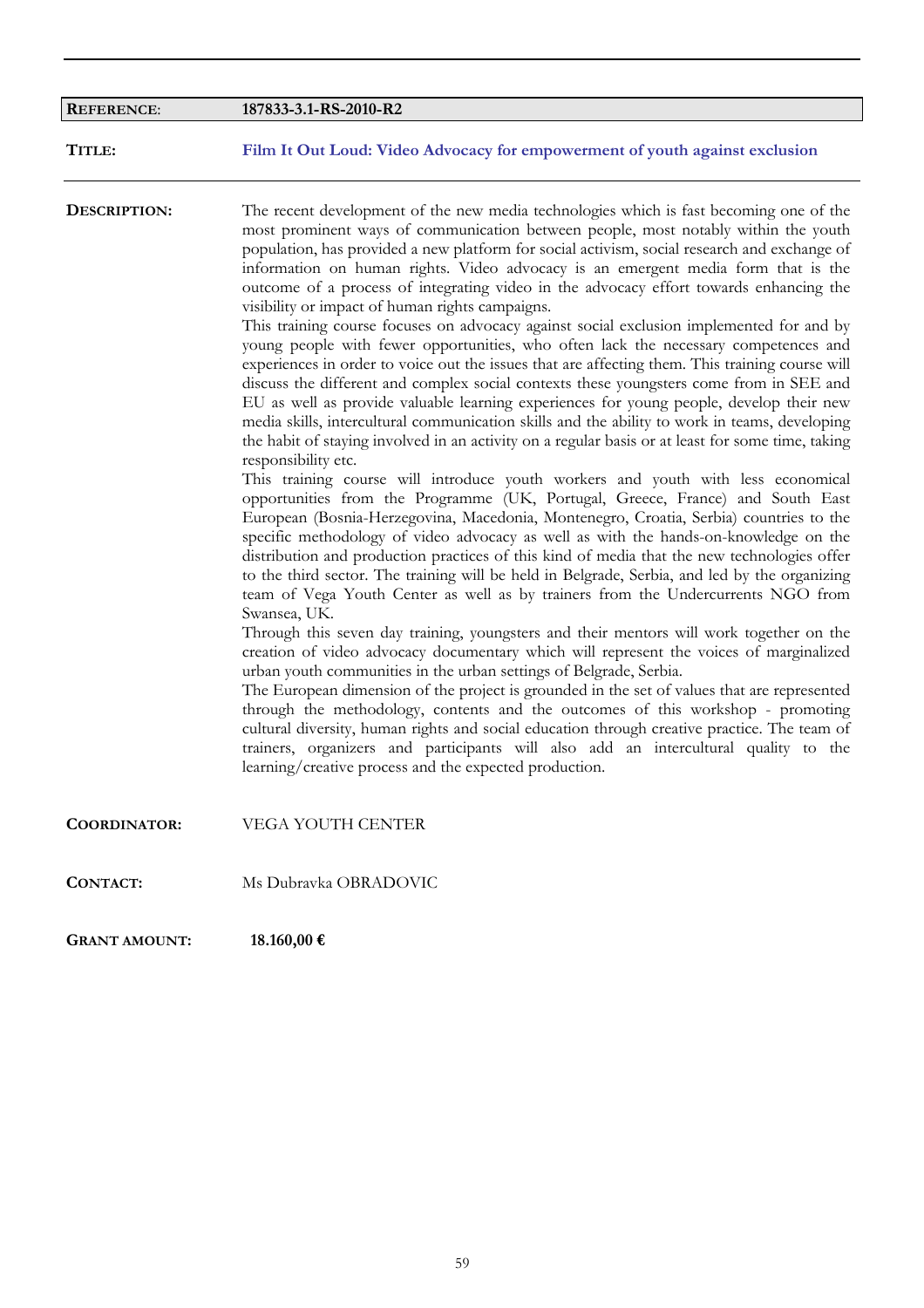**REFERENCE**: **187833-3.1-RS-2010-R2**

**TITLE:** **Film It Out Loud: Video Advocacy for empowerment of youth against exclusion**

**DESCRIPTION:**

The recent development of the new media technologies which is fast becoming one of the most prominent ways of communication between people, most notably within the youth population, has provided a new platform for social activism, social research and exchange of information on human rights. Video advocacy is an emergent media form that is the outcome of a process of integrating video in the advocacy effort towards enhancing the visibility or impact of human rights campaigns.

This training course focuses on advocacy against social exclusion implemented for and by young people with fewer opportunities, who often lack the necessary competences and experiences in order to voice out the issues that are affecting them. This training course will discuss the different and complex social contexts these youngsters come from in SEE and EU as well as provide valuable learning experiences for young people, develop their new media skills, intercultural communication skills and the ability to work in teams, developing the habit of staying involved in an activity on a regular basis or at least for some time, taking responsibility etc.

This training course will introduce youth workers and youth with less economical opportunities from the Programme (UK, Portugal, Greece, France) and South East European (Bosnia-Herzegovina, Macedonia, Montenegro, Croatia, Serbia) countries to the specific methodology of video advocacy as well as with the hands-on-knowledge on the distribution and production practices of this kind of media that the new technologies offer to the third sector. The training will be held in Belgrade, Serbia, and led by the organizing team of Vega Youth Center as well as by trainers from the Undercurrents NGO from Swansea, UK.

Through this seven day training, youngsters and their mentors will work together on the creation of video advocacy documentary which will represent the voices of marginalized urban youth communities in the urban settings of Belgrade, Serbia.

The European dimension of the project is grounded in the set of values that are represented through the methodology, contents and the outcomes of this workshop - promoting cultural diversity, human rights and social education through creative practice. The team of trainers, organizers and participants will also add an intercultural quality to the learning/creative process and the expected production.

**COORDINATOR:** VEGA YOUTH CENTER

**CONTACT:** Ms Dubravka OBRADOVIC

**GRANT AMOUNT:** **18.160,00 €**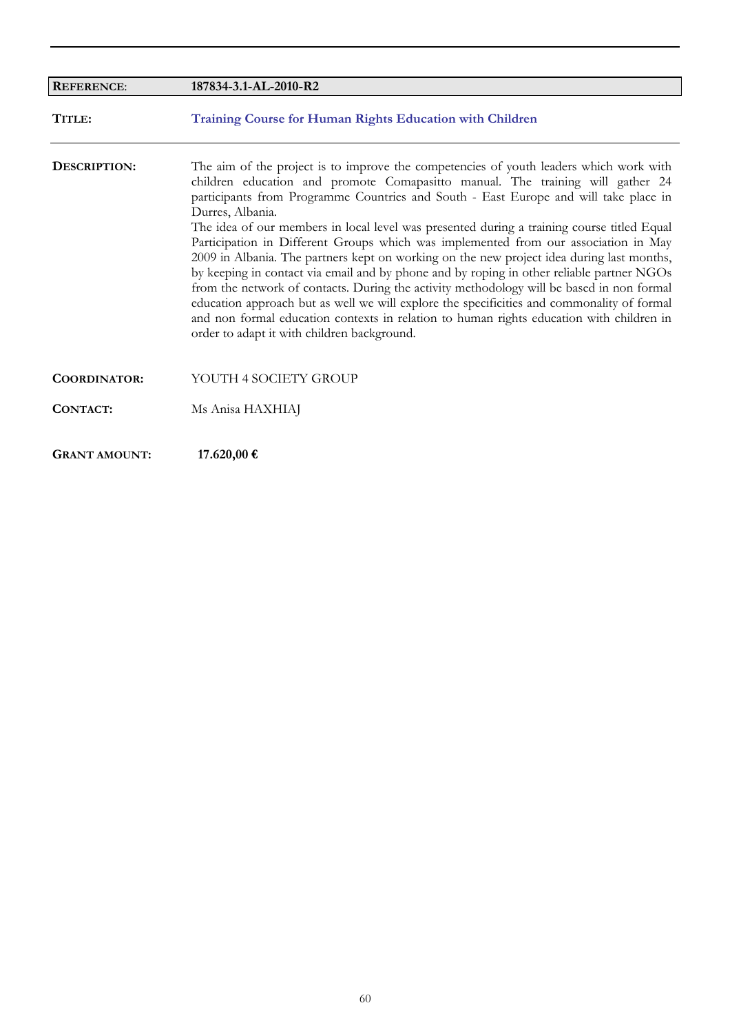| **REFERENCE**: | **187834-3.1-AL-2010-R2** |
|---|---|
| **TITLE:** | **Training Course for Human Rights Education with Children** |
| **DESCRIPTION:** | The aim of the project is to improve the competencies of youth leaders which work with children education and promote Comapasitto manual. The training will gather 24 participants from Programme Countries and South - East Europe and will take place in Durres, Albania. The idea of our members in local level was presented during a training course titled Equal Participation in Different Groups which was implemented from our association in May 2009 in Albania. The partners kept on working on the new project idea during last months, by keeping in contact via email and by phone and by roping in other reliable partner NGOs from the network of contacts. During the activity methodology will be based in non formal education approach but as well we will explore the specificities and commonality of formal and non formal education contexts in relation to human rights education with children in order to adapt it with children background. |
| **COORDINATOR:** | YOUTH 4 SOCIETY GROUP |
| **CONTACT:** | Ms Anisa HAXHIAJ |
| **GRANT AMOUNT:** | **17.620,00 €** |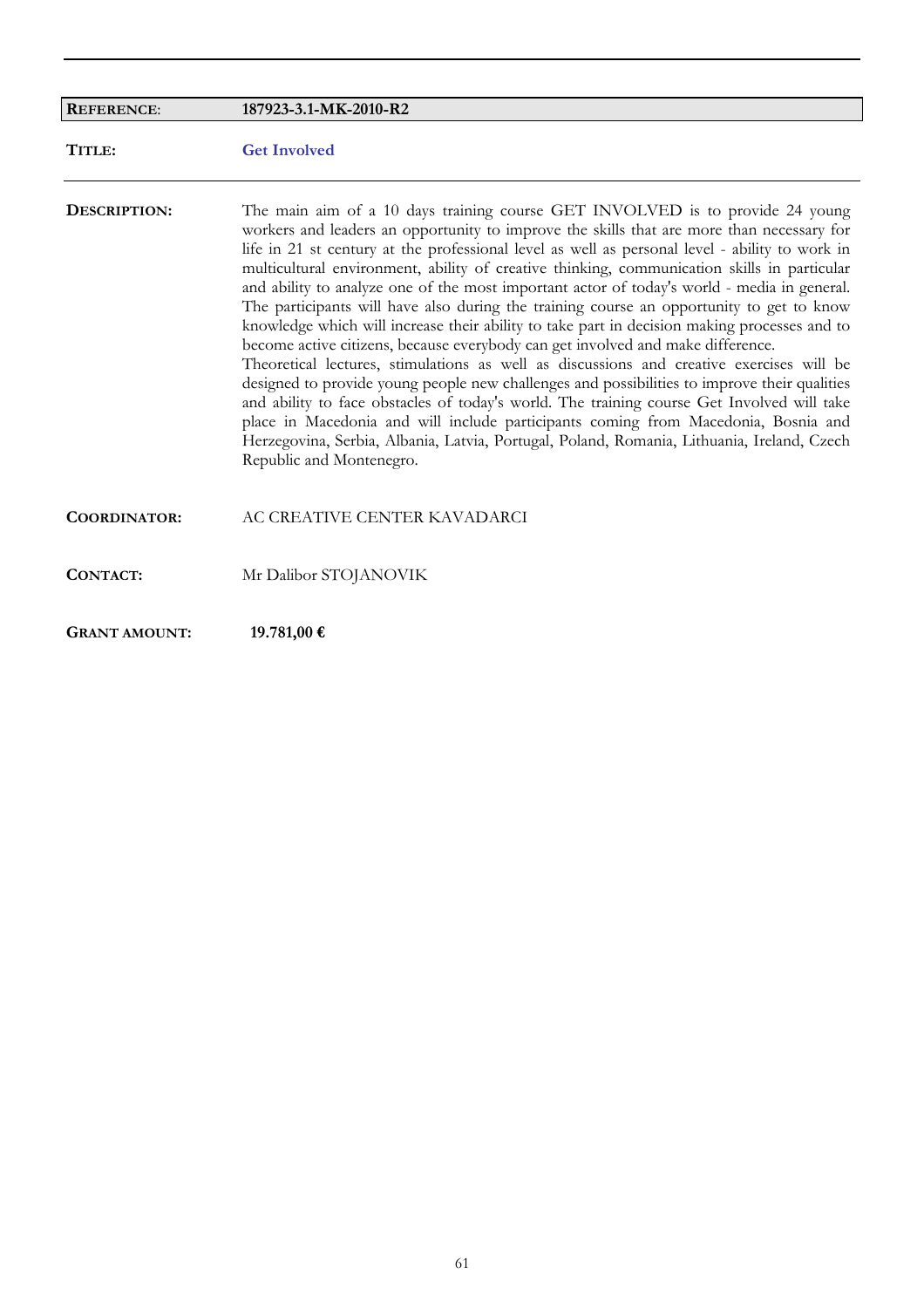| **REFERENCE**: | **187923-3.1-MK-2010-R2** |
| --- | --- |
| **TITLE:** | **Get Involved** |
| **DESCRIPTION:** | The main aim of a 10 days training course GET INVOLVED is to provide 24 young workers and leaders an opportunity to improve the skills that are more than necessary for life in 21 st century at the professional level as well as personal level - ability to work in multicultural environment, ability of creative thinking, communication skills in particular and ability to analyze one of the most important actor of today's world - media in general. The participants will have also during the training course an opportunity to get to know knowledge which will increase their ability to take part in decision making processes and to become active citizens, because everybody can get involved and make difference.<br>Theoretical lectures, stimulations as well as discussions and creative exercises will be designed to provide young people new challenges and possibilities to improve their qualities and ability to face obstacles of today's world. The training course Get Involved will take place in Macedonia and will include participants coming from Macedonia, Bosnia and Herzegovina, Serbia, Albania, Latvia, Portugal, Poland, Romania, Lithuania, Ireland, Czech Republic and Montenegro. |
| **COORDINATOR:** | AC CREATIVE CENTER KAVADARCI |
| **CONTACT:** | Mr Dalibor STOJANOVIK |
| **GRANT AMOUNT:** | **19.781,00 €** |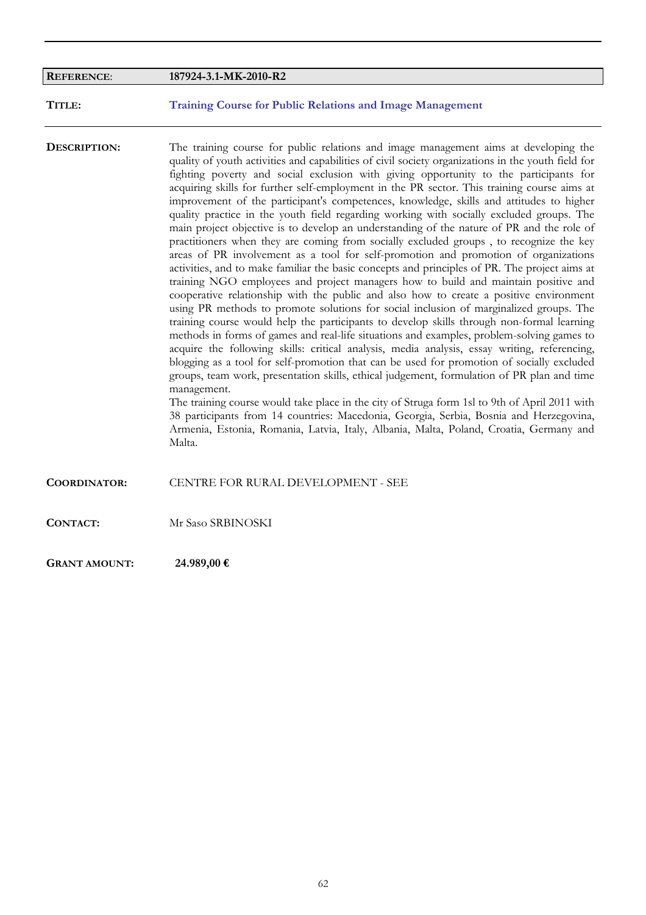| **REFERENCE**: | **187924-3.1-MK-2010-R2** |
|---|---|

**TITLE:** **Training Course for Public Relations and Image Management**

---

**DESCRIPTION:** The training course for public relations and image management aims at developing the quality of youth activities and capabilities of civil society organizations in the youth field for fighting poverty and social exclusion with giving opportunity to the participants for acquiring skills for further self-employment in the PR sector. This training course aims at improvement of the participant's competences, knowledge, skills and attitudes to higher quality practice in the youth field regarding working with socially excluded groups. The main project objective is to develop an understanding of the nature of PR and the role of practitioners when they are coming from socially excluded groups , to recognize the key areas of PR involvement as a tool for self-promotion and promotion of organizations activities, and to make familiar the basic concepts and principles of PR. The project aims at training NGO employees and project managers how to build and maintain positive and cooperative relationship with the public and also how to create a positive environment using PR methods to promote solutions for social inclusion of marginalized groups. The training course would help the participants to develop skills through non-formal learning methods in forms of games and real-life situations and examples, problem-solving games to acquire the following skills: critical analysis, media analysis, essay writing, referencing, blogging as a tool for self-promotion that can be used for promotion of socially excluded groups, team work, presentation skills, ethical judgement, formulation of PR plan and time management.

The training course would take place in the city of Struga form 1sl to 9th of April 2011 with 38 participants from 14 countries: Macedonia, Georgia, Serbia, Bosnia and Herzegovina, Armenia, Estonia, Romania, Latvia, Italy, Albania, Malta, Poland, Croatia, Germany and Malta.

**COORDINATOR:** CENTRE FOR RURAL DEVELOPMENT - SEE

**CONTACT:** Mr Saso SRBINOSKI

**GRANT AMOUNT:** **24.989,00 €**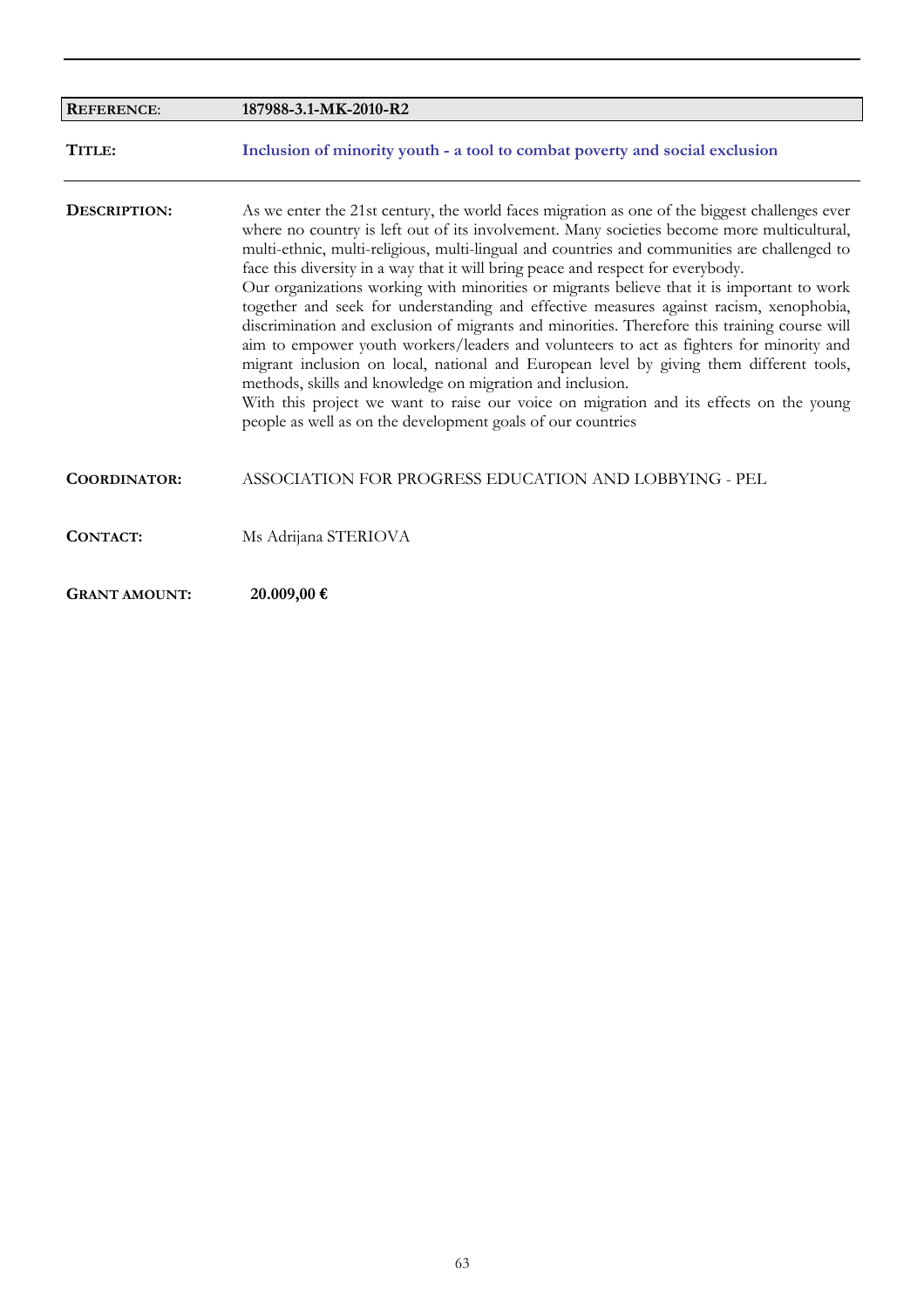| **REFERENCE**: | **187988-3.1-MK-2010-R2** |
|---|---|
| **TITLE:** | **Inclusion of minority youth - a tool to combat poverty and social exclusion** |
| **DESCRIPTION:** | As we enter the 21st century, the world faces migration as one of the biggest challenges ever where no country is left out of its involvement. Many societies become more multicultural, multi-ethnic, multi-religious, multi-lingual and countries and communities are challenged to face this diversity in a way that it will bring peace and respect for everybody.<br>Our organizations working with minorities or migrants believe that it is important to work together and seek for understanding and effective measures against racism, xenophobia, discrimination and exclusion of migrants and minorities. Therefore this training course will aim to empower youth workers/leaders and volunteers to act as fighters for minority and migrant inclusion on local, national and European level by giving them different tools, methods, skills and knowledge on migration and inclusion.<br>With this project we want to raise our voice on migration and its effects on the young people as well as on the development goals of our countries |
| **COORDINATOR:** | ASSOCIATION FOR PROGRESS EDUCATION AND LOBBYING - PEL |
| **CONTACT:** | Ms Adrijana STERIOVA |
| **GRANT AMOUNT:** | **20.009,00 €** |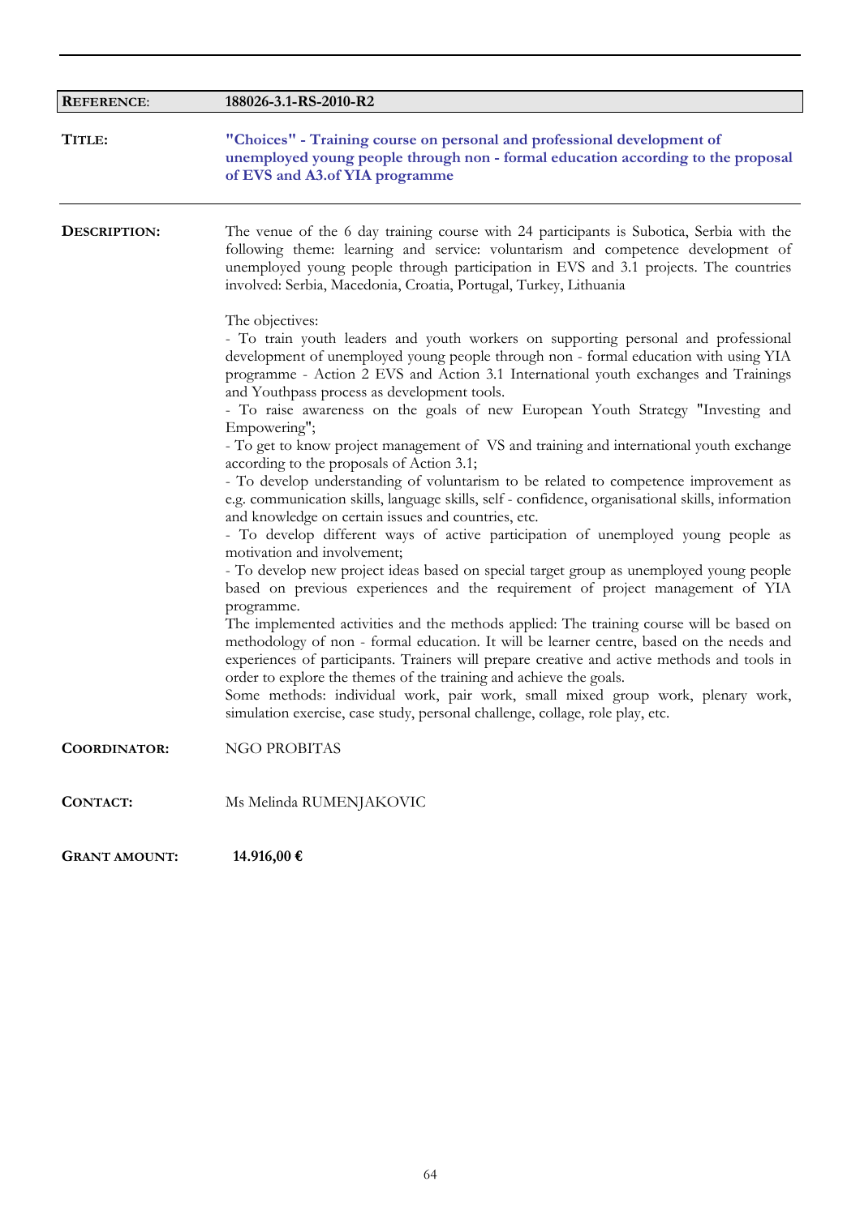| | |
|---|---|
| **REFERENCE**: | **188026-3.1-RS-2010-R2** |

**TITLE:** **"Choices" - Training course on personal and professional development of unemployed young people through non - formal education according to the proposal of EVS and A3.of YIA programme**

**DESCRIPTION:**

The venue of the 6 day training course with 24 participants is Subotica, Serbia with the following theme: learning and service: voluntarism and competence development of unemployed young people through participation in EVS and 3.1 projects. The countries involved: Serbia, Macedonia, Croatia, Portugal, Turkey, Lithuania

The objectives:
- To train youth leaders and youth workers on supporting personal and professional development of unemployed young people through non - formal education with using YIA programme - Action 2 EVS and Action 3.1 International youth exchanges and Trainings and Youthpass process as development tools.
- To raise awareness on the goals of new European Youth Strategy "Investing and Empowering";
- To get to know project management of VS and training and international youth exchange according to the proposals of Action 3.1;
- To develop understanding of voluntarism to be related to competence improvement as e.g. communication skills, language skills, self - confidence, organisational skills, information and knowledge on certain issues and countries, etc.
- To develop different ways of active participation of unemployed young people as motivation and involvement;
- To develop new project ideas based on special target group as unemployed young people based on previous experiences and the requirement of project management of YIA programme.

The implemented activities and the methods applied: The training course will be based on methodology of non - formal education. It will be learner centre, based on the needs and experiences of participants. Trainers will prepare creative and active methods and tools in order to explore the themes of the training and achieve the goals.
Some methods: individual work, pair work, small mixed group work, plenary work, simulation exercise, case study, personal challenge, collage, role play, etc.

**COORDINATOR:** NGO PROBITAS

**CONTACT:** Ms Melinda RUMENJAKOVIC

**GRANT AMOUNT:** **14.916,00 €**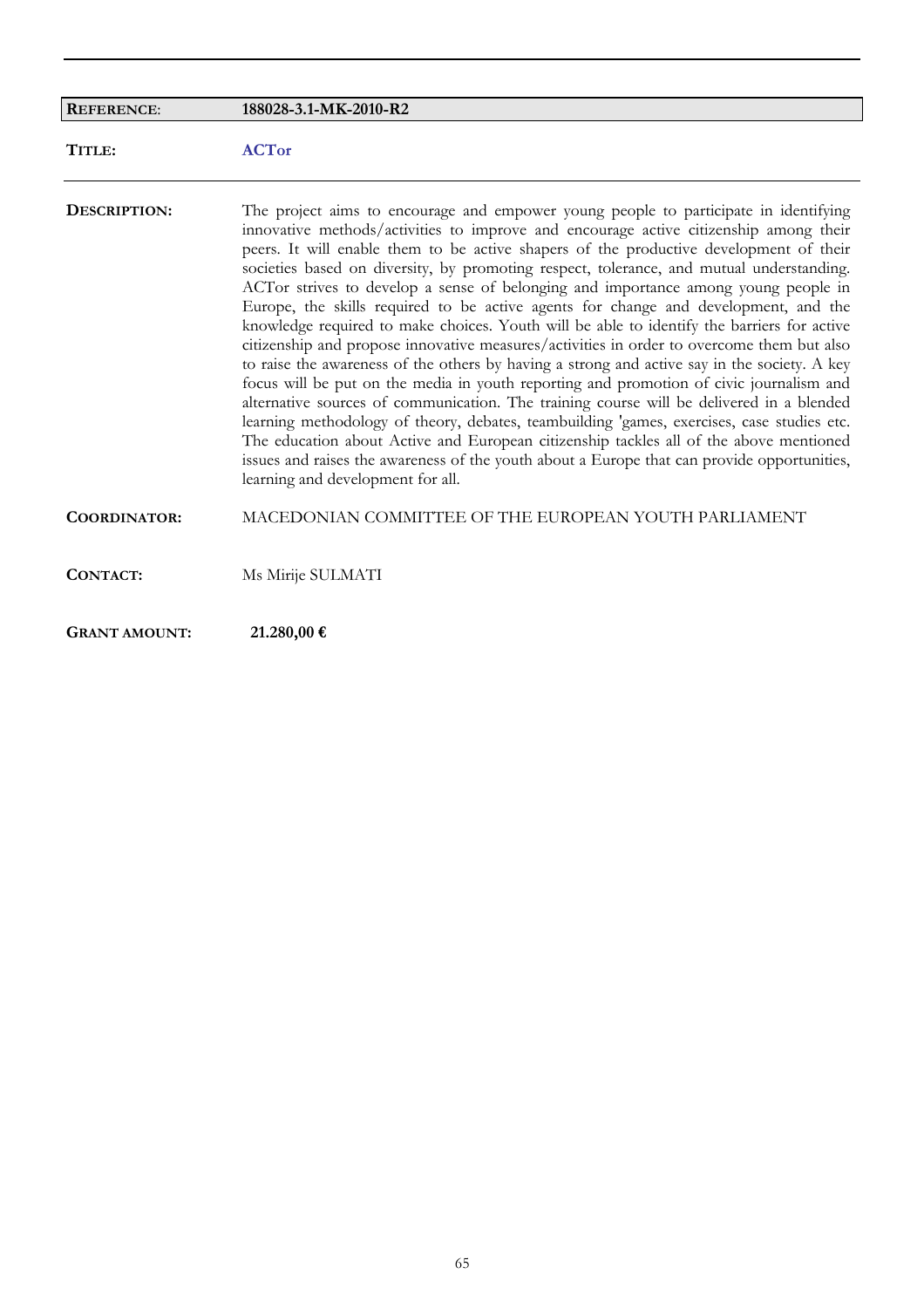| **REFERENCE**: | **188028-3.1-MK-2010-R2** |
|---|---|
| **TITLE:** | **ACTor** |
| **DESCRIPTION:** | The project aims to encourage and empower young people to participate in identifying innovative methods/activities to improve and encourage active citizenship among their peers. It will enable them to be active shapers of the productive development of their societies based on diversity, by promoting respect, tolerance, and mutual understanding. ACTor strives to develop a sense of belonging and importance among young people in Europe, the skills required to be active agents for change and development, and the knowledge required to make choices. Youth will be able to identify the barriers for active citizenship and propose innovative measures/activities in order to overcome them but also to raise the awareness of the others by having a strong and active say in the society. A key focus will be put on the media in youth reporting and promotion of civic journalism and alternative sources of communication. The training course will be delivered in a blended learning methodology of theory, debates, teambuilding 'games, exercises, case studies etc. The education about Active and European citizenship tackles all of the above mentioned issues and raises the awareness of the youth about a Europe that can provide opportunities, learning and development for all. |
| **COORDINATOR:** | MACEDONIAN COMMITTEE OF THE EUROPEAN YOUTH PARLIAMENT |
| **CONTACT:** | Ms Mirije SULMATI |
| **GRANT AMOUNT:** | **21.280,00 €** |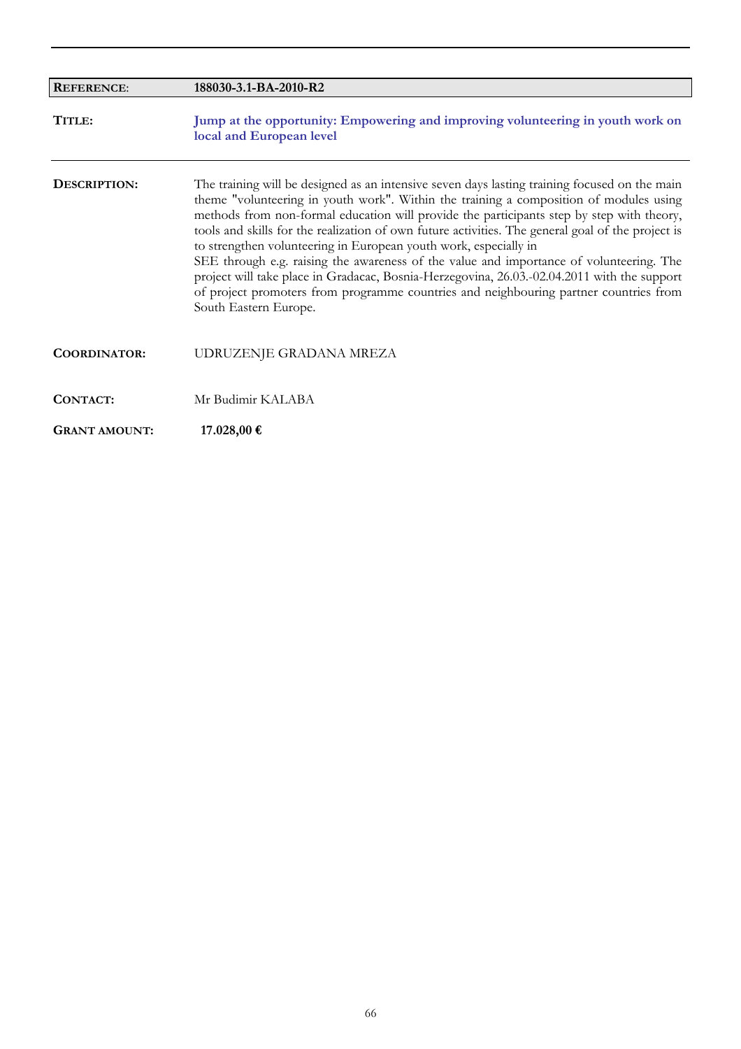| **REFERENCE**: | **188030-3.1-BA-2010-R2** |
|---|---|
| **TITLE:** | **Jump at the opportunity: Empowering and improving volunteering in youth work on local and European level** |
| **DESCRIPTION:** | The training will be designed as an intensive seven days lasting training focused on the main theme "volunteering in youth work". Within the training a composition of modules using methods from non-formal education will provide the participants step by step with theory, tools and skills for the realization of own future activities. The general goal of the project is to strengthen volunteering in European youth work, especially in SEE through e.g. raising the awareness of the value and importance of volunteering. The project will take place in Gradacac, Bosnia-Herzegovina, 26.03.-02.04.2011 with the support of project promoters from programme countries and neighbouring partner countries from South Eastern Europe. |
| **COORDINATOR:** | UDRUZENJE GRADANA MREZA |
| **CONTACT:** | Mr Budimir KALABA |
| **GRANT AMOUNT:** | **17.028,00 €** |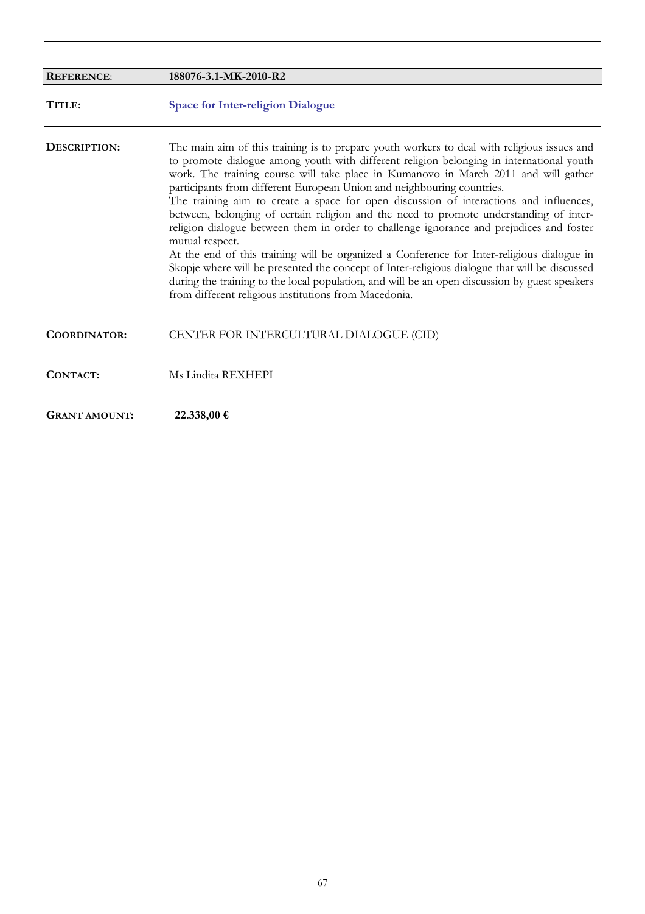| **REFERENCE**: | **188076-3.1-MK-2010-R2** |
|---|---|
| **TITLE:** | **Space for Inter-religion Dialogue** |
| **DESCRIPTION:** | The main aim of this training is to prepare youth workers to deal with religious issues and to promote dialogue among youth with different religion belonging in international youth work. The training course will take place in Kumanovo in March 2011 and will gather participants from different European Union and neighbouring countries.<br>The training aim to create a space for open discussion of interactions and influences, between, belonging of certain religion and the need to promote understanding of inter-religion dialogue between them in order to challenge ignorance and prejudices and foster mutual respect.<br>At the end of this training will be organized a Conference for Inter-religious dialogue in Skopje where will be presented the concept of Inter-religious dialogue that will be discussed during the training to the local population, and will be an open discussion by guest speakers from different religious institutions from Macedonia. |
| **COORDINATOR:** | CENTER FOR INTERCULTURAL DIALOGUE (CID) |
| **CONTACT:** | Ms Lindita REXHEPI |
| **GRANT AMOUNT:** | **22.338,00 €** |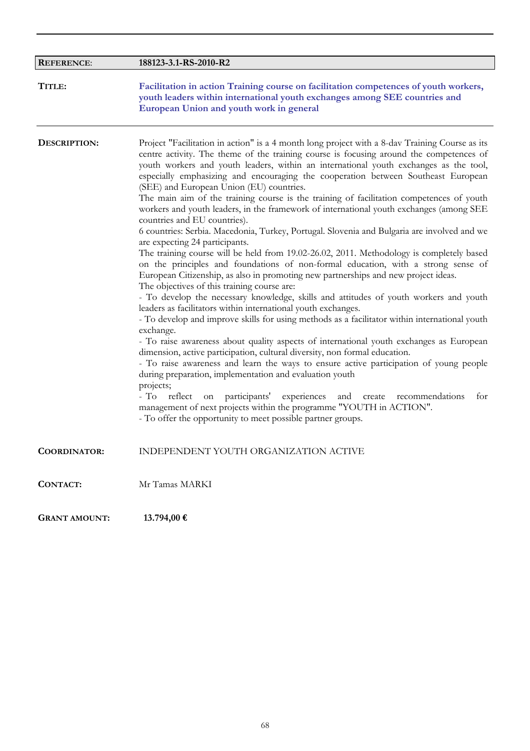| **REFERENCE**: | **188123-3.1-RS-2010-R2** |
|---|---|

**TITLE:** **Facilitation in action Training course on facilitation competences of youth workers, youth leaders within international youth exchanges among SEE countries and European Union and youth work in general**

**DESCRIPTION:** Project "Facilitation in action" is a 4 month long project with a 8-dav Training Course as its centre activity. The theme of the training course is focusing around the competences of youth workers and youth leaders, within an international youth exchanges as the tool, especially emphasizing and encouraging the cooperation between Southeast European (SEE) and European Union (EU) countries.
The main aim of the training course is the training of facilitation competences of youth workers and youth leaders, in the framework of international youth exchanges (among SEE countries and EU countries).
6 countries: Serbia. Macedonia, Turkey, Portugal. Slovenia and Bulgaria are involved and we are expecting 24 participants.
The training course will be held from 19.02-26.02, 2011. Methodology is completely based on the principles and foundations of non-formal education, with a strong sense of European Citizenship, as also in promoting new partnerships and new project ideas.
The objectives of this training course are:
- To develop the necessary knowledge, skills and attitudes of youth workers and youth leaders as facilitators within international youth exchanges.
- To develop and improve skills for using methods as a facilitator within international youth exchange.
- To raise awareness about quality aspects of international youth exchanges as European dimension, active participation, cultural diversity, non formal education.
- To raise awareness and learn the ways to ensure active participation of young people during preparation, implementation and evaluation youth
projects;
- To reflect on participants' experiences and create recommendations for management of next projects within the programme "YOUTH in ACTION".
- To offer the opportunity to meet possible partner groups.

**COORDINATOR:** INDEPENDENT YOUTH ORGANIZATION ACTIVE

**CONTACT:** Mr Tamas MARKI

**GRANT AMOUNT:** **13.794,00 €**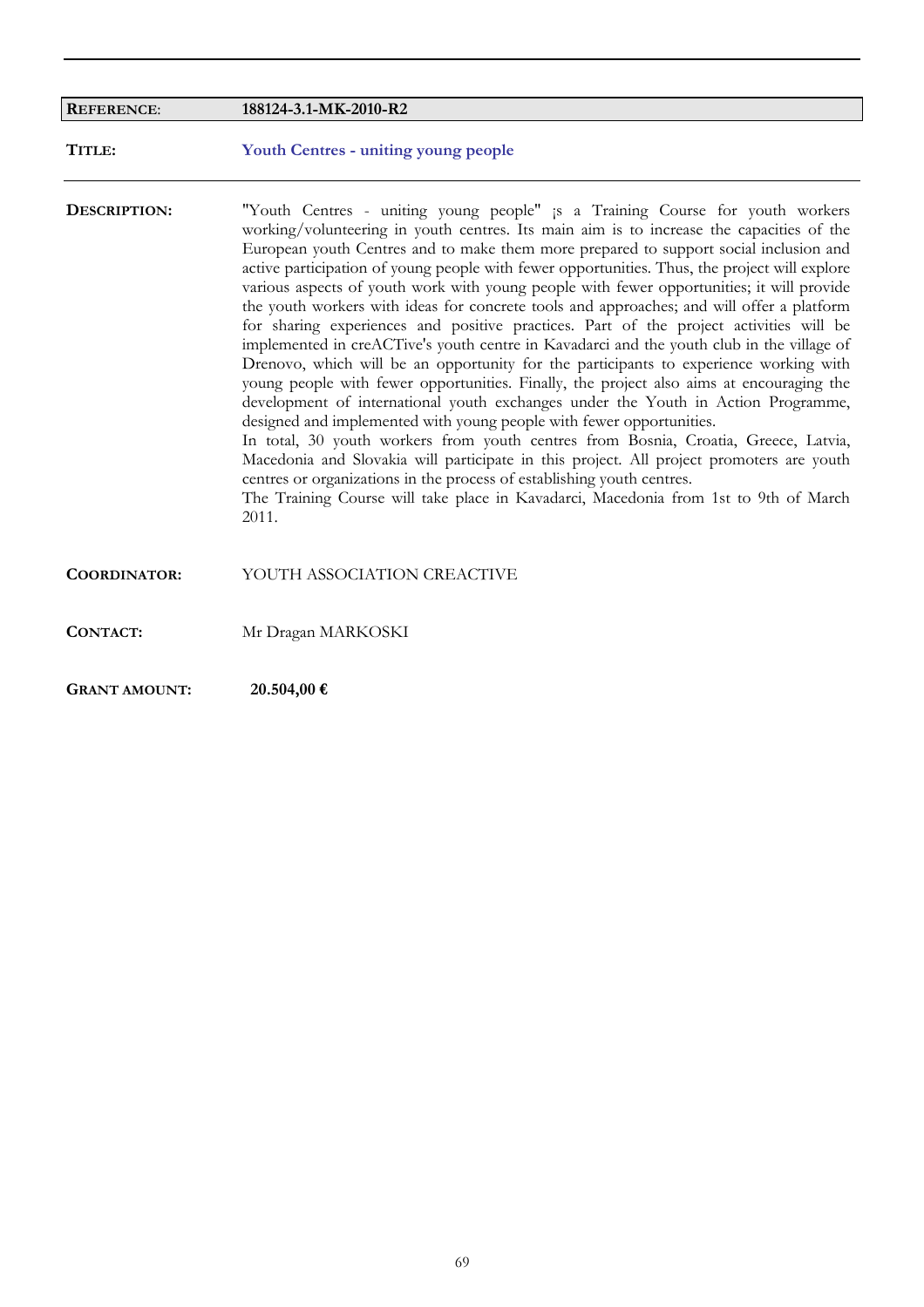| **REFERENCE**: | **188124-3.1-MK-2010-R2** |
|---|---|

**TITLE:** **Youth Centres - uniting young people**

**DESCRIPTION:** "Youth Centres - uniting young people" ¡s a Training Course for youth workers working/volunteering in youth centres. Its main aim is to increase the capacities of the European youth Centres and to make them more prepared to support social inclusion and active participation of young people with fewer opportunities. Thus, the project will explore various aspects of youth work with young people with fewer opportunities; it will provide the youth workers with ideas for concrete tools and approaches; and will offer a platform for sharing experiences and positive practices. Part of the project activities will be implemented in creACTive's youth centre in Kavadarci and the youth club in the village of Drenovo, which will be an opportunity for the participants to experience working with young people with fewer opportunities. Finally, the project also aims at encouraging the development of international youth exchanges under the Youth in Action Programme, designed and implemented with young people with fewer opportunities.
In total, 30 youth workers from youth centres from Bosnia, Croatia, Greece, Latvia, Macedonia and Slovakia will participate in this project. All project promoters are youth centres or organizations in the process of establishing youth centres.
The Training Course will take place in Kavadarci, Macedonia from 1st to 9th of March 2011.

**COORDINATOR:** YOUTH ASSOCIATION CREACTIVE

**CONTACT:** Mr Dragan MARKOSKI

**GRANT AMOUNT:** **20.504,00 €**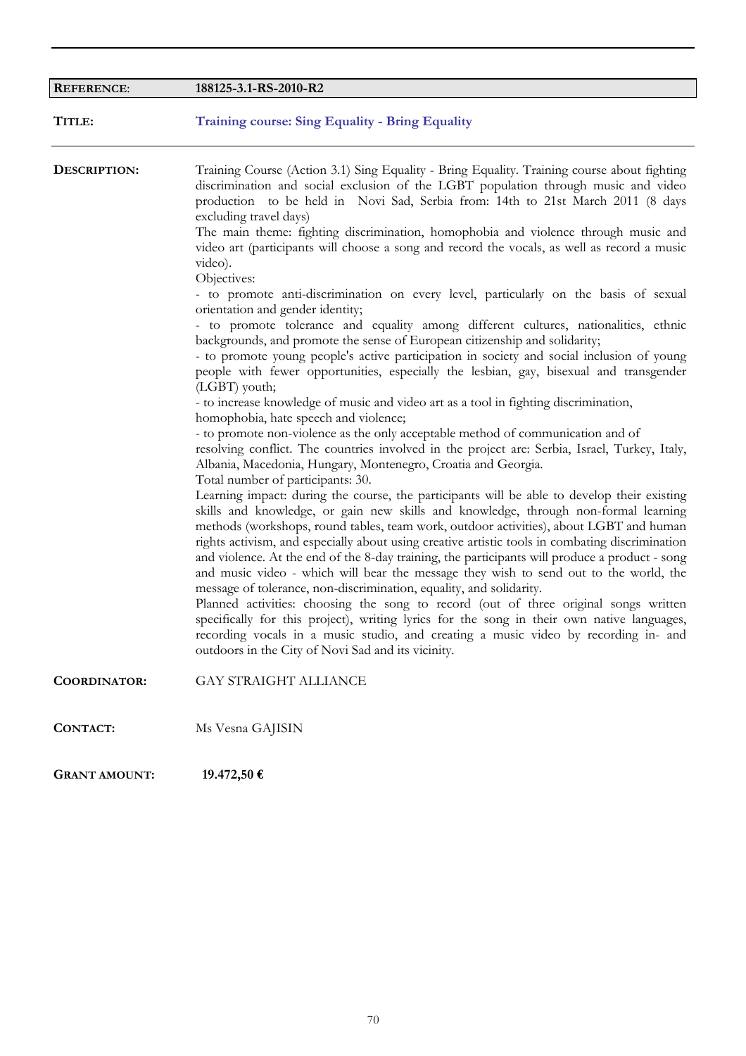| **REFERENCE**: | **188125-3.1-RS-2010-R2** |
|---|---|

**TITLE:** **Training course: Sing Equality - Bring Equality**

**DESCRIPTION:**

Training Course (Action 3.1) Sing Equality - Bring Equality. Training course about fighting discrimination and social exclusion of the LGBT population through music and video production to be held in Novi Sad, Serbia from: 14th to 21st March 2011 (8 days excluding travel days)

The main theme: fighting discrimination, homophobia and violence through music and video art (participants will choose a song and record the vocals, as well as record a music video).

Objectives:

- to promote anti-discrimination on every level, particularly on the basis of sexual orientation and gender identity;
- to promote tolerance and equality among different cultures, nationalities, ethnic backgrounds, and promote the sense of European citizenship and solidarity;
- to promote young people's active participation in society and social inclusion of young people with fewer opportunities, especially the lesbian, gay, bisexual and transgender (LGBT) youth;
- to increase knowledge of music and video art as a tool in fighting discrimination, homophobia, hate speech and violence;
- to promote non-violence as the only acceptable method of communication and of resolving conflict. The countries involved in the project are: Serbia, Israel, Turkey, Italy, Albania, Macedonia, Hungary, Montenegro, Croatia and Georgia.

Total number of participants: 30.

Learning impact: during the course, the participants will be able to develop their existing skills and knowledge, or gain new skills and knowledge, through non-formal learning methods (workshops, round tables, team work, outdoor activities), about LGBT and human rights activism, and especially about using creative artistic tools in combating discrimination and violence. At the end of the 8-day training, the participants will produce a product - song and music video - which will bear the message they wish to send out to the world, the message of tolerance, non-discrimination, equality, and solidarity.

Planned activities: choosing the song to record (out of three original songs written specifically for this project), writing lyrics for the song in their own native languages, recording vocals in a music studio, and creating a music video by recording in- and outdoors in the City of Novi Sad and its vicinity.

**COORDINATOR:** GAY STRAIGHT ALLIANCE

**CONTACT:** Ms Vesna GAJISIN

**GRANT AMOUNT:** **19.472,50 €**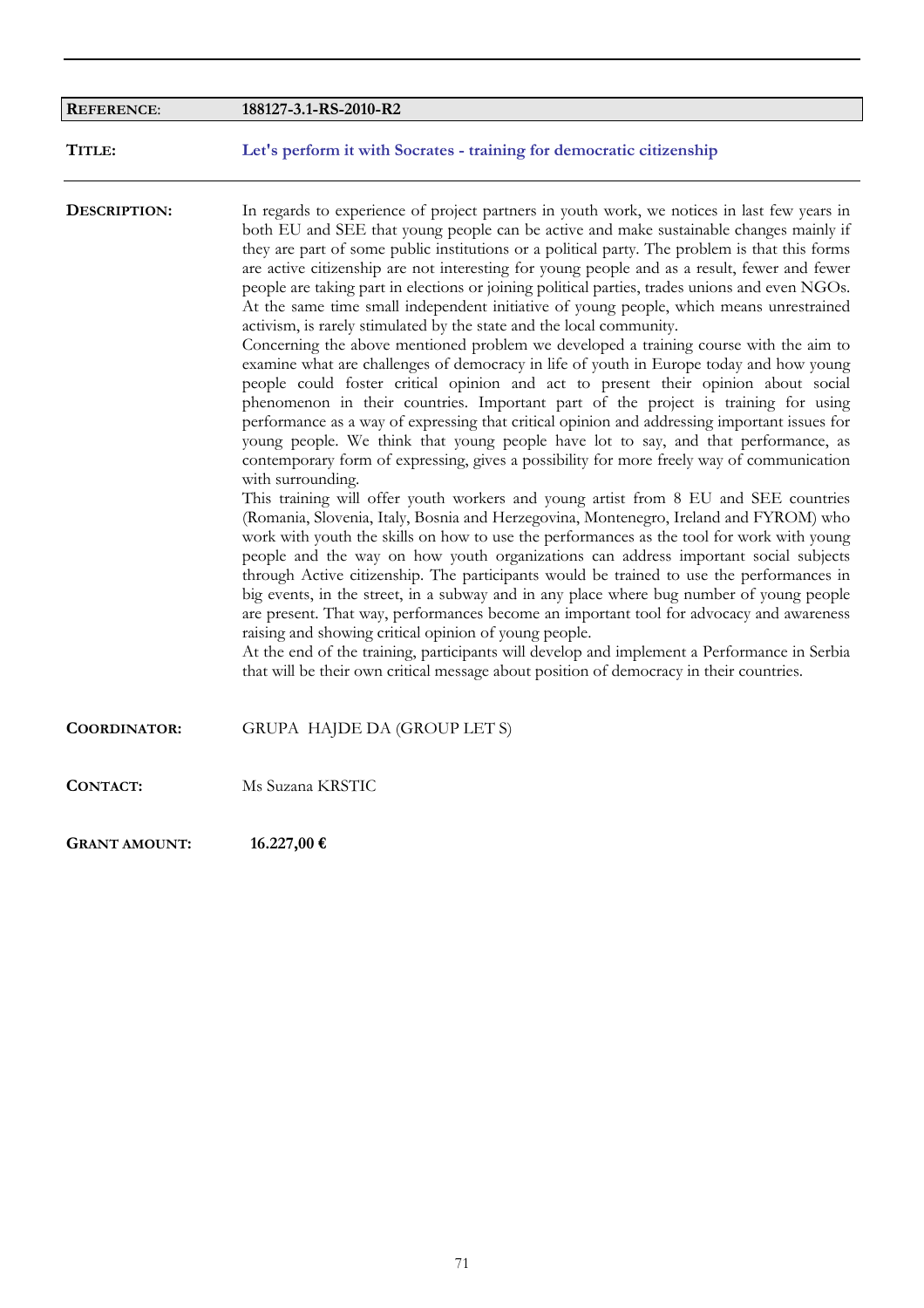| | |
|---|---|
| **REFERENCE**: | **188127-3.1-RS-2010-R2** |

**TITLE:** **Let's perform it with Socrates - training for democratic citizenship**

**DESCRIPTION:**

In regards to experience of project partners in youth work, we notices in last few years in both EU and SEE that young people can be active and make sustainable changes mainly if they are part of some public institutions or a political party. The problem is that this forms are active citizenship are not interesting for young people and as a result, fewer and fewer people are taking part in elections or joining political parties, trades unions and even NGOs. At the same time small independent initiative of young people, which means unrestrained activism, is rarely stimulated by the state and the local community.

Concerning the above mentioned problem we developed a training course with the aim to examine what are challenges of democracy in life of youth in Europe today and how young people could foster critical opinion and act to present their opinion about social phenomenon in their countries. Important part of the project is training for using performance as a way of expressing that critical opinion and addressing important issues for young people. We think that young people have lot to say, and that performance, as contemporary form of expressing, gives a possibility for more freely way of communication with surrounding.

This training will offer youth workers and young artist from 8 EU and SEE countries (Romania, Slovenia, Italy, Bosnia and Herzegovina, Montenegro, Ireland and FYROM) who work with youth the skills on how to use the performances as the tool for work with young people and the way on how youth organizations can address important social subjects through Active citizenship. The participants would be trained to use the performances in big events, in the street, in a subway and in any place where bug number of young people are present. That way, performances become an important tool for advocacy and awareness raising and showing critical opinion of young people.

At the end of the training, participants will develop and implement a Performance in Serbia that will be their own critical message about position of democracy in their countries.

**COORDINATOR:** GRUPA HAJDE DA (GROUP LET S)

**CONTACT:** Ms Suzana KRSTIC

**GRANT AMOUNT:** **16.227,00 €**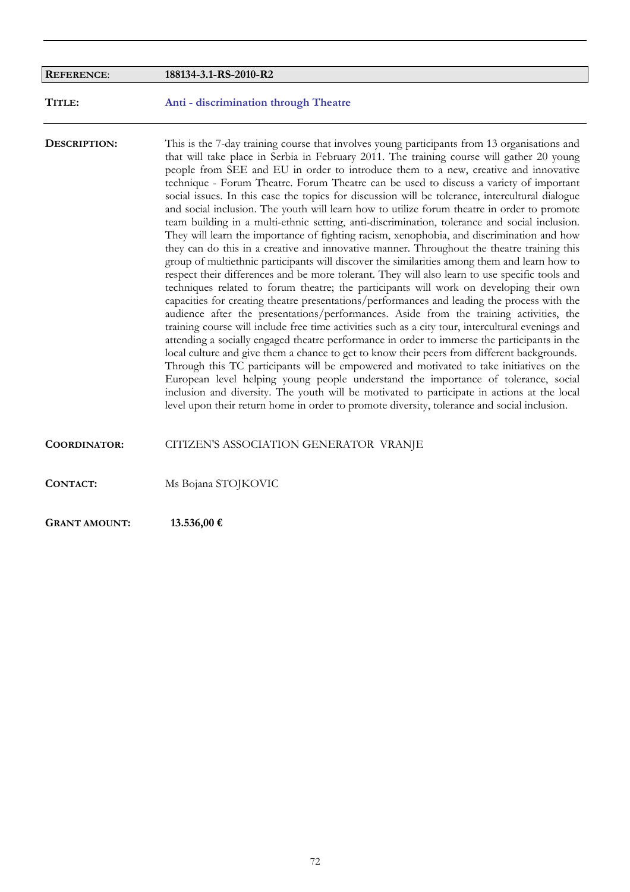| **REFERENCE**: | **188134-3.1-RS-2010-R2** |
|---|---|

**TITLE:** **Anti - discrimination through Theatre**

**DESCRIPTION:** This is the 7-day training course that involves young participants from 13 organisations and that will take place in Serbia in February 2011. The training course will gather 20 young people from SEE and EU in order to introduce them to a new, creative and innovative technique - Forum Theatre. Forum Theatre can be used to discuss a variety of important social issues. In this case the topics for discussion will be tolerance, intercultural dialogue and social inclusion. The youth will learn how to utilize forum theatre in order to promote team building in a multi-ethnic setting, anti-discrimination, tolerance and social inclusion. They will learn the importance of fighting racism, xenophobia, and discrimination and how they can do this in a creative and innovative manner. Throughout the theatre training this group of multiethnic participants will discover the similarities among them and learn how to respect their differences and be more tolerant. They will also learn to use specific tools and techniques related to forum theatre; the participants will work on developing their own capacities for creating theatre presentations/performances and leading the process with the audience after the presentations/performances. Aside from the training activities, the training course will include free time activities such as a city tour, intercultural evenings and attending a socially engaged theatre performance in order to immerse the participants in the local culture and give them a chance to get to know their peers from different backgrounds. Through this TC participants will be empowered and motivated to take initiatives on the European level helping young people understand the importance of tolerance, social inclusion and diversity. The youth will be motivated to participate in actions at the local level upon their return home in order to promote diversity, tolerance and social inclusion.

**COORDINATOR:** CITIZEN'S ASSOCIATION GENERATOR VRANJE

**CONTACT:** Ms Bojana STOJKOVIC

**GRANT AMOUNT:** **13.536,00 €**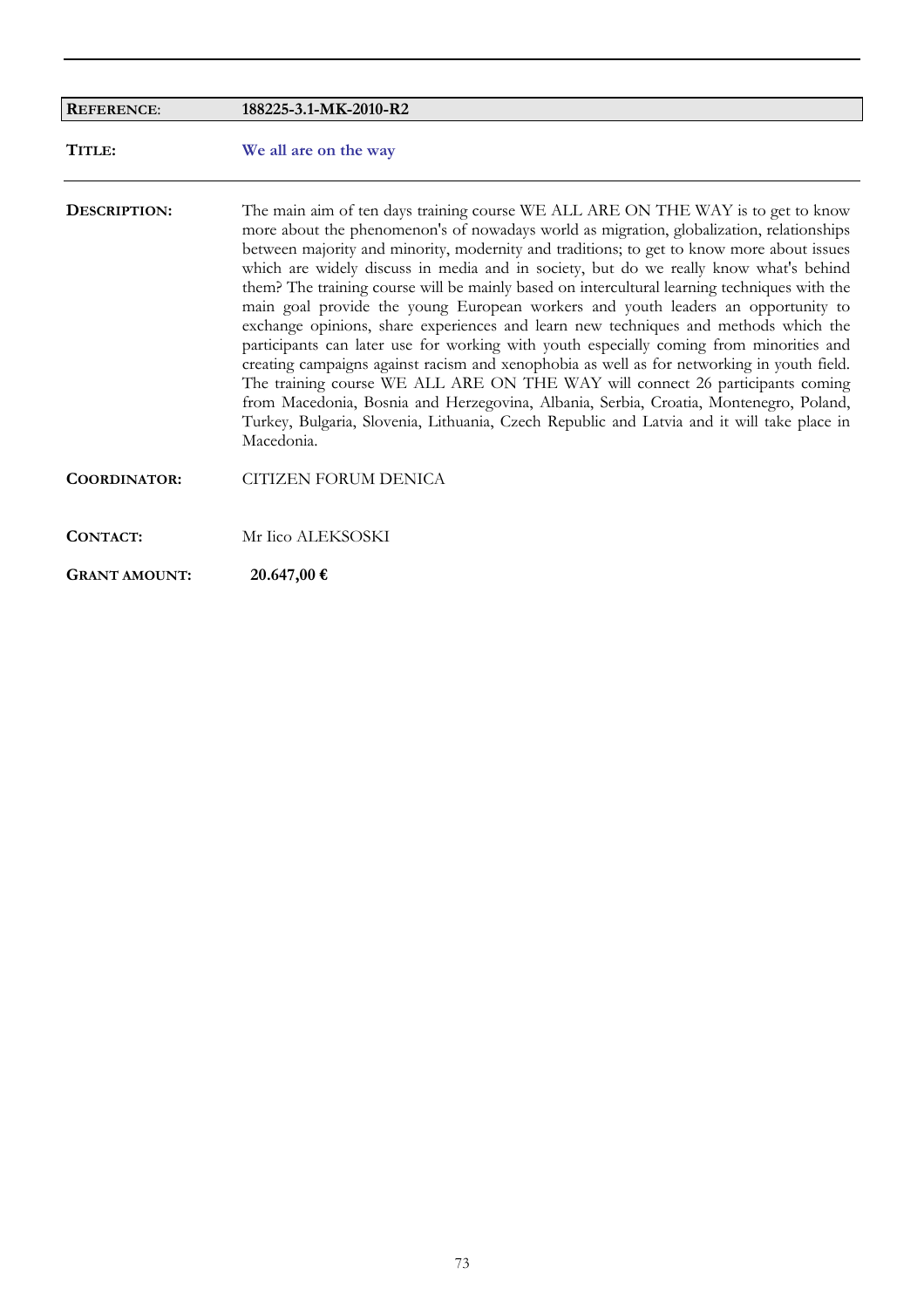| **REFERENCE**: | **188225-3.1-MK-2010-R2** |
|---|---|
| **TITLE:** | **We all are on the way** |
| **DESCRIPTION:** | The main aim of ten days training course WE ALL ARE ON THE WAY is to get to know more about the phenomenon's of nowadays world as migration, globalization, relationships between majority and minority, modernity and traditions; to get to know more about issues which are widely discuss in media and in society, but do we really know what's behind them? The training course will be mainly based on intercultural learning techniques with the main goal provide the young European workers and youth leaders an opportunity to exchange opinions, share experiences and learn new techniques and methods which the participants can later use for working with youth especially coming from minorities and creating campaigns against racism and xenophobia as well as for networking in youth field. The training course WE ALL ARE ON THE WAY will connect 26 participants coming from Macedonia, Bosnia and Herzegovina, Albania, Serbia, Croatia, Montenegro, Poland, Turkey, Bulgaria, Slovenia, Lithuania, Czech Republic and Latvia and it will take place in Macedonia. |
| **COORDINATOR:** | CITIZEN FORUM DENICA |
| **CONTACT:** | Mr Iico ALEKSOSKI |
| **GRANT AMOUNT:** | **20.647,00 €** |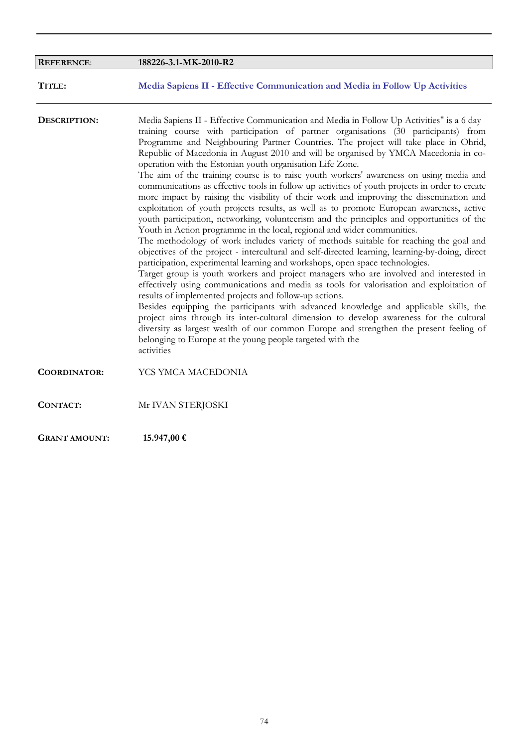| **REFERENCE**: | **188226-3.1-MK-2010-R2** |
|---|---|

**TITLE:** **Media Sapiens II - Effective Communication and Media in Follow Up Activities**

**DESCRIPTION:**

Media Sapiens II - Effective Communication and Media in Follow Up Activities" is a 6 day training course with participation of partner organisations (30 participants) from Programme and Neighbouring Partner Countries. The project will take place in Ohrid, Republic of Macedonia in August 2010 and will be organised by YMCA Macedonia in co-operation with the Estonian youth organisation Life Zone.
The aim of the training course is to raise youth workers' awareness on using media and communications as effective tools in follow up activities of youth projects in order to create more impact by raising the visibility of their work and improving the dissemination and exploitation of youth projects results, as well as to promote European awareness, active youth participation, networking, volunteerism and the principles and opportunities of the Youth in Action programme in the local, regional and wider communities.
The methodology of work includes variety of methods suitable for reaching the goal and objectives of the project - intercultural and self-directed learning, learning-by-doing, direct participation, experimental learning and workshops, open space technologies.
Target group is youth workers and project managers who are involved and interested in effectively using communications and media as tools for valorisation and exploitation of results of implemented projects and follow-up actions.
Besides equipping the participants with advanced knowledge and applicable skills, the project aims through its inter-cultural dimension to develop awareness for the cultural diversity as largest wealth of our common Europe and strengthen the present feeling of belonging to Europe at the young people targeted with the
activities

**COORDINATOR:** YCS YMCA MACEDONIA

**CONTACT:** Mr IVAN STERJOSKI

**GRANT AMOUNT:** **15.947,00 €**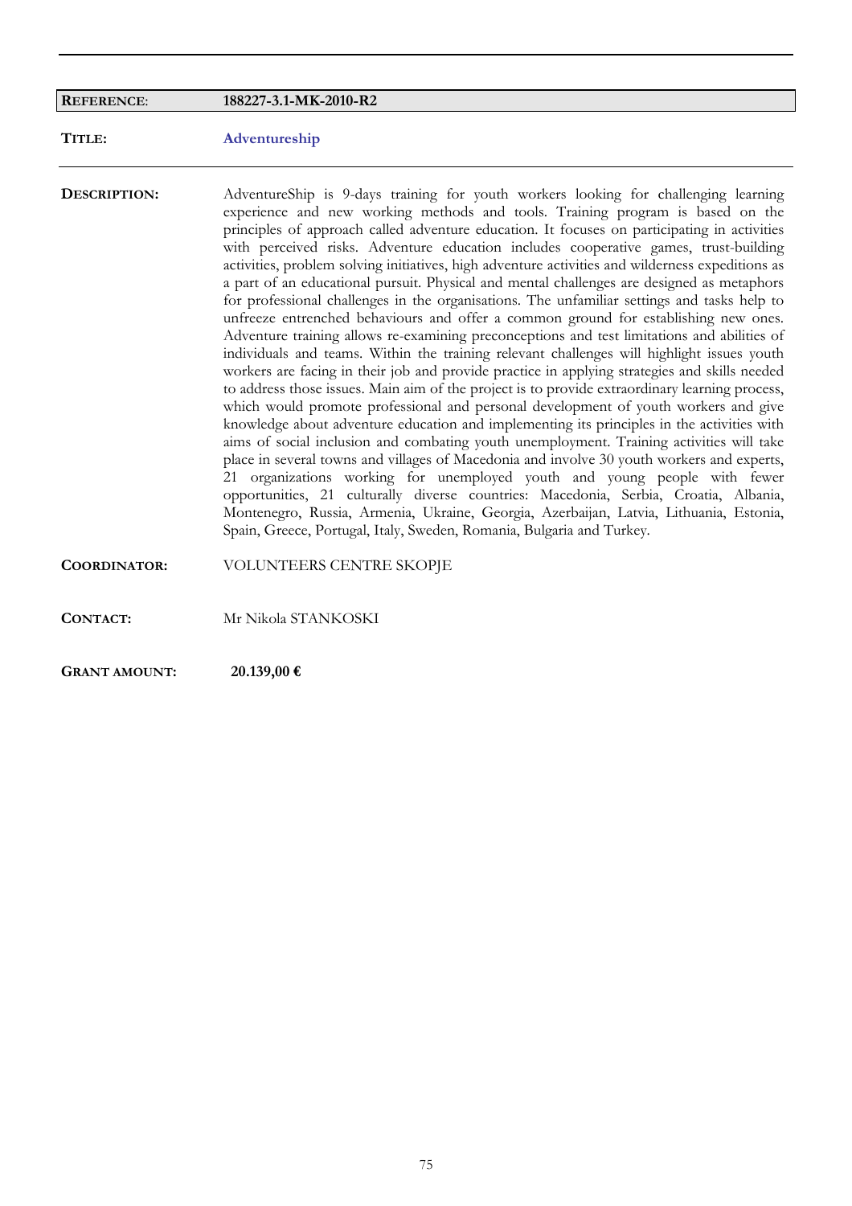| **REFERENCE**: | **188227-3.1-MK-2010-R2** |
|---|---|

**TITLE:** **Adventureship**

**DESCRIPTION:** AdventureShip is 9-days training for youth workers looking for challenging learning experience and new working methods and tools. Training program is based on the principles of approach called adventure education. It focuses on participating in activities with perceived risks. Adventure education includes cooperative games, trust-building activities, problem solving initiatives, high adventure activities and wilderness expeditions as a part of an educational pursuit. Physical and mental challenges are designed as metaphors for professional challenges in the organisations. The unfamiliar settings and tasks help to unfreeze entrenched behaviours and offer a common ground for establishing new ones. Adventure training allows re-examining preconceptions and test limitations and abilities of individuals and teams. Within the training relevant challenges will highlight issues youth workers are facing in their job and provide practice in applying strategies and skills needed to address those issues. Main aim of the project is to provide extraordinary learning process, which would promote professional and personal development of youth workers and give knowledge about adventure education and implementing its principles in the activities with aims of social inclusion and combating youth unemployment. Training activities will take place in several towns and villages of Macedonia and involve 30 youth workers and experts, 21 organizations working for unemployed youth and young people with fewer opportunities, 21 culturally diverse countries: Macedonia, Serbia, Croatia, Albania, Montenegro, Russia, Armenia, Ukraine, Georgia, Azerbaijan, Latvia, Lithuania, Estonia, Spain, Greece, Portugal, Italy, Sweden, Romania, Bulgaria and Turkey.

**COORDINATOR:** VOLUNTEERS CENTRE SKOPJE

**CONTACT:** Mr Nikola STANKOSKI

**GRANT AMOUNT:** **20.139,00 €**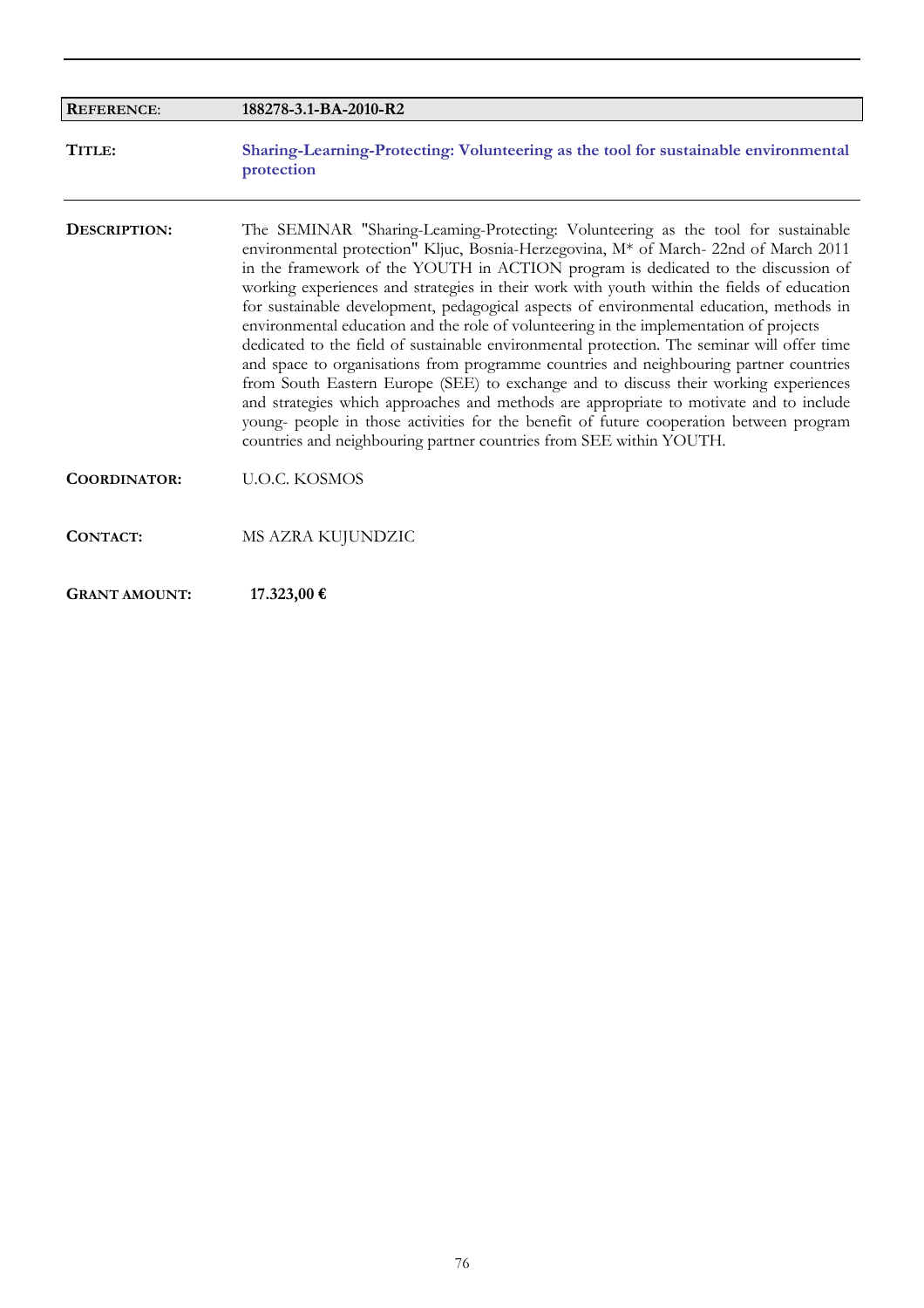| **REFERENCE**: | **188278-3.1-BA-2010-R2** |
|---|---|

**TITLE:** **Sharing-Learning-Protecting: Volunteering as the tool for sustainable environmental protection**

**DESCRIPTION:** The SEMINAR "Sharing-Leaming-Protecting: Volunteering as the tool for sustainable environmental protection" Kljuc, Bosnia-Herzegovina, M* of March- 22nd of March 2011 in the framework of the YOUTH in ACTION program is dedicated to the discussion of working experiences and strategies in their work with youth within the fields of education for sustainable development, pedagogical aspects of environmental education, methods in environmental education and the role of volunteering in the implementation of projects dedicated to the field of sustainable environmental protection. The seminar will offer time and space to organisations from programme countries and neighbouring partner countries from South Eastern Europe (SEE) to exchange and to discuss their working experiences and strategies which approaches and methods are appropriate to motivate and to include young- people in those activities for the benefit of future cooperation between program countries and neighbouring partner countries from SEE within YOUTH.

**COORDINATOR:** U.O.C. KOSMOS

**CONTACT:** MS AZRA KUJUNDZIC

**GRANT AMOUNT:** **17.323,00 €**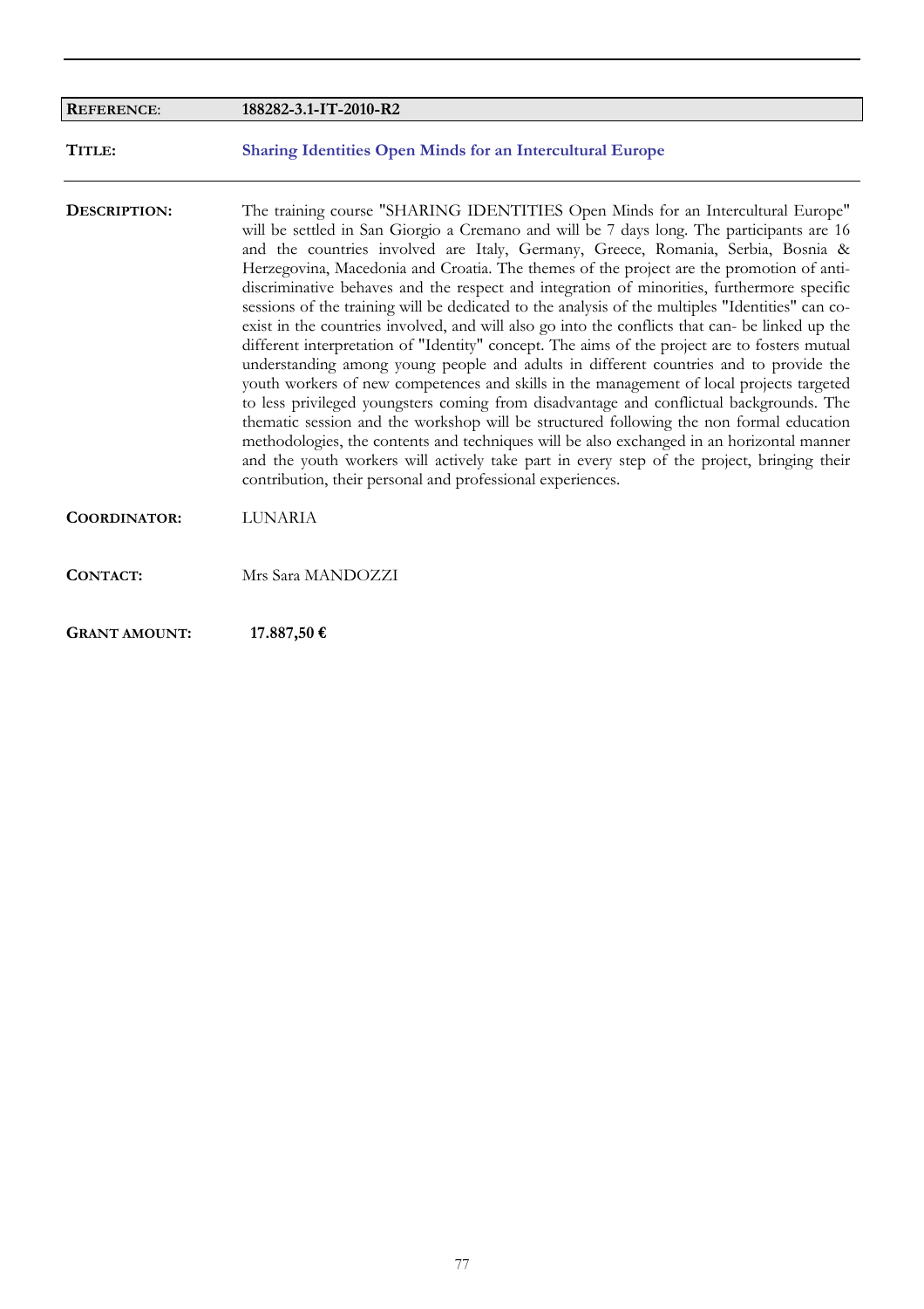| | |
|---|---|
| **REFERENCE**: | **188282-3.1-IT-2010-R2** |
| **TITLE:** | **Sharing Identities Open Minds for an Intercultural Europe** |
| **DESCRIPTION:** | The training course "SHARING IDENTITIES Open Minds for an Intercultural Europe" will be settled in San Giorgio a Cremano and will be 7 days long. The participants are 16 and the countries involved are Italy, Germany, Greece, Romania, Serbia, Bosnia & Herzegovina, Macedonia and Croatia. The themes of the project are the promotion of anti-discriminative behaves and the respect and integration of minorities, furthermore specific sessions of the training will be dedicated to the analysis of the multiples "Identities" can co-exist in the countries involved, and will also go into the conflicts that can- be linked up the different interpretation of "Identity" concept. The aims of the project are to fosters mutual understanding among young people and adults in different countries and to provide the youth workers of new competences and skills in the management of local projects targeted to less privileged youngsters coming from disadvantage and conflictual backgrounds. The thematic session and the workshop will be structured following the non formal education methodologies, the contents and techniques will be also exchanged in an horizontal manner and the youth workers will actively take part in every step of the project, bringing their contribution, their personal and professional experiences. |
| **COORDINATOR:** | LUNARIA |
| **CONTACT:** | Mrs Sara MANDOZZI |
| **GRANT AMOUNT:** | **17.887,50 €** |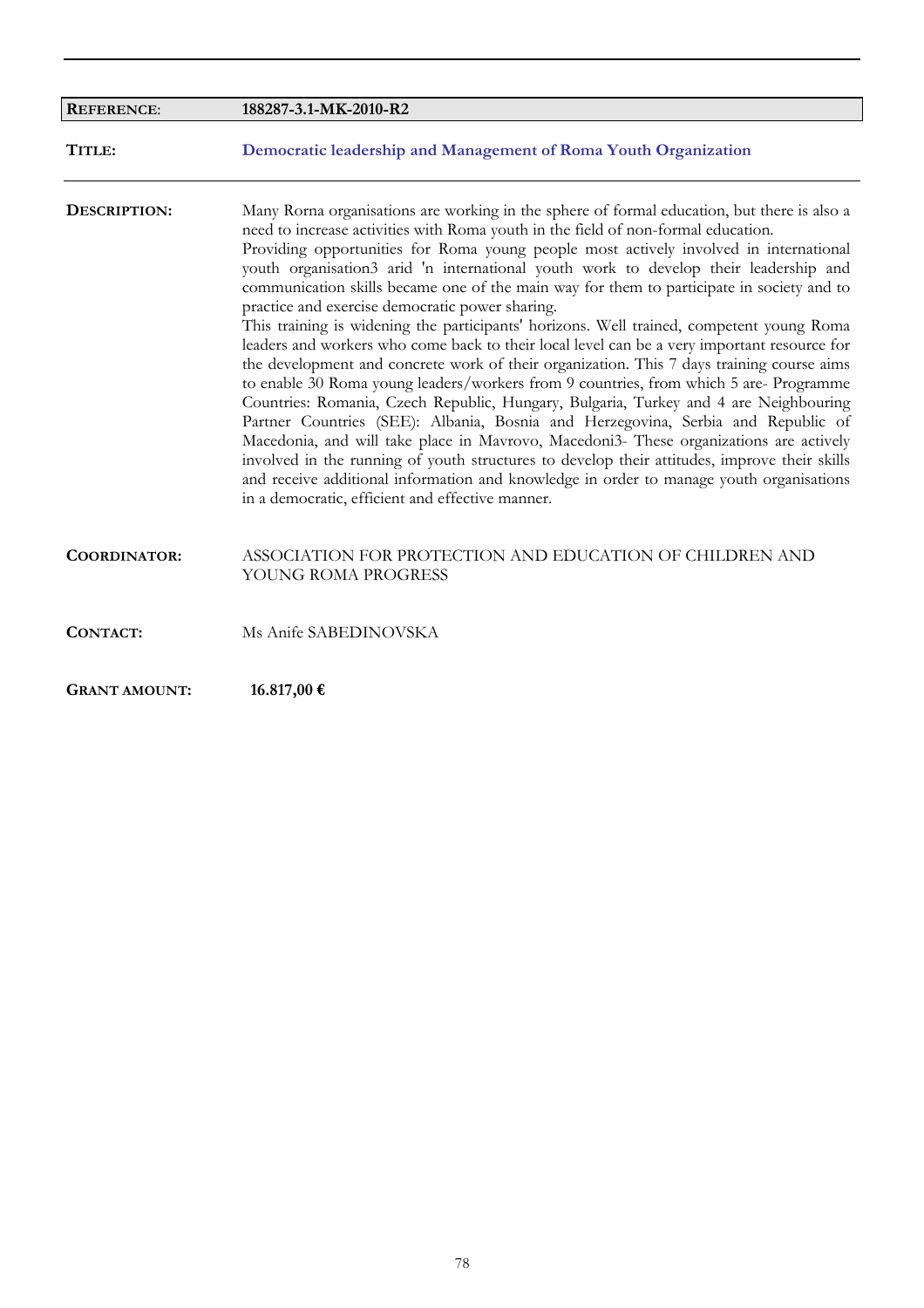| **REFERENCE**: | **188287-3.1-MK-2010-R2** |
|---|---|
| **TITLE:** | **Democratic leadership and Management of Roma Youth Organization** |
| **DESCRIPTION:** | Many Rorna organisations are working in the sphere of formal education, but there is also a need to increase activities with Roma youth in the field of non-formal education. Providing opportunities for Roma young people most actively involved in international youth organisation3 arid 'n international youth work to develop their leadership and communication skills became one of the main way for them to participate in society and to practice and exercise democratic power sharing. This training is widening the participants' horizons. Well trained, competent young Roma leaders and workers who come back to their local level can be a very important resource for the development and concrete work of their organization. This 7 days training course aims to enable 30 Roma young leaders/workers from 9 countries, from which 5 are- Programme Countries: Romania, Czech Republic, Hungary, Bulgaria, Turkey and 4 are Neighbouring Partner Countries (SEE): Albania, Bosnia and Herzegovina, Serbia and Republic of Macedonia, and will take place in Mavrovo, Macedoni3- These organizations are actively involved in the running of youth structures to develop their attitudes, improve their skills and receive additional information and knowledge in order to manage youth organisations in a democratic, efficient and effective manner. |
| **COORDINATOR:** | ASSOCIATION FOR PROTECTION AND EDUCATION OF CHILDREN AND YOUNG ROMA PROGRESS |
| **CONTACT:** | Ms Anife SABEDINOVSKA |
| **GRANT AMOUNT:** | **16.817,00 €** |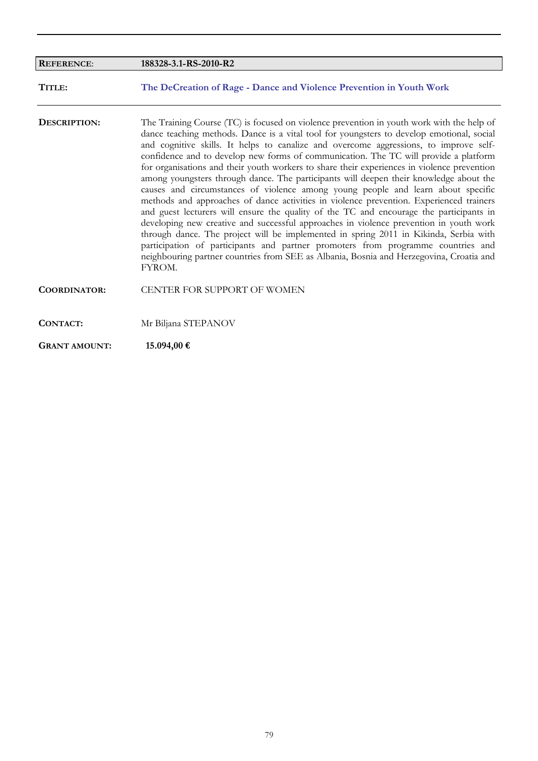| | |
|---|---|
| **REFERENCE**: | **188328-3.1-RS-2010-R2** |
| **TITLE:** | **The DeCreation of Rage - Dance and Violence Prevention in Youth Work** |

**DESCRIPTION:** The Training Course (TC) is focused on violence prevention in youth work with the help of dance teaching methods. Dance is a vital tool for youngsters to develop emotional, social and cognitive skills. It helps to canalize and overcome aggressions, to improve self-confidence and to develop new forms of communication. The TC will provide a platform for organisations and their youth workers to share their experiences in violence prevention among youngsters through dance. The participants will deepen their knowledge about the causes and circumstances of violence among young people and learn about specific methods and approaches of dance activities in violence prevention. Experienced trainers and guest lecturers will ensure the quality of the TC and encourage the participants in developing new creative and successful approaches in violence prevention in youth work through dance. The project will be implemented in spring 2011 in Kikinda, Serbia with participation of participants and partner promoters from programme countries and neighbouring partner countries from SEE as Albania, Bosnia and Herzegovina, Croatia and FYROM.

**COORDINATOR:** CENTER FOR SUPPORT OF WOMEN

**CONTACT:** Mr Biljana STEPANOV

**GRANT AMOUNT:** **15.094,00 €**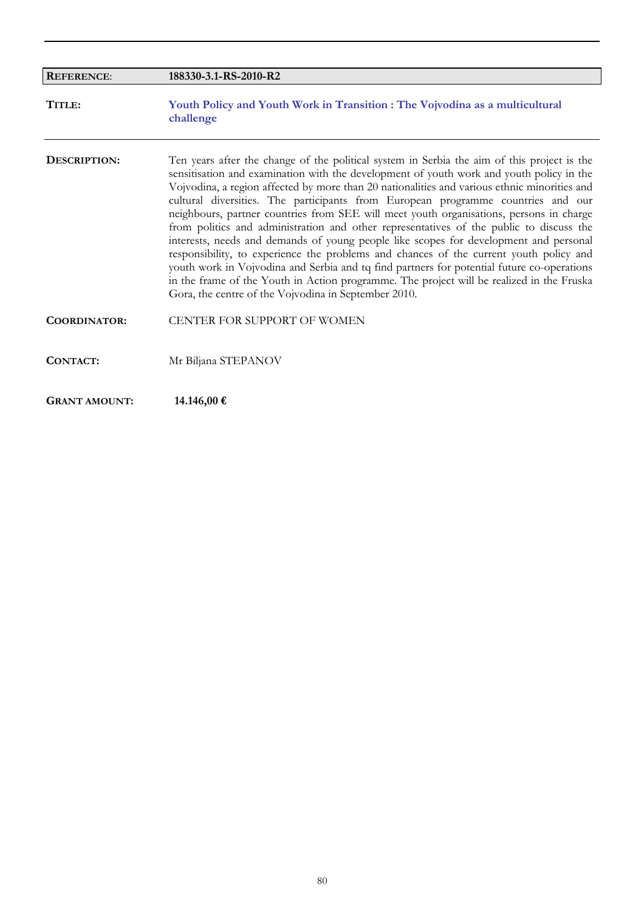| **REFERENCE**: | **188330-3.1-RS-2010-R2** |
|---|---|
| **TITLE:** | **Youth Policy and Youth Work in Transition : The Vojvodina as a multicultural challenge** |
| **DESCRIPTION:** | Ten years after the change of the political system in Serbia the aim of this project is the sensitisation and examination with the development of youth work and youth policy in the Vojvodina, a region affected by more than 20 nationalities and various ethnic minorities and cultural diversities. The participants from European programme countries and our neighbours, partner countries from SEE will meet youth organisations, persons in charge from politics and administration and other representatives of the public to discuss the interests, needs and demands of young people like scopes for development and personal responsibility, to experience the problems and chances of the current youth policy and youth work in Vojvodina and Serbia and tq find partners for potential future co-operations in the frame of the Youth in Action programme. The project will be realized in the Fruska Gora, the centre of the Vojvodina in September 2010. |
| **COORDINATOR:** | CENTER FOR SUPPORT OF WOMEN |
| **CONTACT:** | Mr Biljana STEPANOV |
| **GRANT AMOUNT:** | **14.146,00 €** |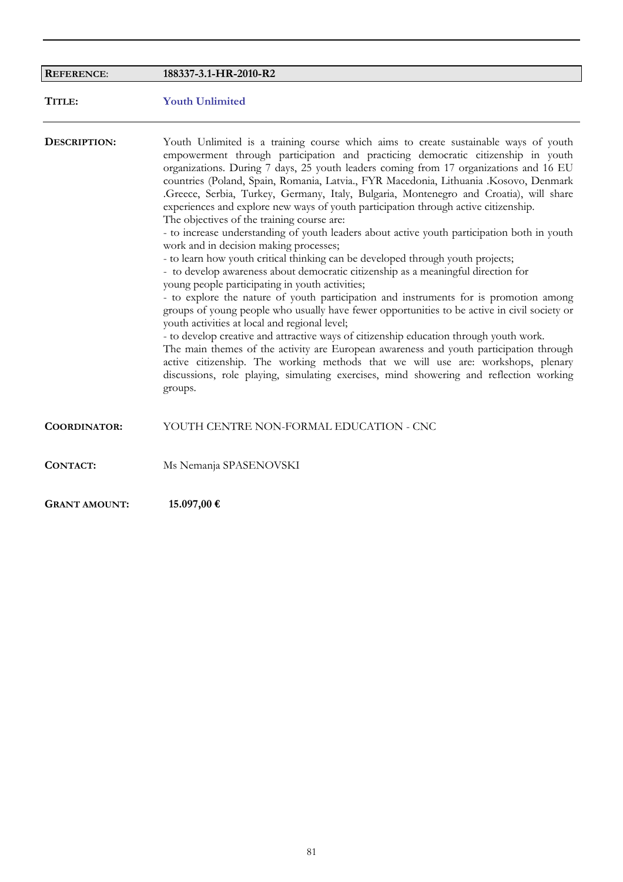| **REFERENCE**: | **188337-3.1-HR-2010-R2** |
|---|---|
| **TITLE:** | **Youth Unlimited** |

**DESCRIPTION:**

Youth Unlimited is a training course which aims to create sustainable ways of youth empowerment through participation and practicing democratic citizenship in youth organizations. During 7 days, 25 youth leaders coming from 17 organizations and 16 EU countries (Poland, Spain, Romania, Latvia., FYR Macedonia, Lithuania .Kosovo, Denmark .Greece, Serbia, Turkey, Germany, Italy, Bulgaria, Montenegro and Croatia), will share experiences and explore new ways of youth participation through active citizenship.
The objectives of the training course are:
- to increase understanding of youth leaders about active youth participation both in youth work and in decision making processes;
- to learn how youth critical thinking can be developed through youth projects;
- to develop awareness about democratic citizenship as a meaningful direction for young people participating in youth activities;
- to explore the nature of youth participation and instruments for is promotion among groups of young people who usually have fewer opportunities to be active in civil society or youth activities at local and regional level;
- to develop creative and attractive ways of citizenship education through youth work.
The main themes of the activity are European awareness and youth participation through active citizenship. The working methods that we will use are: workshops, plenary discussions, role playing, simulating exercises, mind showering and reflection working groups.

**COORDINATOR:** YOUTH CENTRE NON-FORMAL EDUCATION - CNC

**CONTACT:** Ms Nemanja SPASENOVSKI

**GRANT AMOUNT:** **15.097,00 €**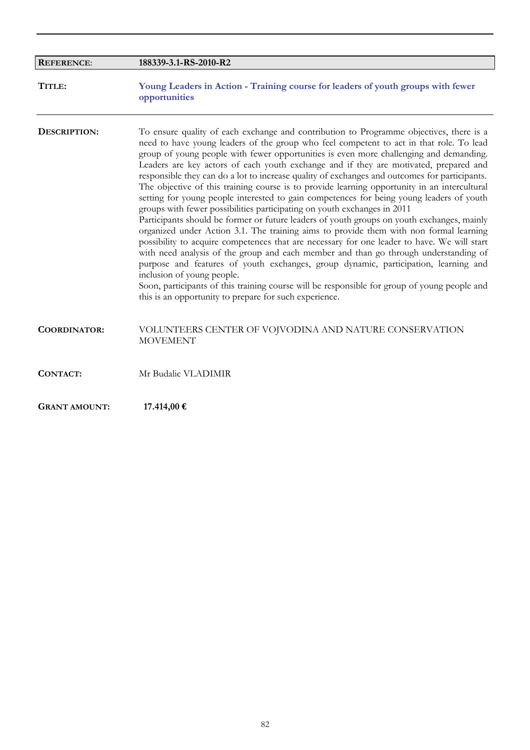**REFERENCE**: **188339-3.1-RS-2010-R2**

**TITLE:** **Young Leaders in Action - Training course for leaders of youth groups with fewer opportunities**

**DESCRIPTION:** To ensure quality of each exchange and contribution to Programme objectives, there is a need to have young leaders of the group who feel competent to act in that role. To lead group of young people with fewer opportunities is even more challenging and demanding. Leaders are key actors of each youth exchange and if they are motivated, prepared and responsible they can do a lot to increase quality of exchanges and outcomes for participants. The objective of this training course is to provide learning opportunity in an intercultural setting for young people interested to gain competences for being young leaders of youth groups with fewer possibilities participating on youth exchanges in 2011

Participants should be former or future leaders of youth groups on youth exchanges, mainly organized under Action 3.1. The training aims to provide them with non formal learning possibility to acquire competences that are necessary for one leader to have. We will start with need analysis of the group and each member and than go through understanding of purpose and features of youth exchanges, group dynamic, participation, learning and inclusion of young people.

Soon, participants of this training course will be responsible for group of young people and this is an opportunity to prepare for such experience.

**COORDINATOR:** VOLUNTEERS CENTER OF VOJVODINA AND NATURE CONSERVATION MOVEMENT

**CONTACT:** Mr Budalic VLADIMIR

**GRANT AMOUNT:** **17.414,00 €**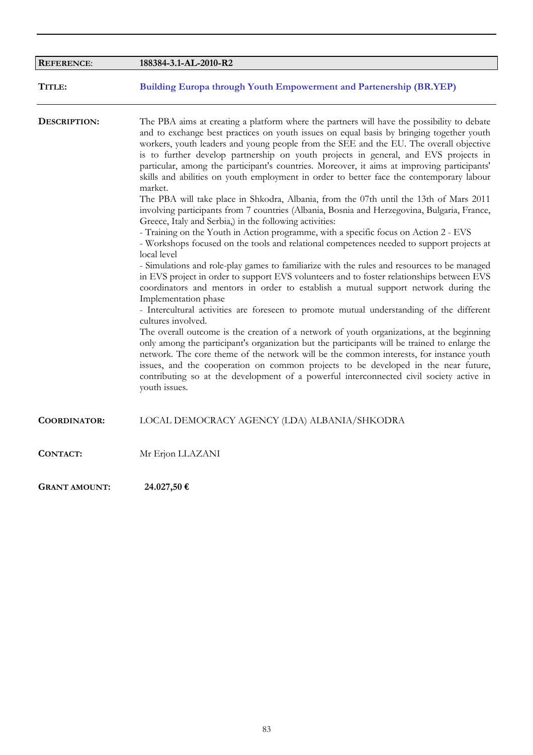| **REFERENCE**: | **188384-3.1-AL-2010-R2** |
|---|---|

**TITLE:** **Building Europa through Youth Empowerment and Partenership (BR.YEP)**

**DESCRIPTION:**

The PBA aims at creating a platform where the partners will have the possibility to debate and to exchange best practices on youth issues on equal basis by bringing together youth workers, youth leaders and young people from the SEE and the EU. The overall objective is to further develop partnership on youth projects in general, and EVS projects in particular, among the participant's countries. Moreover, it aims at improving participants' skills and abilities on youth employment in order to better face the contemporary labour market.

The PBA will take place in Shkodra, Albania, from the 07th until the 13th of Mars 2011 involving participants from 7 countries (Albania, Bosnia and Herzegovina, Bulgaria, France, Greece, Italy and Serbia,) in the following activities:

- Training on the Youth in Action programme, with a specific focus on Action 2 - EVS
- Workshops focused on the tools and relational competences needed to support projects at local level
- Simulations and role-play games to familiarize with the rules and resources to be managed in EVS project in order to support EVS volunteers and to foster relationships between EVS coordinators and mentors in order to establish a mutual support network during the Implementation phase
- Intercultural activities are foreseen to promote mutual understanding of the different cultures involved.

The overall outcome is the creation of a network of youth organizations, at the beginning only among the participant's organization but the participants will be trained to enlarge the network. The core theme of the network will be the common interests, for instance youth issues, and the cooperation on common projects to be developed in the near future, contributing so at the development of a powerful interconnected civil society active in youth issues.

**COORDINATOR:** LOCAL DEMOCRACY AGENCY (LDA) ALBANIA/SHKODRA

**CONTACT:** Mr Erjon LLAZANI

**GRANT AMOUNT:** **24.027,50 €**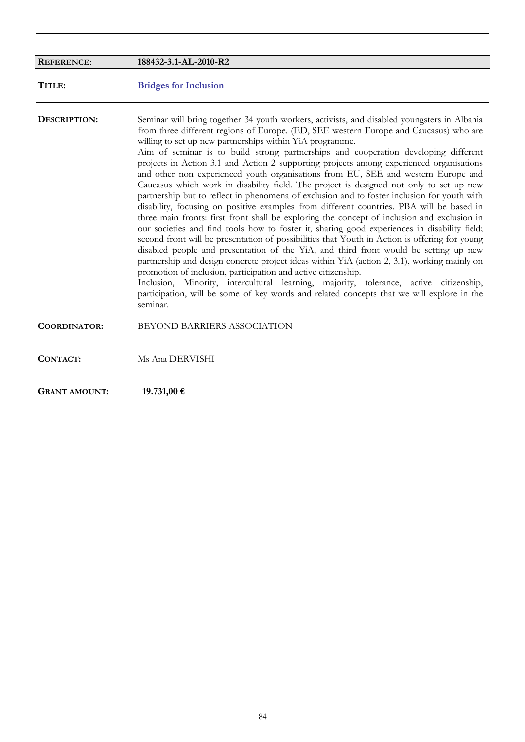| **REFERENCE**: | **188432-3.1-AL-2010-R2** |
|---|---|
| **TITLE:** | **Bridges for Inclusion** |

**DESCRIPTION:**

Seminar will bring together 34 youth workers, activists, and disabled youngsters in Albania from three different regions of Europe. (ED, SEE western Europe and Caucasus) who are willing to set up new partnerships within YiA programme.
Aim of seminar is to build strong partnerships and cooperation developing different projects in Action 3.1 and Action 2 supporting projects among experienced organisations and other non experienced youth organisations from EU, SEE and western Europe and Caucasus which work in disability field. The project is designed not only to set up new partnership but to reflect in phenomena of exclusion and to foster inclusion for youth with disability, focusing on positive examples from different countries. PBA will be based in three main fronts: first front shall be exploring the concept of inclusion and exclusion in our societies and find tools how to foster it, sharing good experiences in disability field; second front will be presentation of possibilities that Youth in Action is offering for young disabled people and presentation of the YiA; and third front would be setting up new partnership and design concrete project ideas within YiA (action 2, 3.1), working mainly on promotion of inclusion, participation and active citizenship.
Inclusion, Minority, intercultural learning, majority, tolerance, active citizenship, participation, will be some of key words and related concepts that we will explore in the seminar.

**COORDINATOR:** BEYOND BARRIERS ASSOCIATION

**CONTACT:** Ms Ana DERVISHI

**GRANT AMOUNT:** **19.731,00 €**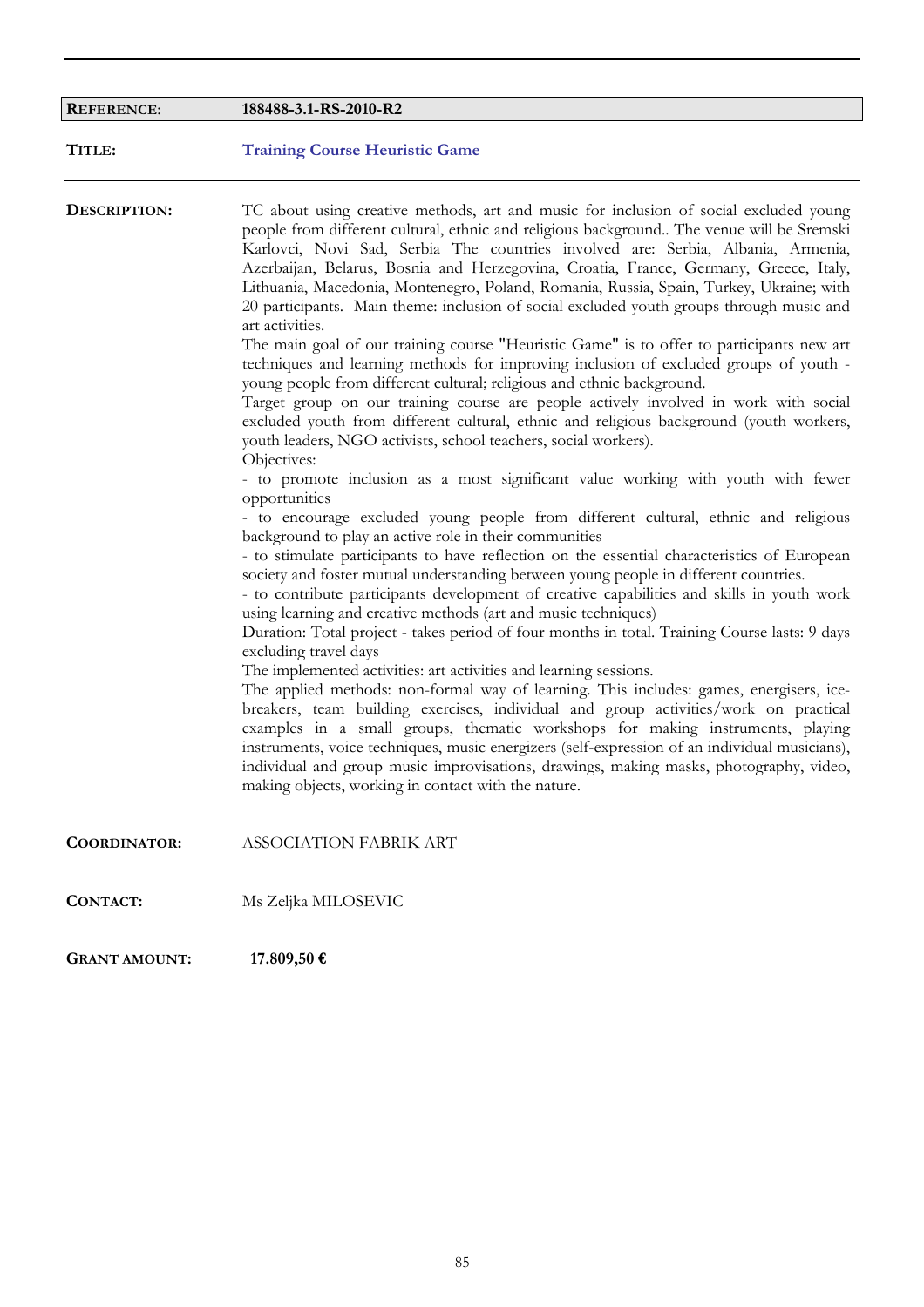| **REFERENCE**: | **188488-3.1-RS-2010-R2** |
|---|---|

**TITLE:** **Training Course Heuristic Game**

---

**DESCRIPTION:**

TC about using creative methods, art and music for inclusion of social excluded young people from different cultural, ethnic and religious background.. The venue will be Sremski Karlovci, Novi Sad, Serbia The countries involved are: Serbia, Albania, Armenia, Azerbaijan, Belarus, Bosnia and Herzegovina, Croatia, France, Germany, Greece, Italy, Lithuania, Macedonia, Montenegro, Poland, Romania, Russia, Spain, Turkey, Ukraine; with 20 participants. Main theme: inclusion of social excluded youth groups through music and art activities.

The main goal of our training course "Heuristic Game" is to offer to participants new art techniques and learning methods for improving inclusion of excluded groups of youth - young people from different cultural; religious and ethnic background.

Target group on our training course are people actively involved in work with social excluded youth from different cultural, ethnic and religious background (youth workers, youth leaders, NGO activists, school teachers, social workers).

Objectives:

- to promote inclusion as a most significant value working with youth with fewer opportunities
- to encourage excluded young people from different cultural, ethnic and religious background to play an active role in their communities
- to stimulate participants to have reflection on the essential characteristics of European society and foster mutual understanding between young people in different countries.
- to contribute participants development of creative capabilities and skills in youth work using learning and creative methods (art and music techniques)

Duration: Total project - takes period of four months in total. Training Course lasts: 9 days excluding travel days

The implemented activities: art activities and learning sessions.

The applied methods: non-formal way of learning. This includes: games, energisers, ice-breakers, team building exercises, individual and group activities/work on practical examples in a small groups, thematic workshops for making instruments, playing instruments, voice techniques, music energizers (self-expression of an individual musicians), individual and group music improvisations, drawings, making masks, photography, video, making objects, working in contact with the nature.

**COORDINATOR:** ASSOCIATION FABRIK ART

**CONTACT:** Ms Zeljka MILOSEVIC

**GRANT AMOUNT:** **17.809,50 €**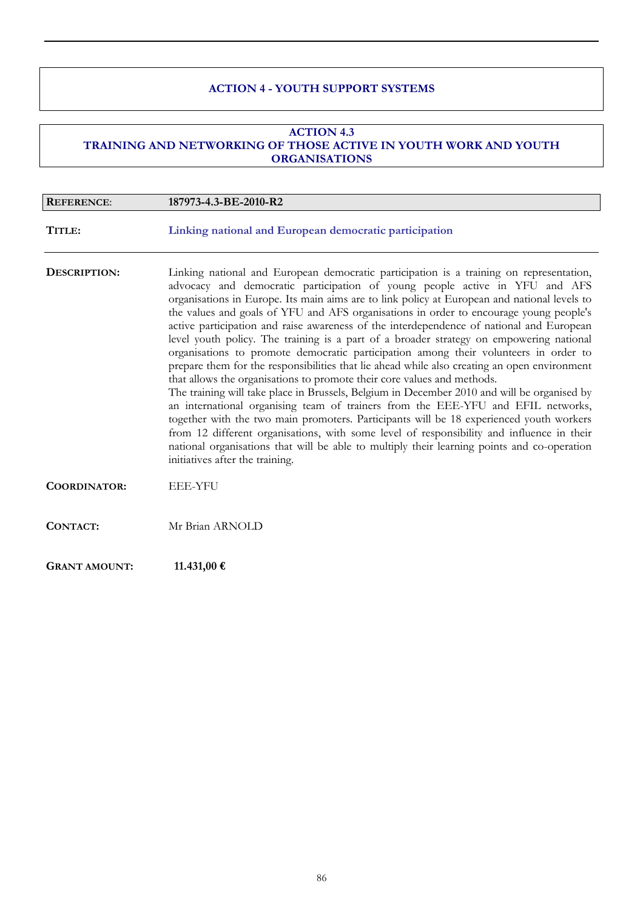## ACTION 4 - YOUTH SUPPORT SYSTEMS

### ACTION 4.3
### TRAINING AND NETWORKING OF THOSE ACTIVE IN YOUTH WORK AND YOUTH ORGANISATIONS

**REFERENCE**: **187973-4.3-BE-2010-R2**

**TITLE:** **Linking national and European democratic participation**

**DESCRIPTION:** Linking national and European democratic participation is a training on representation, advocacy and democratic participation of young people active in YFU and AFS organisations in Europe. Its main aims are to link policy at European and national levels to the values and goals of YFU and AFS organisations in order to encourage young people's active participation and raise awareness of the interdependence of national and European level youth policy. The training is a part of a broader strategy on empowering national organisations to promote democratic participation among their volunteers in order to prepare them for the responsibilities that lie ahead while also creating an open environment that allows the organisations to promote their core values and methods.
The training will take place in Brussels, Belgium in December 2010 and will be organised by an international organising team of trainers from the EEE-YFU and EFIL networks, together with the two main promoters. Participants will be 18 experienced youth workers from 12 different organisations, with some level of responsibility and influence in their national organisations that will be able to multiply their learning points and co-operation initiatives after the training.

**COORDINATOR:** EEE-YFU

**CONTACT:** Mr Brian ARNOLD

**GRANT AMOUNT:** **11.431,00 €**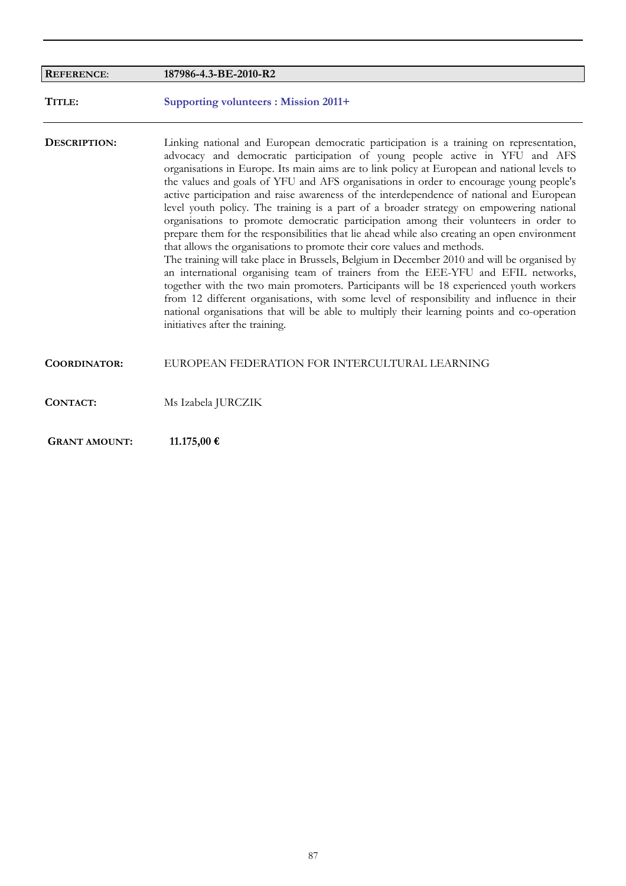| **REFERENCE**: | **187986-4.3-BE-2010-R2** |
|---|---|

**TITLE:** **Supporting volunteers : Mission 2011+**

**DESCRIPTION:** Linking national and European democratic participation is a training on representation, advocacy and democratic participation of young people active in YFU and AFS organisations in Europe. Its main aims are to link policy at European and national levels to the values and goals of YFU and AFS organisations in order to encourage young people's active participation and raise awareness of the interdependence of national and European level youth policy. The training is a part of a broader strategy on empowering national organisations to promote democratic participation among their volunteers in order to prepare them for the responsibilities that lie ahead while also creating an open environment that allows the organisations to promote their core values and methods.
The training will take place in Brussels, Belgium in December 2010 and will be organised by an international organising team of trainers from the EEE-YFU and EFIL networks, together with the two main promoters. Participants will be 18 experienced youth workers from 12 different organisations, with some level of responsibility and influence in their national organisations that will be able to multiply their learning points and co-operation initiatives after the training.

**COORDINATOR:** EUROPEAN FEDERATION FOR INTERCULTURAL LEARNING

**CONTACT:** Ms Izabela JURCZIK

**GRANT AMOUNT:** **11.175,00 €**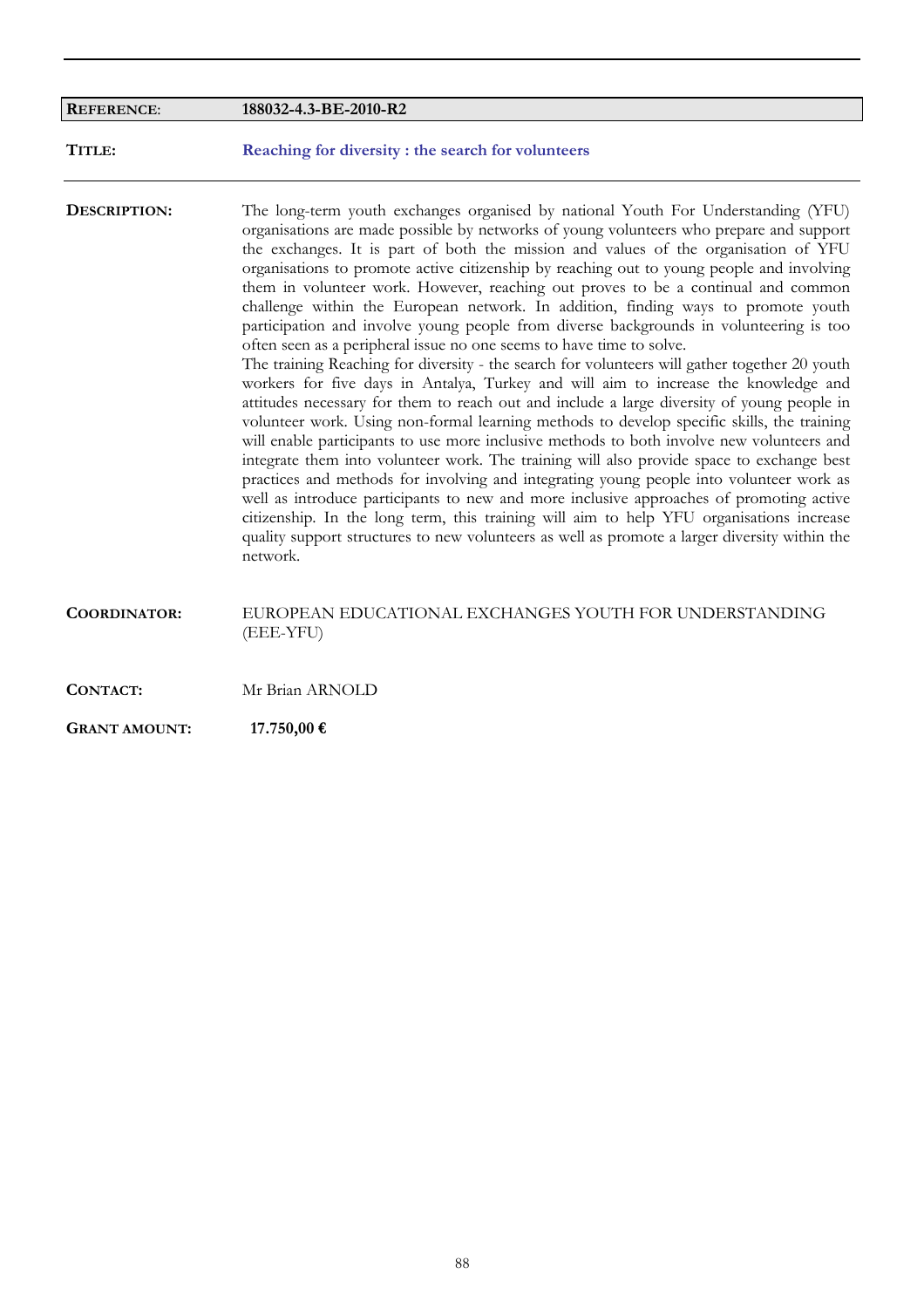| **REFERENCE**: | **188032-4.3-BE-2010-R2** |
|---|---|

**TITLE:** **Reaching for diversity : the search for volunteers**

**DESCRIPTION:** The long-term youth exchanges organised by national Youth For Understanding (YFU) organisations are made possible by networks of young volunteers who prepare and support the exchanges. It is part of both the mission and values of the organisation of YFU organisations to promote active citizenship by reaching out to young people and involving them in volunteer work. However, reaching out proves to be a continual and common challenge within the European network. In addition, finding ways to promote youth participation and involve young people from diverse backgrounds in volunteering is too often seen as a peripheral issue no one seems to have time to solve.

The training Reaching for diversity - the search for volunteers will gather together 20 youth workers for five days in Antalya, Turkey and will aim to increase the knowledge and attitudes necessary for them to reach out and include a large diversity of young people in volunteer work. Using non-formal learning methods to develop specific skills, the training will enable participants to use more inclusive methods to both involve new volunteers and integrate them into volunteer work. The training will also provide space to exchange best practices and methods for involving and integrating young people into volunteer work as well as introduce participants to new and more inclusive approaches of promoting active citizenship. In the long term, this training will aim to help YFU organisations increase quality support structures to new volunteers as well as promote a larger diversity within the network.

**COORDINATOR:** EUROPEAN EDUCATIONAL EXCHANGES YOUTH FOR UNDERSTANDING (EEE-YFU)

**CONTACT:** Mr Brian ARNOLD

**GRANT AMOUNT:** **17.750,00 €**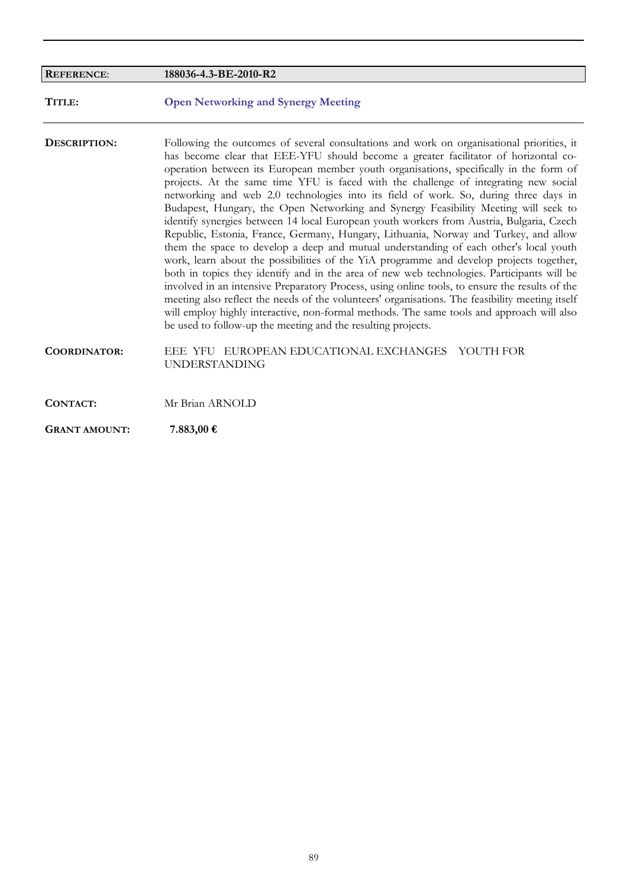| | |
|---|---|
| **REFERENCE**: | **188036-4.3-BE-2010-R2** |
| **TITLE:** | **Open Networking and Synergy Meeting** |
| **DESCRIPTION:** | Following the outcomes of several consultations and work on organisational priorities, it has become clear that EEE-YFU should become a greater facilitator of horizontal co-operation between its European member youth organisations, specifically in the form of projects. At the same time YFU is faced with the challenge of integrating new social networking and web 2.0 technologies into its field of work. So, during three days in Budapest, Hungary, the Open Networking and Synergy Feasibility Meeting will seek to identify synergies between 14 local European youth workers from Austria, Bulgaria, Czech Republic, Estonia, France, Germany, Hungary, Lithuania, Norway and Turkey, and allow them the space to develop a deep and mutual understanding of each other's local youth work, learn about the possibilities of the YiA programme and develop projects together, both in topics they identify and in the area of new web technologies. Participants will be involved in an intensive Preparatory Process, using online tools, to ensure the results of the meeting also reflect the needs of the volunteers' organisations. The feasibility meeting itself will employ highly interactive, non-formal methods. The same tools and approach will also be used to follow-up the meeting and the resulting projects. |
| **COORDINATOR:** | EEE YFU EUROPEAN EDUCATIONAL EXCHANGES YOUTH FOR UNDERSTANDING |
| **CONTACT:** | Mr Brian ARNOLD |
| **GRANT AMOUNT:** | **7.883,00 €** |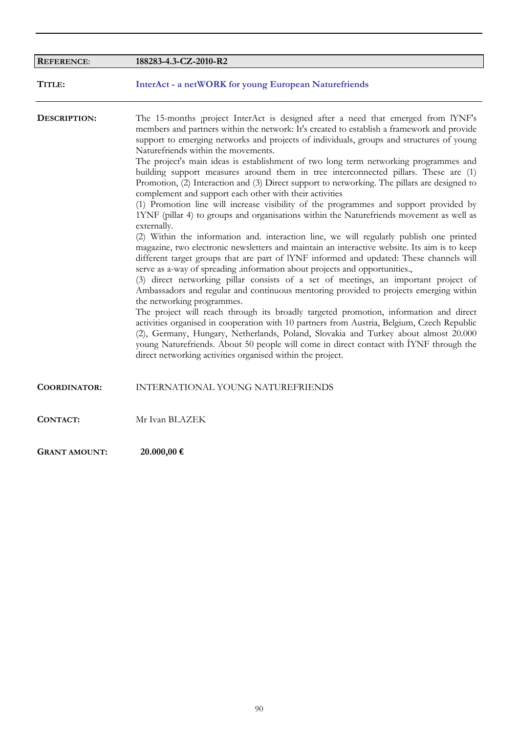| **REFERENCE**: | **188283-4.3-CZ-2010-R2** |
|---|---|

**TITLE:** **InterAct - a netWORK for young European Naturefriends**

**DESCRIPTION:**

The 15-months ¡project InterAct is designed after a need that emerged from lYNF's members and partners within the network: It's created to establish a framework and provide support to emerging networks and projects of individuals, groups and structures of young Naturefriends within the movements.

The project's main ideas is establishment of two long term networking programmes and building support measures around them in tree interconnected pillars. These are (1) Promotion, (2) Interaction and (3) Direct support to networking. The pillars are designed to complement and support each other with their activities

(1) Promotion line will increase visibility of the programmes and support provided by 1YNF (pillar 4) to groups and organisations within the Naturefriends movement as well as externally.

(2) Within the information and. interaction line, we will regularly publish one printed magazine, two electronic newsletters and maintain an interactive website. Its aim is to keep different target groups that are part of lYNF informed and updated: These channels will serve as a-way of spreading .information about projects and opportunities.,

(3) direct networking pillar consists of a set of meetings, an important project of Ambassadors and regular and continuous mentoring provided to projects emerging within the networking programmes.

The project will reach through its broadly targeted promotion, information and direct activities organised in cooperation with 10 partners from Austria, Belgium, Czech Republic (2), Germany, Hungary, Netherlands, Poland, Slovakia and Turkey about almost 20.000 young Naturefriends. About 50 people will come in direct contact with ÍYNF through the direct networking activities organised within the project.

**COORDINATOR:** INTERNATIONAL YOUNG NATUREFRIENDS

**CONTACT:** Mr Ivan BLAZEK

**GRANT AMOUNT:** **20.000,00 €**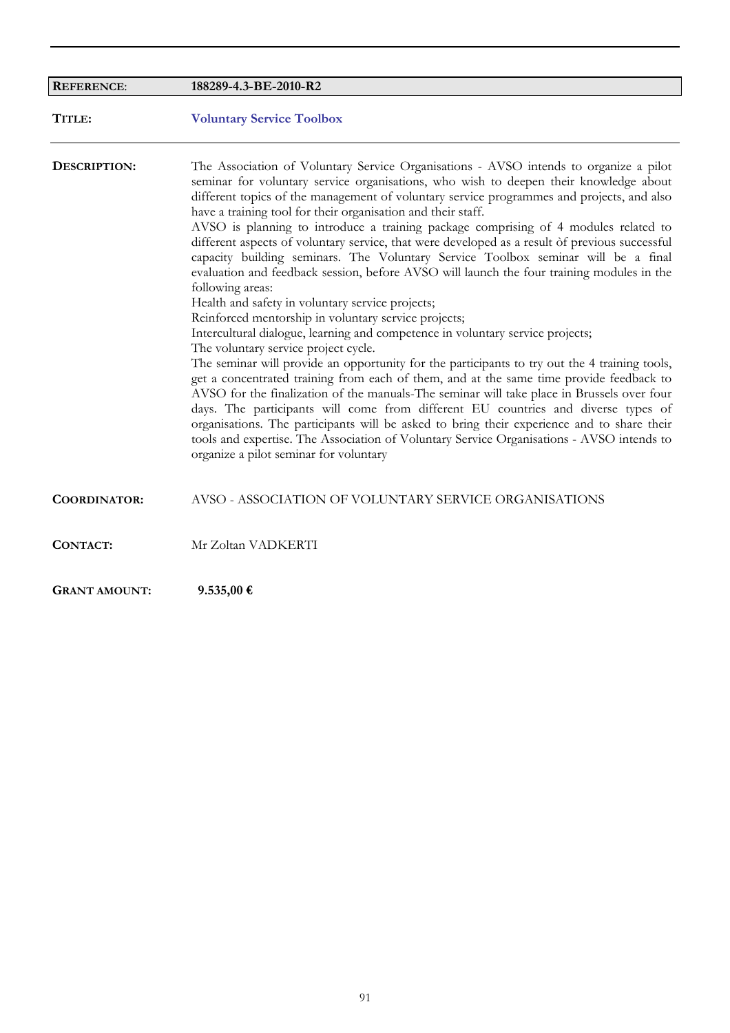| **REFERENCE**: | **188289-4.3-BE-2010-R2** |
|---|---|
| **TITLE:** | **Voluntary Service Toolbox** |

**DESCRIPTION:**

The Association of Voluntary Service Organisations - AVSO intends to organize a pilot seminar for voluntary service organisations, who wish to deepen their knowledge about different topics of the management of voluntary service programmes and projects, and also have a training tool for their organisation and their staff.
AVSO is planning to introduce a training package comprising of 4 modules related to different aspects of voluntary service, that were developed as a result òf previous successful capacity building seminars. The Voluntary Service Toolbox seminar will be a final evaluation and feedback session, before AVSO will launch the four training modules in the following areas:
Health and safety in voluntary service projects;
Reinforced mentorship in voluntary service projects;
Intercultural dialogue, learning and competence in voluntary service projects;
The voluntary service project cycle.
The seminar will provide an opportunity for the participants to try out the 4 training tools, get a concentrated training from each of them, and at the same time provide feedback to AVSO for the finalization of the manuals-The seminar will take place in Brussels over four days. The participants will come from different EU countries and diverse types of organisations. The participants will be asked to bring their experience and to share their tools and expertise. The Association of Voluntary Service Organisations - AVSO intends to organize a pilot seminar for voluntary

**COORDINATOR:** AVSO - ASSOCIATION OF VOLUNTARY SERVICE ORGANISATIONS

**CONTACT:** Mr Zoltan VADKERTI

**GRANT AMOUNT:** **9.535,00 €**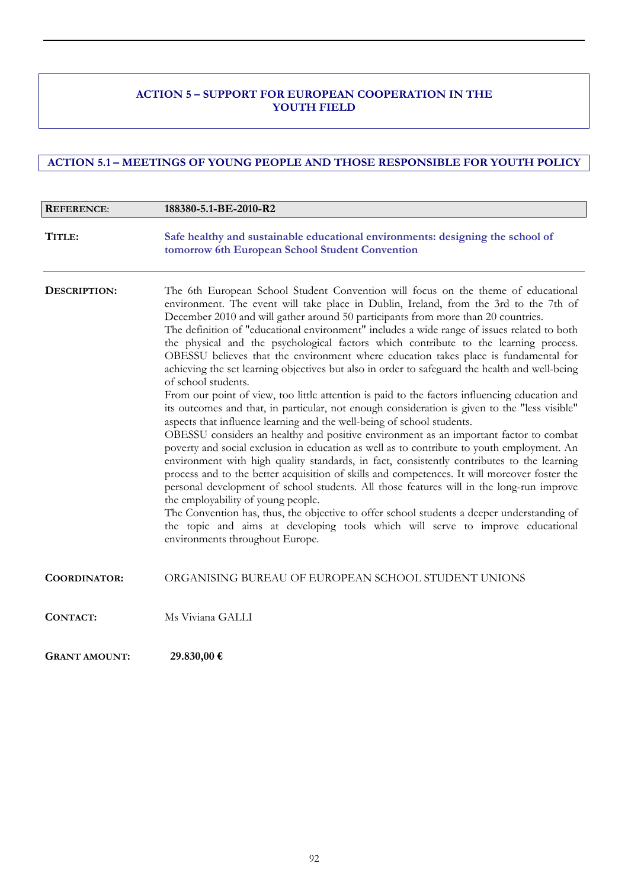## ACTION 5 – SUPPORT FOR EUROPEAN COOPERATION IN THE YOUTH FIELD

### ACTION 5.1 – MEETINGS OF YOUNG PEOPLE AND THOSE RESPONSIBLE FOR YOUTH POLICY

| | |
|---|---|
| **REFERENCE:** | **188380-5.1-BE-2010-R2** |
| **TITLE:** | **Safe healthy and sustainable educational environments: designing the school of tomorrow 6th European School Student Convention** |
| **DESCRIPTION:** | The 6th European School Student Convention will focus on the theme of educational environment. The event will take place in Dublin, Ireland, from the 3rd to the 7th of December 2010 and will gather around 50 participants from more than 20 countries.<br>The definition of "educational environment" includes a wide range of issues related to both the physical and the psychological factors which contribute to the learning process. OBESSU believes that the environment where education takes place is fundamental for achieving the set learning objectives but also in order to safeguard the health and well-being of school students.<br>From our point of view, too little attention is paid to the factors influencing education and its outcomes and that, in particular, not enough consideration is given to the "less visible" aspects that influence learning and the well-being of school students.<br>OBESSU considers an healthy and positive environment as an important factor to combat poverty and social exclusion in education as well as to contribute to youth employment. An environment with high quality standards, in fact, consistently contributes to the learning process and to the better acquisition of skills and competences. It will moreover foster the personal development of school students. All those features will in the long-run improve the employability of young people.<br>The Convention has, thus, the objective to offer school students a deeper understanding of the topic and aims at developing tools which will serve to improve educational environments throughout Europe. |
| **COORDINATOR:** | ORGANISING BUREAU OF EUROPEAN SCHOOL STUDENT UNIONS |
| **CONTACT:** | Ms Viviana GALLI |
| **GRANT AMOUNT:** | **29.830,00 €** |